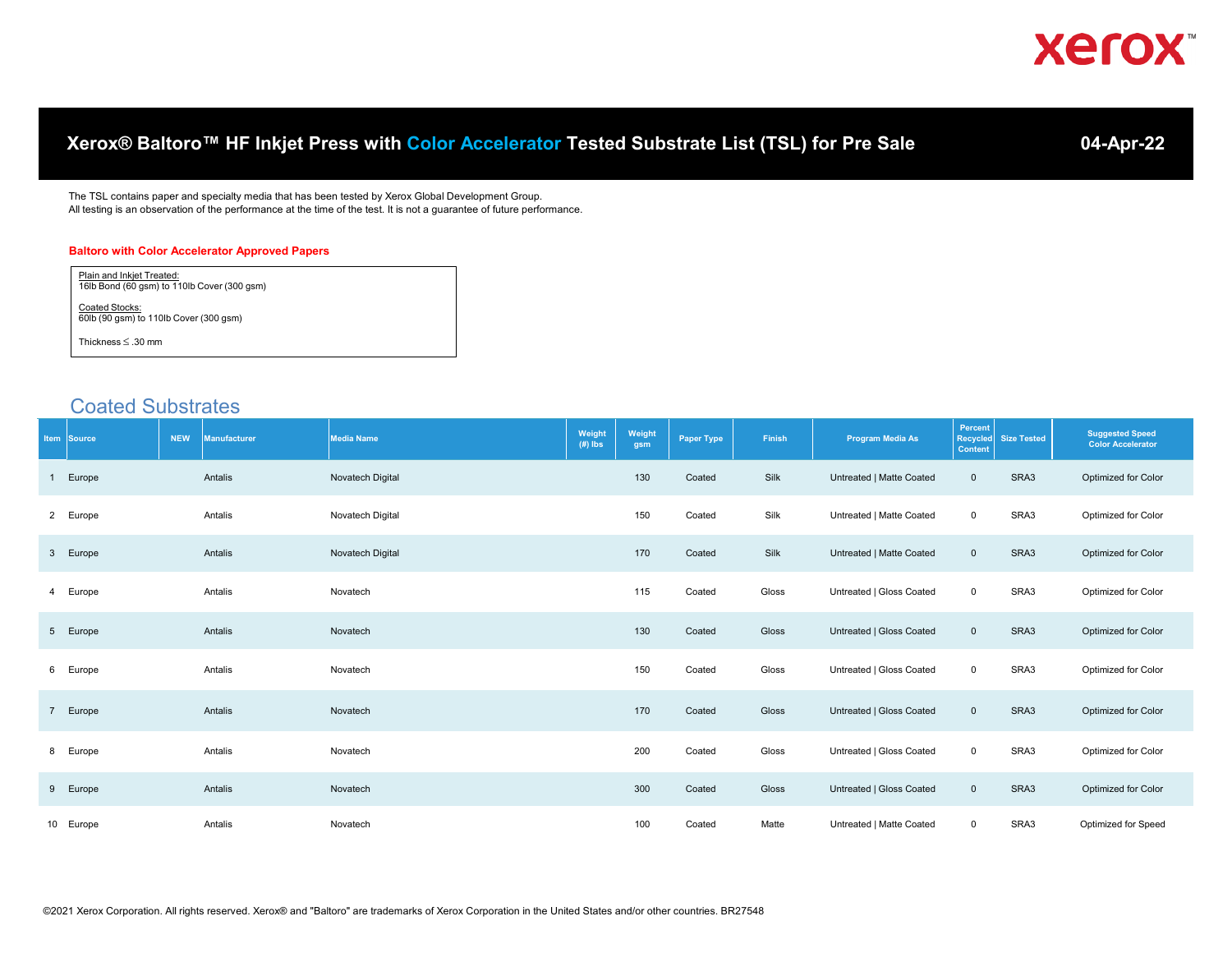# Xerox® Baltoro™ HF Inkjet Press with Color Accelerator Tested Substrate List (TSL) for Pre Sale

04-Apr-22

The TSL contains paper and specialty media that has been tested by Xerox Global Development Group.
All testing is an observation of the performance at the time of the test. It is not a guarantee of future performance.

**Baltoro with Color Accelerator Approved Papers**

Plain and Inkjet Treated:
16lb Bond (60 gsm) to 110lb Cover (300 gsm)

Coated Stocks:
60lb (90 gsm) to 110lb Cover (300 gsm)

Thickness ≤ .30 mm

## Coated Substrates

| Item | Source | NEW | Manufacturer | Media Name | Weight (#) lbs | Weight gsm | Paper Type | Finish | Program Media As | Percent Recycled Content | Size Tested | Suggested Speed Color Accelerator |
|---|---|---|---|---|---|---|---|---|---|---|---|---|
| 1 | Europe | | Antalis | Novatech Digital | | 130 | Coated | Silk | Untreated \| Matte Coated | 0 | SRA3 | Optimized for Color |
| 2 | Europe | | Antalis | Novatech Digital | | 150 | Coated | Silk | Untreated \| Matte Coated | 0 | SRA3 | Optimized for Color |
| 3 | Europe | | Antalis | Novatech Digital | | 170 | Coated | Silk | Untreated \| Matte Coated | 0 | SRA3 | Optimized for Color |
| 4 | Europe | | Antalis | Novatech | | 115 | Coated | Gloss | Untreated \| Gloss Coated | 0 | SRA3 | Optimized for Color |
| 5 | Europe | | Antalis | Novatech | | 130 | Coated | Gloss | Untreated \| Gloss Coated | 0 | SRA3 | Optimized for Color |
| 6 | Europe | | Antalis | Novatech | | 150 | Coated | Gloss | Untreated \| Gloss Coated | 0 | SRA3 | Optimized for Color |
| 7 | Europe | | Antalis | Novatech | | 170 | Coated | Gloss | Untreated \| Gloss Coated | 0 | SRA3 | Optimized for Color |
| 8 | Europe | | Antalis | Novatech | | 200 | Coated | Gloss | Untreated \| Gloss Coated | 0 | SRA3 | Optimized for Color |
| 9 | Europe | | Antalis | Novatech | | 300 | Coated | Gloss | Untreated \| Gloss Coated | 0 | SRA3 | Optimized for Color |
| 10 | Europe | | Antalis | Novatech | | 100 | Coated | Matte | Untreated \| Matte Coated | 0 | SRA3 | Optimized for Speed |

©2021 Xerox Corporation. All rights reserved. Xerox® and "Baltoro" are trademarks of Xerox Corporation in the United States and/or other countries. BR27548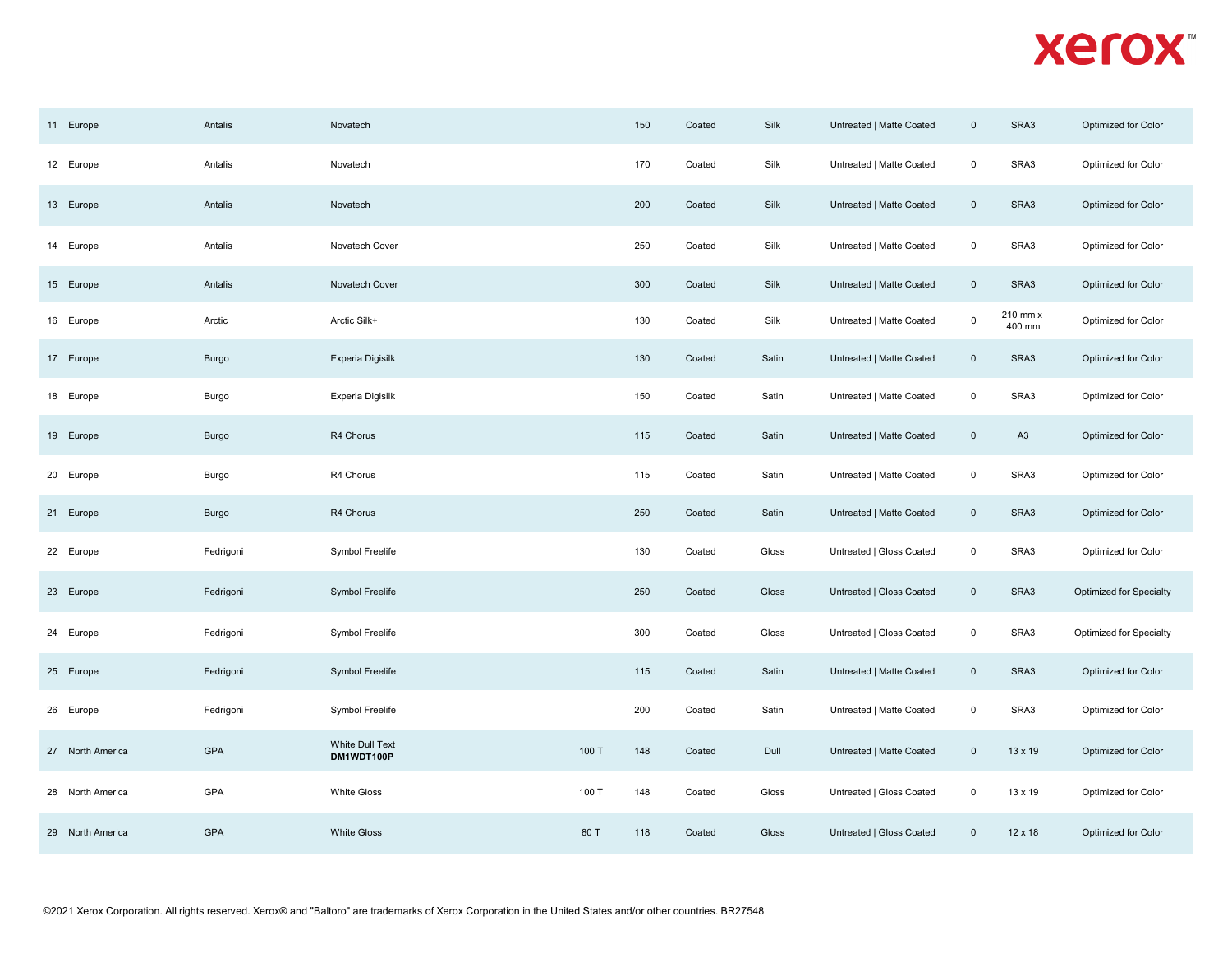|  |  |  |  |  |  |  |  |  |  |  |  |
|---|---|---|---|---|---|---|---|---|---|---|---|
| 11 | Europe | Antalis | Novatech |  | 150 | Coated | Silk | Untreated \| Matte Coated | 0 | SRA3 | Optimized for Color |
| 12 | Europe | Antalis | Novatech |  | 170 | Coated | Silk | Untreated \| Matte Coated | 0 | SRA3 | Optimized for Color |
| 13 | Europe | Antalis | Novatech |  | 200 | Coated | Silk | Untreated \| Matte Coated | 0 | SRA3 | Optimized for Color |
| 14 | Europe | Antalis | Novatech Cover |  | 250 | Coated | Silk | Untreated \| Matte Coated | 0 | SRA3 | Optimized for Color |
| 15 | Europe | Antalis | Novatech Cover |  | 300 | Coated | Silk | Untreated \| Matte Coated | 0 | SRA3 | Optimized for Color |
| 16 | Europe | Arctic | Arctic Silk+ |  | 130 | Coated | Silk | Untreated \| Matte Coated | 0 | 210 mm x 400 mm | Optimized for Color |
| 17 | Europe | Burgo | Experia Digisilk |  | 130 | Coated | Satin | Untreated \| Matte Coated | 0 | SRA3 | Optimized for Color |
| 18 | Europe | Burgo | Experia Digisilk |  | 150 | Coated | Satin | Untreated \| Matte Coated | 0 | SRA3 | Optimized for Color |
| 19 | Europe | Burgo | R4 Chorus |  | 115 | Coated | Satin | Untreated \| Matte Coated | 0 | A3 | Optimized for Color |
| 20 | Europe | Burgo | R4 Chorus |  | 115 | Coated | Satin | Untreated \| Matte Coated | 0 | SRA3 | Optimized for Color |
| 21 | Europe | Burgo | R4 Chorus |  | 250 | Coated | Satin | Untreated \| Matte Coated | 0 | SRA3 | Optimized for Color |
| 22 | Europe | Fedrigoni | Symbol Freelife |  | 130 | Coated | Gloss | Untreated \| Gloss Coated | 0 | SRA3 | Optimized for Color |
| 23 | Europe | Fedrigoni | Symbol Freelife |  | 250 | Coated | Gloss | Untreated \| Gloss Coated | 0 | SRA3 | Optimized for Specialty |
| 24 | Europe | Fedrigoni | Symbol Freelife |  | 300 | Coated | Gloss | Untreated \| Gloss Coated | 0 | SRA3 | Optimized for Specialty |
| 25 | Europe | Fedrigoni | Symbol Freelife |  | 115 | Coated | Satin | Untreated \| Matte Coated | 0 | SRA3 | Optimized for Color |
| 26 | Europe | Fedrigoni | Symbol Freelife |  | 200 | Coated | Satin | Untreated \| Matte Coated | 0 | SRA3 | Optimized for Color |
| 27 | North America | GPA | White Dull Text **DM1WDT100P** | 100 T | 148 | Coated | Dull | Untreated \| Matte Coated | 0 | 13 x 19 | Optimized for Color |
| 28 | North America | GPA | White Gloss | 100 T | 148 | Coated | Gloss | Untreated \| Gloss Coated | 0 | 13 x 19 | Optimized for Color |
| 29 | North America | GPA | White Gloss | 80 T | 118 | Coated | Gloss | Untreated \| Gloss Coated | 0 | 12 x 18 | Optimized for Color |

©2021 Xerox Corporation. All rights reserved. Xerox® and "Baltoro" are trademarks of Xerox Corporation in the United States and/or other countries. BR27548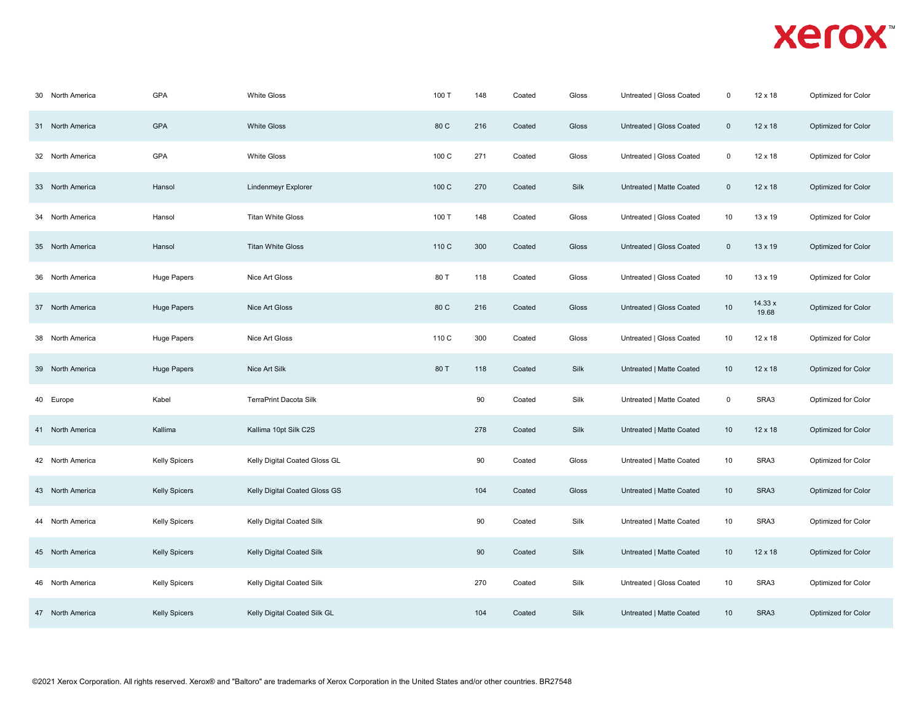| | | | | | | | | | | | |
|---|---|---|---|---|---|---|---|---|---|---|---|
| 30 | North America | GPA | White Gloss | 100 T | 148 | Coated | Gloss | Untreated \| Gloss Coated | 0 | 12 x 18 | Optimized for Color |
| 31 | North America | GPA | White Gloss | 80 C | 216 | Coated | Gloss | Untreated \| Gloss Coated | 0 | 12 x 18 | Optimized for Color |
| 32 | North America | GPA | White Gloss | 100 C | 271 | Coated | Gloss | Untreated \| Gloss Coated | 0 | 12 x 18 | Optimized for Color |
| 33 | North America | Hansol | Lindenmeyr Explorer | 100 C | 270 | Coated | Silk | Untreated \| Matte Coated | 0 | 12 x 18 | Optimized for Color |
| 34 | North America | Hansol | Titan White Gloss | 100 T | 148 | Coated | Gloss | Untreated \| Gloss Coated | 10 | 13 x 19 | Optimized for Color |
| 35 | North America | Hansol | Titan White Gloss | 110 C | 300 | Coated | Gloss | Untreated \| Gloss Coated | 0 | 13 x 19 | Optimized for Color |
| 36 | North America | Huge Papers | Nice Art Gloss | 80 T | 118 | Coated | Gloss | Untreated \| Gloss Coated | 10 | 13 x 19 | Optimized for Color |
| 37 | North America | Huge Papers | Nice Art Gloss | 80 C | 216 | Coated | Gloss | Untreated \| Gloss Coated | 10 | 14.33 x 19.68 | Optimized for Color |
| 38 | North America | Huge Papers | Nice Art Gloss | 110 C | 300 | Coated | Gloss | Untreated \| Gloss Coated | 10 | 12 x 18 | Optimized for Color |
| 39 | North America | Huge Papers | Nice Art Silk | 80 T | 118 | Coated | Silk | Untreated \| Matte Coated | 10 | 12 x 18 | Optimized for Color |
| 40 | Europe | Kabel | TerraPrint Dacota Silk | | 90 | Coated | Silk | Untreated \| Matte Coated | 0 | SRA3 | Optimized for Color |
| 41 | North America | Kallima | Kallima 10pt Silk C2S | | 278 | Coated | Silk | Untreated \| Matte Coated | 10 | 12 x 18 | Optimized for Color |
| 42 | North America | Kelly Spicers | Kelly Digital Coated Gloss GL | | 90 | Coated | Gloss | Untreated \| Matte Coated | 10 | SRA3 | Optimized for Color |
| 43 | North America | Kelly Spicers | Kelly Digital Coated Gloss GS | | 104 | Coated | Gloss | Untreated \| Matte Coated | 10 | SRA3 | Optimized for Color |
| 44 | North America | Kelly Spicers | Kelly Digital Coated Silk | | 90 | Coated | Silk | Untreated \| Matte Coated | 10 | SRA3 | Optimized for Color |
| 45 | North America | Kelly Spicers | Kelly Digital Coated Silk | | 90 | Coated | Silk | Untreated \| Matte Coated | 10 | 12 x 18 | Optimized for Color |
| 46 | North America | Kelly Spicers | Kelly Digital Coated Silk | | 270 | Coated | Silk | Untreated \| Gloss Coated | 10 | SRA3 | Optimized for Color |
| 47 | North America | Kelly Spicers | Kelly Digital Coated Silk GL | | 104 | Coated | Silk | Untreated \| Matte Coated | 10 | SRA3 | Optimized for Color |

©2021 Xerox Corporation. All rights reserved. Xerox® and "Baltoro" are trademarks of Xerox Corporation in the United States and/or other countries. BR27548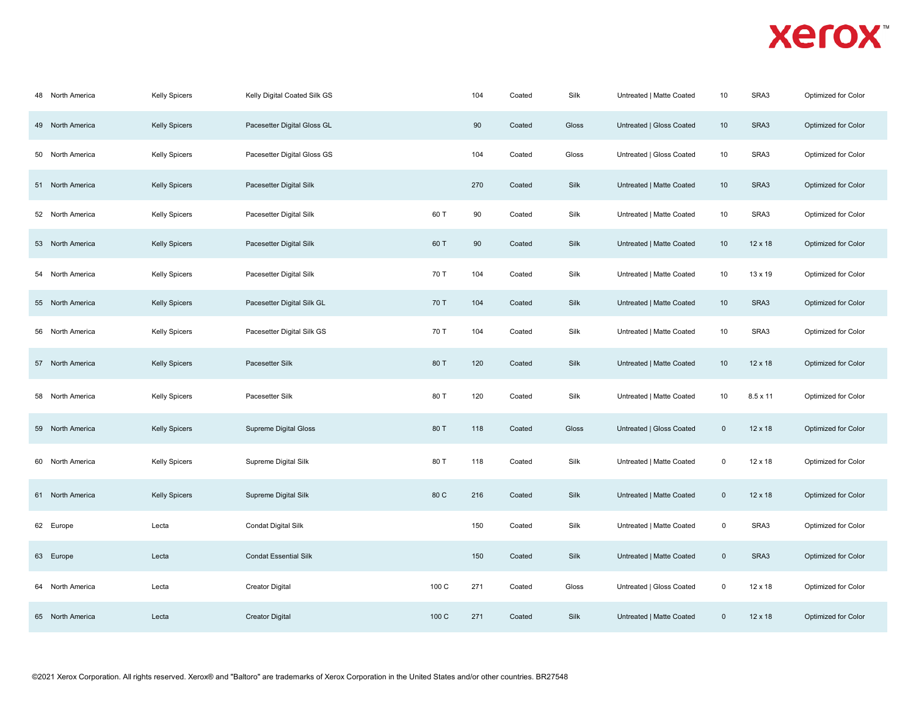| | | | | | | | | | | | |
|---|---|---|---|---|---|---|---|---|---|---|---|
| 48 | North America | Kelly Spicers | Kelly Digital Coated Silk GS | | 104 | Coated | Silk | Untreated \| Matte Coated | 10 | SRA3 | Optimized for Color |
| 49 | North America | Kelly Spicers | Pacesetter Digital Gloss GL | | 90 | Coated | Gloss | Untreated \| Gloss Coated | 10 | SRA3 | Optimized for Color |
| 50 | North America | Kelly Spicers | Pacesetter Digital Gloss GS | | 104 | Coated | Gloss | Untreated \| Gloss Coated | 10 | SRA3 | Optimized for Color |
| 51 | North America | Kelly Spicers | Pacesetter Digital Silk | | 270 | Coated | Silk | Untreated \| Matte Coated | 10 | SRA3 | Optimized for Color |
| 52 | North America | Kelly Spicers | Pacesetter Digital Silk | 60 T | 90 | Coated | Silk | Untreated \| Matte Coated | 10 | SRA3 | Optimized for Color |
| 53 | North America | Kelly Spicers | Pacesetter Digital Silk | 60 T | 90 | Coated | Silk | Untreated \| Matte Coated | 10 | 12 x 18 | Optimized for Color |
| 54 | North America | Kelly Spicers | Pacesetter Digital Silk | 70 T | 104 | Coated | Silk | Untreated \| Matte Coated | 10 | 13 x 19 | Optimized for Color |
| 55 | North America | Kelly Spicers | Pacesetter Digital Silk GL | 70 T | 104 | Coated | Silk | Untreated \| Matte Coated | 10 | SRA3 | Optimized for Color |
| 56 | North America | Kelly Spicers | Pacesetter Digital Silk GS | 70 T | 104 | Coated | Silk | Untreated \| Matte Coated | 10 | SRA3 | Optimized for Color |
| 57 | North America | Kelly Spicers | Pacesetter Silk | 80 T | 120 | Coated | Silk | Untreated \| Matte Coated | 10 | 12 x 18 | Optimized for Color |
| 58 | North America | Kelly Spicers | Pacesetter Silk | 80 T | 120 | Coated | Silk | Untreated \| Matte Coated | 10 | 8.5 x 11 | Optimized for Color |
| 59 | North America | Kelly Spicers | Supreme Digital Gloss | 80 T | 118 | Coated | Gloss | Untreated \| Gloss Coated | 0 | 12 x 18 | Optimized for Color |
| 60 | North America | Kelly Spicers | Supreme Digital Silk | 80 T | 118 | Coated | Silk | Untreated \| Matte Coated | 0 | 12 x 18 | Optimized for Color |
| 61 | North America | Kelly Spicers | Supreme Digital Silk | 80 C | 216 | Coated | Silk | Untreated \| Matte Coated | 0 | 12 x 18 | Optimized for Color |
| 62 | Europe | Lecta | Condat Digital Silk | | 150 | Coated | Silk | Untreated \| Matte Coated | 0 | SRA3 | Optimized for Color |
| 63 | Europe | Lecta | Condat Essential Silk | | 150 | Coated | Silk | Untreated \| Matte Coated | 0 | SRA3 | Optimized for Color |
| 64 | North America | Lecta | Creator Digital | 100 C | 271 | Coated | Gloss | Untreated \| Gloss Coated | 0 | 12 x 18 | Optimized for Color |
| 65 | North America | Lecta | Creator Digital | 100 C | 271 | Coated | Silk | Untreated \| Matte Coated | 0 | 12 x 18 | Optimized for Color |

©2021 Xerox Corporation. All rights reserved. Xerox® and "Baltoro" are trademarks of Xerox Corporation in the United States and/or other countries. BR27548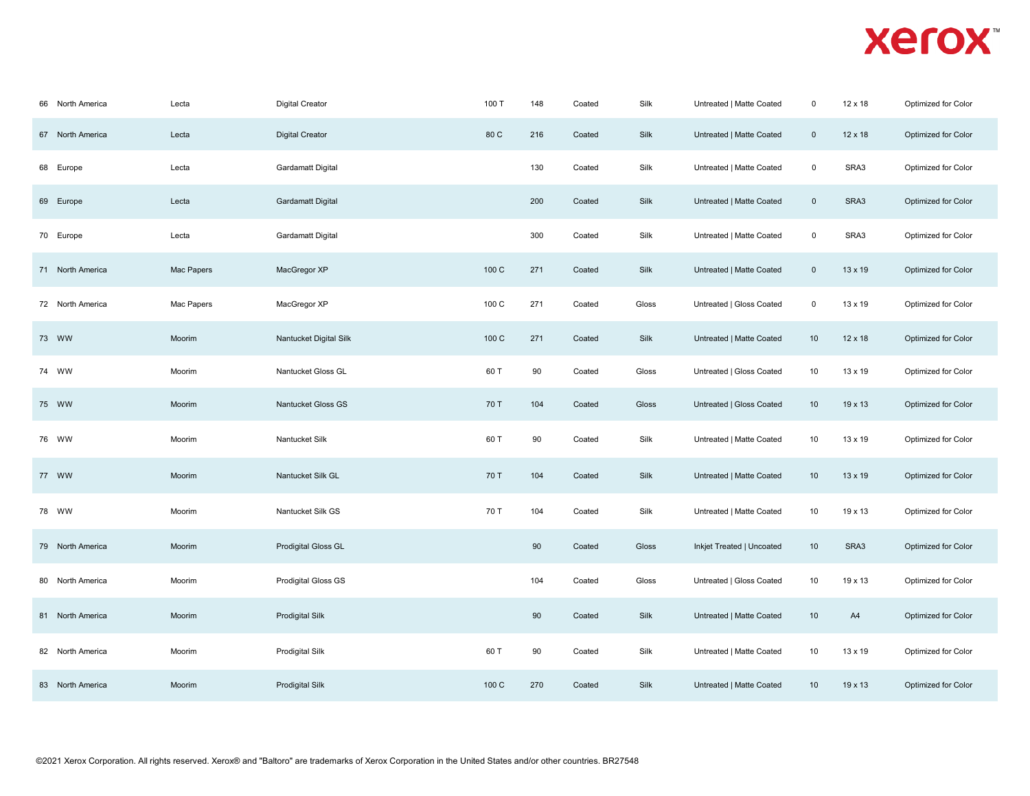| | | | | | | | | | | | |
|---|---|---|---|---|---|---|---|---|---|---|---|
| 66 | North America | Lecta | Digital Creator | 100 T | 148 | Coated | Silk | Untreated \| Matte Coated | 0 | 12 x 18 | Optimized for Color |
| 67 | North America | Lecta | Digital Creator | 80 C | 216 | Coated | Silk | Untreated \| Matte Coated | 0 | 12 x 18 | Optimized for Color |
| 68 | Europe | Lecta | Gardamatt Digital | | 130 | Coated | Silk | Untreated \| Matte Coated | 0 | SRA3 | Optimized for Color |
| 69 | Europe | Lecta | Gardamatt Digital | | 200 | Coated | Silk | Untreated \| Matte Coated | 0 | SRA3 | Optimized for Color |
| 70 | Europe | Lecta | Gardamatt Digital | | 300 | Coated | Silk | Untreated \| Matte Coated | 0 | SRA3 | Optimized for Color |
| 71 | North America | Mac Papers | MacGregor XP | 100 C | 271 | Coated | Silk | Untreated \| Matte Coated | 0 | 13 x 19 | Optimized for Color |
| 72 | North America | Mac Papers | MacGregor XP | 100 C | 271 | Coated | Gloss | Untreated \| Gloss Coated | 0 | 13 x 19 | Optimized for Color |
| 73 | WW | Moorim | Nantucket Digital Silk | 100 C | 271 | Coated | Silk | Untreated \| Matte Coated | 10 | 12 x 18 | Optimized for Color |
| 74 | WW | Moorim | Nantucket Gloss GL | 60 T | 90 | Coated | Gloss | Untreated \| Gloss Coated | 10 | 13 x 19 | Optimized for Color |
| 75 | WW | Moorim | Nantucket Gloss GS | 70 T | 104 | Coated | Gloss | Untreated \| Gloss Coated | 10 | 19 x 13 | Optimized for Color |
| 76 | WW | Moorim | Nantucket Silk | 60 T | 90 | Coated | Silk | Untreated \| Matte Coated | 10 | 13 x 19 | Optimized for Color |
| 77 | WW | Moorim | Nantucket Silk GL | 70 T | 104 | Coated | Silk | Untreated \| Matte Coated | 10 | 13 x 19 | Optimized for Color |
| 78 | WW | Moorim | Nantucket Silk GS | 70 T | 104 | Coated | Silk | Untreated \| Matte Coated | 10 | 19 x 13 | Optimized for Color |
| 79 | North America | Moorim | Prodigital Gloss GL | | 90 | Coated | Gloss | Inkjet Treated \| Uncoated | 10 | SRA3 | Optimized for Color |
| 80 | North America | Moorim | Prodigital Gloss GS | | 104 | Coated | Gloss | Untreated \| Gloss Coated | 10 | 19 x 13 | Optimized for Color |
| 81 | North America | Moorim | Prodigital Silk | | 90 | Coated | Silk | Untreated \| Matte Coated | 10 | A4 | Optimized for Color |
| 82 | North America | Moorim | Prodigital Silk | 60 T | 90 | Coated | Silk | Untreated \| Matte Coated | 10 | 13 x 19 | Optimized for Color |
| 83 | North America | Moorim | Prodigital Silk | 100 C | 270 | Coated | Silk | Untreated \| Matte Coated | 10 | 19 x 13 | Optimized for Color |

©2021 Xerox Corporation. All rights reserved. Xerox® and "Baltoro" are trademarks of Xerox Corporation in the United States and/or other countries. BR27548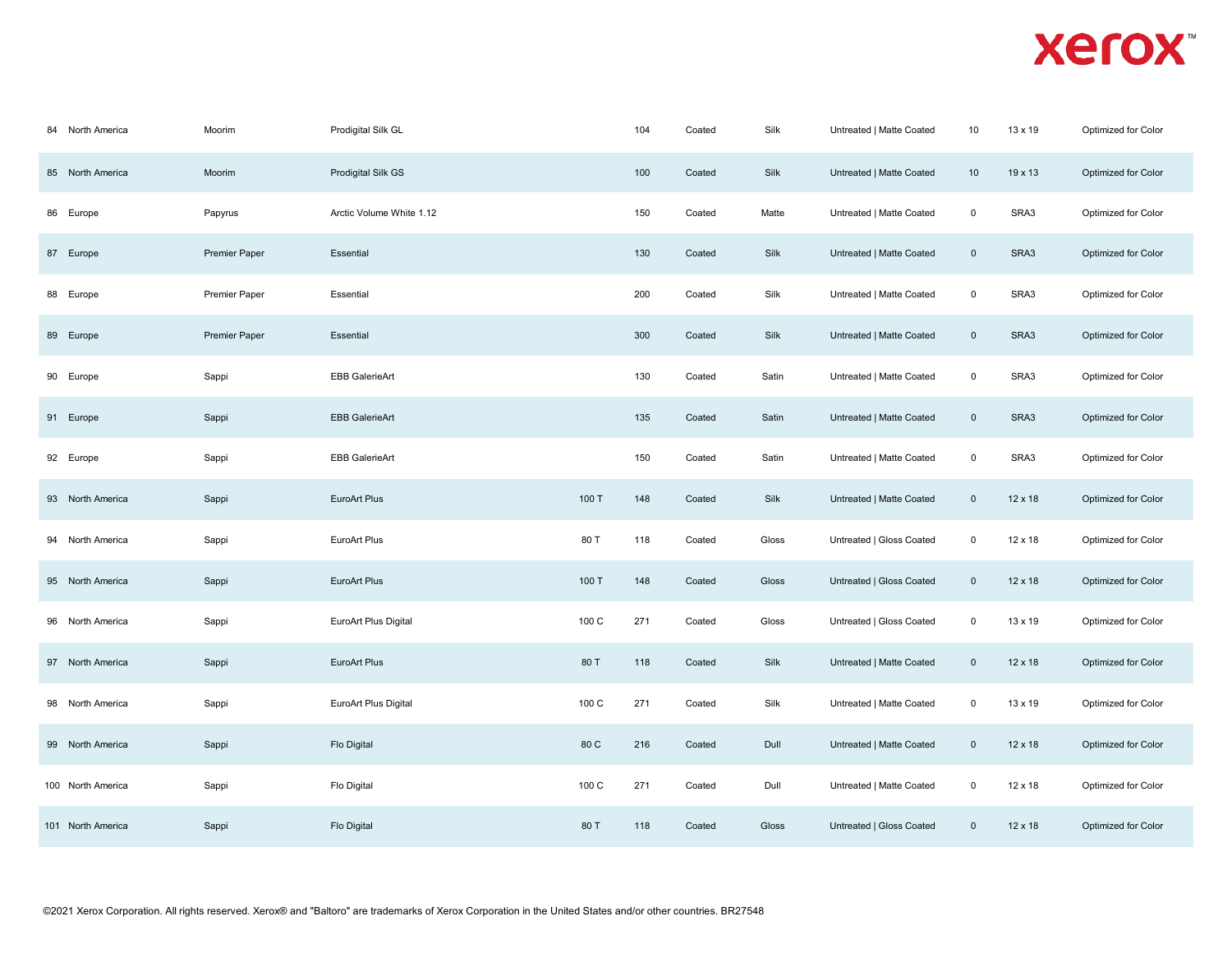| | | | | | | | | | | | |
|---|---|---|---|---|---|---|---|---|---|---|---|
| 84 | North America | Moorim | Prodigital Silk GL | | 104 | Coated | Silk | Untreated \| Matte Coated | 10 | 13 x 19 | Optimized for Color |
| 85 | North America | Moorim | Prodigital Silk GS | | 100 | Coated | Silk | Untreated \| Matte Coated | 10 | 19 x 13 | Optimized for Color |
| 86 | Europe | Papyrus | Arctic Volume White 1.12 | | 150 | Coated | Matte | Untreated \| Matte Coated | 0 | SRA3 | Optimized for Color |
| 87 | Europe | Premier Paper | Essential | | 130 | Coated | Silk | Untreated \| Matte Coated | 0 | SRA3 | Optimized for Color |
| 88 | Europe | Premier Paper | Essential | | 200 | Coated | Silk | Untreated \| Matte Coated | 0 | SRA3 | Optimized for Color |
| 89 | Europe | Premier Paper | Essential | | 300 | Coated | Silk | Untreated \| Matte Coated | 0 | SRA3 | Optimized for Color |
| 90 | Europe | Sappi | EBB GalerieArt | | 130 | Coated | Satin | Untreated \| Matte Coated | 0 | SRA3 | Optimized for Color |
| 91 | Europe | Sappi | EBB GalerieArt | | 135 | Coated | Satin | Untreated \| Matte Coated | 0 | SRA3 | Optimized for Color |
| 92 | Europe | Sappi | EBB GalerieArt | | 150 | Coated | Satin | Untreated \| Matte Coated | 0 | SRA3 | Optimized for Color |
| 93 | North America | Sappi | EuroArt Plus | 100 T | 148 | Coated | Silk | Untreated \| Matte Coated | 0 | 12 x 18 | Optimized for Color |
| 94 | North America | Sappi | EuroArt Plus | 80 T | 118 | Coated | Gloss | Untreated \| Gloss Coated | 0 | 12 x 18 | Optimized for Color |
| 95 | North America | Sappi | EuroArt Plus | 100 T | 148 | Coated | Gloss | Untreated \| Gloss Coated | 0 | 12 x 18 | Optimized for Color |
| 96 | North America | Sappi | EuroArt Plus Digital | 100 C | 271 | Coated | Gloss | Untreated \| Gloss Coated | 0 | 13 x 19 | Optimized for Color |
| 97 | North America | Sappi | EuroArt Plus | 80 T | 118 | Coated | Silk | Untreated \| Matte Coated | 0 | 12 x 18 | Optimized for Color |
| 98 | North America | Sappi | EuroArt Plus Digital | 100 C | 271 | Coated | Silk | Untreated \| Matte Coated | 0 | 13 x 19 | Optimized for Color |
| 99 | North America | Sappi | Flo Digital | 80 C | 216 | Coated | Dull | Untreated \| Matte Coated | 0 | 12 x 18 | Optimized for Color |
| 100 | North America | Sappi | Flo Digital | 100 C | 271 | Coated | Dull | Untreated \| Matte Coated | 0 | 12 x 18 | Optimized for Color |
| 101 | North America | Sappi | Flo Digital | 80 T | 118 | Coated | Gloss | Untreated \| Gloss Coated | 0 | 12 x 18 | Optimized for Color |

©2021 Xerox Corporation. All rights reserved. Xerox® and "Baltoro" are trademarks of Xerox Corporation in the United States and/or other countries. BR27548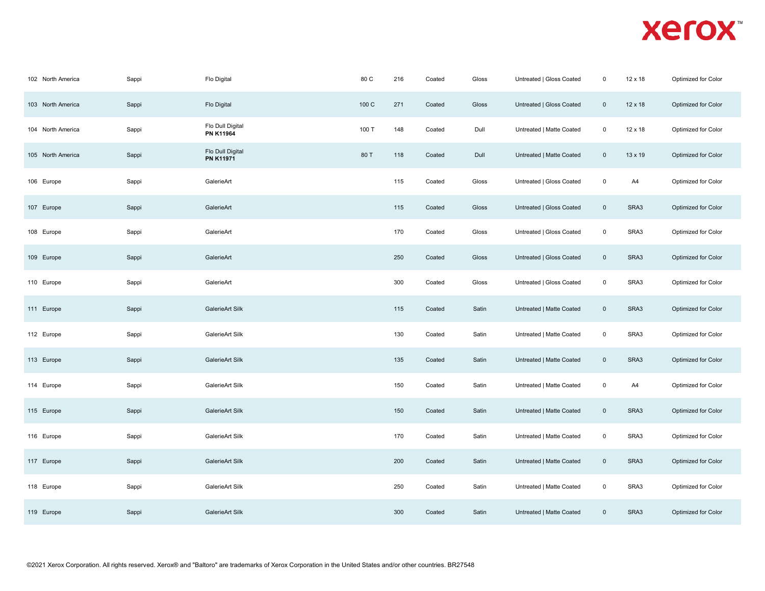| | | | | | | | | | | | |
|---|---|---|---|---|---|---|---|---|---|---|---|
| 102 | North America | Sappi | Flo Digital | 80 C | 216 | Coated | Gloss | Untreated \| Gloss Coated | 0 | 12 x 18 | Optimized for Color |
| 103 | North America | Sappi | Flo Digital | 100 C | 271 | Coated | Gloss | Untreated \| Gloss Coated | 0 | 12 x 18 | Optimized for Color |
| 104 | North America | Sappi | Flo Dull Digital **PN K11964** | 100 T | 148 | Coated | Dull | Untreated \| Matte Coated | 0 | 12 x 18 | Optimized for Color |
| 105 | North America | Sappi | Flo Dull Digital **PN K11971** | 80 T | 118 | Coated | Dull | Untreated \| Matte Coated | 0 | 13 x 19 | Optimized for Color |
| 106 | Europe | Sappi | GalerieArt | | 115 | Coated | Gloss | Untreated \| Gloss Coated | 0 | A4 | Optimized for Color |
| 107 | Europe | Sappi | GalerieArt | | 115 | Coated | Gloss | Untreated \| Gloss Coated | 0 | SRA3 | Optimized for Color |
| 108 | Europe | Sappi | GalerieArt | | 170 | Coated | Gloss | Untreated \| Gloss Coated | 0 | SRA3 | Optimized for Color |
| 109 | Europe | Sappi | GalerieArt | | 250 | Coated | Gloss | Untreated \| Gloss Coated | 0 | SRA3 | Optimized for Color |
| 110 | Europe | Sappi | GalerieArt | | 300 | Coated | Gloss | Untreated \| Gloss Coated | 0 | SRA3 | Optimized for Color |
| 111 | Europe | Sappi | GalerieArt Silk | | 115 | Coated | Satin | Untreated \| Matte Coated | 0 | SRA3 | Optimized for Color |
| 112 | Europe | Sappi | GalerieArt Silk | | 130 | Coated | Satin | Untreated \| Matte Coated | 0 | SRA3 | Optimized for Color |
| 113 | Europe | Sappi | GalerieArt Silk | | 135 | Coated | Satin | Untreated \| Matte Coated | 0 | SRA3 | Optimized for Color |
| 114 | Europe | Sappi | GalerieArt Silk | | 150 | Coated | Satin | Untreated \| Matte Coated | 0 | A4 | Optimized for Color |
| 115 | Europe | Sappi | GalerieArt Silk | | 150 | Coated | Satin | Untreated \| Matte Coated | 0 | SRA3 | Optimized for Color |
| 116 | Europe | Sappi | GalerieArt Silk | | 170 | Coated | Satin | Untreated \| Matte Coated | 0 | SRA3 | Optimized for Color |
| 117 | Europe | Sappi | GalerieArt Silk | | 200 | Coated | Satin | Untreated \| Matte Coated | 0 | SRA3 | Optimized for Color |
| 118 | Europe | Sappi | GalerieArt Silk | | 250 | Coated | Satin | Untreated \| Matte Coated | 0 | SRA3 | Optimized for Color |
| 119 | Europe | Sappi | GalerieArt Silk | | 300 | Coated | Satin | Untreated \| Matte Coated | 0 | SRA3 | Optimized for Color |

©2021 Xerox Corporation. All rights reserved. Xerox® and "Baltoro" are trademarks of Xerox Corporation in the United States and/or other countries. BR27548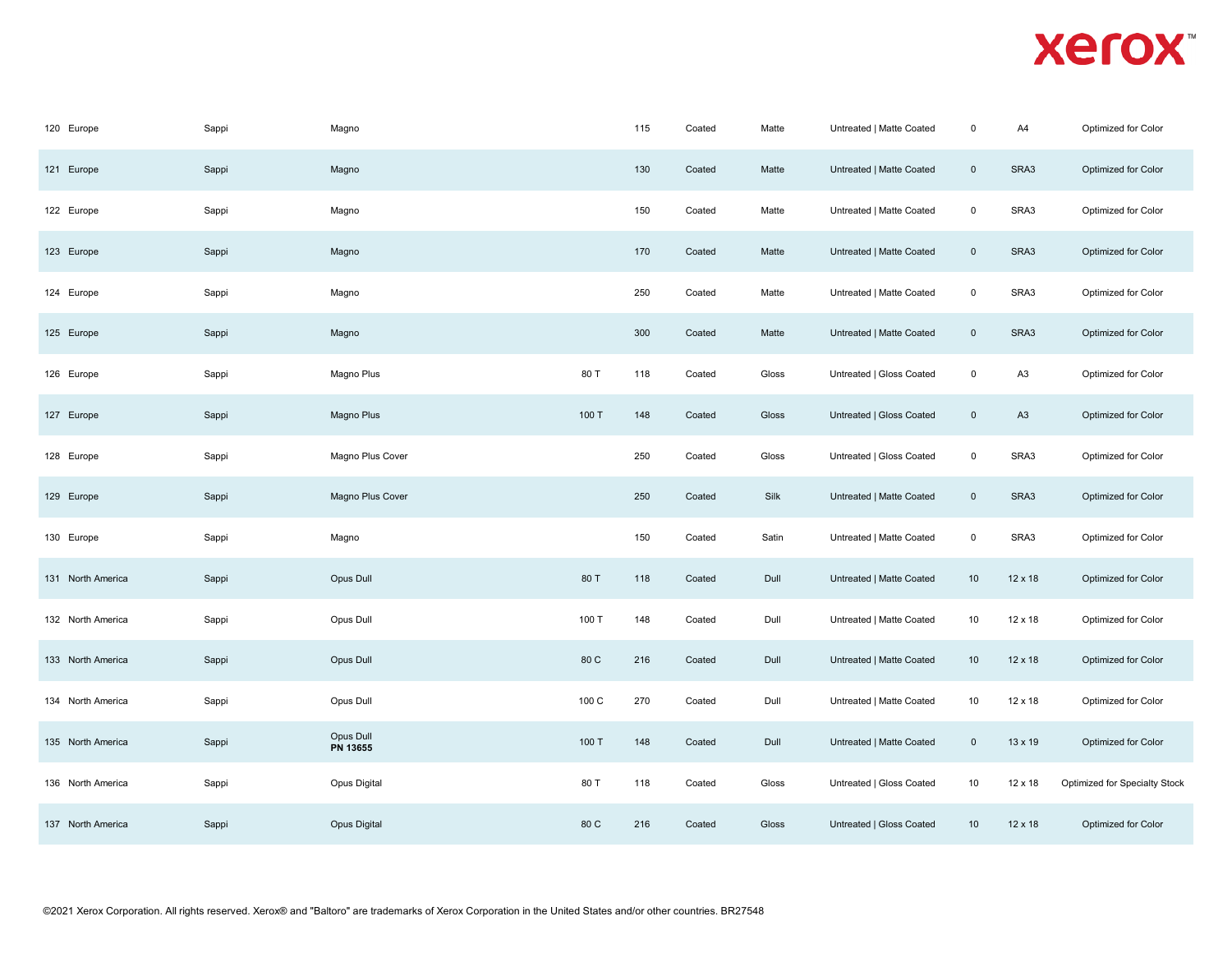| | | | | | | | | | | | |
|---|---|---|---|---|---|---|---|---|---|---|---|
| 120 | Europe | Sappi | Magno | | 115 | Coated | Matte | Untreated \| Matte Coated | 0 | A4 | Optimized for Color |
| 121 | Europe | Sappi | Magno | | 130 | Coated | Matte | Untreated \| Matte Coated | 0 | SRA3 | Optimized for Color |
| 122 | Europe | Sappi | Magno | | 150 | Coated | Matte | Untreated \| Matte Coated | 0 | SRA3 | Optimized for Color |
| 123 | Europe | Sappi | Magno | | 170 | Coated | Matte | Untreated \| Matte Coated | 0 | SRA3 | Optimized for Color |
| 124 | Europe | Sappi | Magno | | 250 | Coated | Matte | Untreated \| Matte Coated | 0 | SRA3 | Optimized for Color |
| 125 | Europe | Sappi | Magno | | 300 | Coated | Matte | Untreated \| Matte Coated | 0 | SRA3 | Optimized for Color |
| 126 | Europe | Sappi | Magno Plus | 80 T | 118 | Coated | Gloss | Untreated \| Gloss Coated | 0 | A3 | Optimized for Color |
| 127 | Europe | Sappi | Magno Plus | 100 T | 148 | Coated | Gloss | Untreated \| Gloss Coated | 0 | A3 | Optimized for Color |
| 128 | Europe | Sappi | Magno Plus Cover | | 250 | Coated | Gloss | Untreated \| Gloss Coated | 0 | SRA3 | Optimized for Color |
| 129 | Europe | Sappi | Magno Plus Cover | | 250 | Coated | Silk | Untreated \| Matte Coated | 0 | SRA3 | Optimized for Color |
| 130 | Europe | Sappi | Magno | | 150 | Coated | Satin | Untreated \| Matte Coated | 0 | SRA3 | Optimized for Color |
| 131 | North America | Sappi | Opus Dull | 80 T | 118 | Coated | Dull | Untreated \| Matte Coated | 10 | 12 x 18 | Optimized for Color |
| 132 | North America | Sappi | Opus Dull | 100 T | 148 | Coated | Dull | Untreated \| Matte Coated | 10 | 12 x 18 | Optimized for Color |
| 133 | North America | Sappi | Opus Dull | 80 C | 216 | Coated | Dull | Untreated \| Matte Coated | 10 | 12 x 18 | Optimized for Color |
| 134 | North America | Sappi | Opus Dull | 100 C | 270 | Coated | Dull | Untreated \| Matte Coated | 10 | 12 x 18 | Optimized for Color |
| 135 | North America | Sappi | Opus Dull **PN 13655** | 100 T | 148 | Coated | Dull | Untreated \| Matte Coated | 0 | 13 x 19 | Optimized for Color |
| 136 | North America | Sappi | Opus Digital | 80 T | 118 | Coated | Gloss | Untreated \| Gloss Coated | 10 | 12 x 18 | Optimized for Specialty Stock |
| 137 | North America | Sappi | Opus Digital | 80 C | 216 | Coated | Gloss | Untreated \| Gloss Coated | 10 | 12 x 18 | Optimized for Color |

©2021 Xerox Corporation. All rights reserved. Xerox® and "Baltoro" are trademarks of Xerox Corporation in the United States and/or other countries. BR27548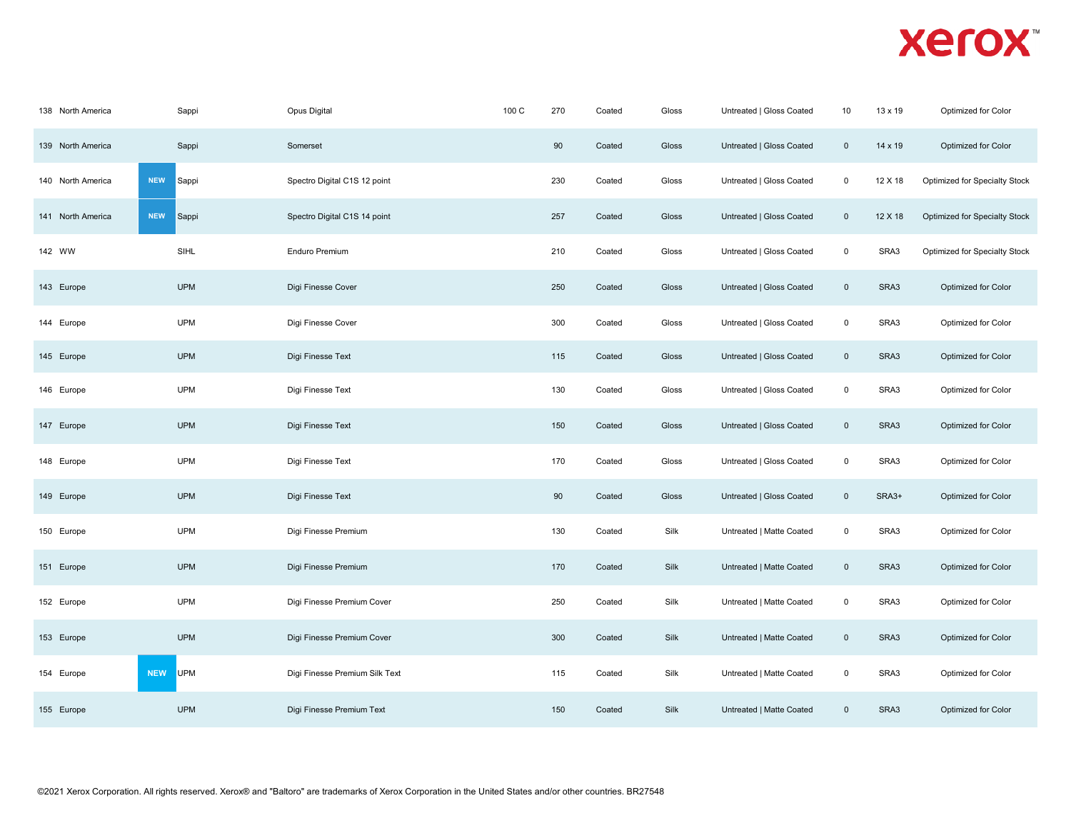| | | | | | | | | | | | |
|---|---|---|---|---|---|---|---|---|---|---|---|
| 138 | North America | | Sappi | Opus Digital | 100 C | 270 | Coated | Gloss | Untreated \| Gloss Coated | 10 | 13 x 19 | Optimized for Color |
| 139 | North America | | Sappi | Somerset | | 90 | Coated | Gloss | Untreated \| Gloss Coated | 0 | 14 x 19 | Optimized for Color |
| 140 | North America | NEW | Sappi | Spectro Digital C1S 12 point | | 230 | Coated | Gloss | Untreated \| Gloss Coated | 0 | 12 X 18 | Optimized for Specialty Stock |
| 141 | North America | NEW | Sappi | Spectro Digital C1S 14 point | | 257 | Coated | Gloss | Untreated \| Gloss Coated | 0 | 12 X 18 | Optimized for Specialty Stock |
| 142 | WW | | SIHL | Enduro Premium | | 210 | Coated | Gloss | Untreated \| Gloss Coated | 0 | SRA3 | Optimized for Specialty Stock |
| 143 | Europe | | UPM | Digi Finesse Cover | | 250 | Coated | Gloss | Untreated \| Gloss Coated | 0 | SRA3 | Optimized for Color |
| 144 | Europe | | UPM | Digi Finesse Cover | | 300 | Coated | Gloss | Untreated \| Gloss Coated | 0 | SRA3 | Optimized for Color |
| 145 | Europe | | UPM | Digi Finesse Text | | 115 | Coated | Gloss | Untreated \| Gloss Coated | 0 | SRA3 | Optimized for Color |
| 146 | Europe | | UPM | Digi Finesse Text | | 130 | Coated | Gloss | Untreated \| Gloss Coated | 0 | SRA3 | Optimized for Color |
| 147 | Europe | | UPM | Digi Finesse Text | | 150 | Coated | Gloss | Untreated \| Gloss Coated | 0 | SRA3 | Optimized for Color |
| 148 | Europe | | UPM | Digi Finesse Text | | 170 | Coated | Gloss | Untreated \| Gloss Coated | 0 | SRA3 | Optimized for Color |
| 149 | Europe | | UPM | Digi Finesse Text | | 90 | Coated | Gloss | Untreated \| Gloss Coated | 0 | SRA3+ | Optimized for Color |
| 150 | Europe | | UPM | Digi Finesse Premium | | 130 | Coated | Silk | Untreated \| Matte Coated | 0 | SRA3 | Optimized for Color |
| 151 | Europe | | UPM | Digi Finesse Premium | | 170 | Coated | Silk | Untreated \| Matte Coated | 0 | SRA3 | Optimized for Color |
| 152 | Europe | | UPM | Digi Finesse Premium Cover | | 250 | Coated | Silk | Untreated \| Matte Coated | 0 | SRA3 | Optimized for Color |
| 153 | Europe | | UPM | Digi Finesse Premium Cover | | 300 | Coated | Silk | Untreated \| Matte Coated | 0 | SRA3 | Optimized for Color |
| 154 | Europe | NEW | UPM | Digi Finesse Premium Silk Text | | 115 | Coated | Silk | Untreated \| Matte Coated | 0 | SRA3 | Optimized for Color |
| 155 | Europe | | UPM | Digi Finesse Premium Text | | 150 | Coated | Silk | Untreated \| Matte Coated | 0 | SRA3 | Optimized for Color |

©2021 Xerox Corporation. All rights reserved. Xerox® and "Baltoro" are trademarks of Xerox Corporation in the United States and/or other countries. BR27548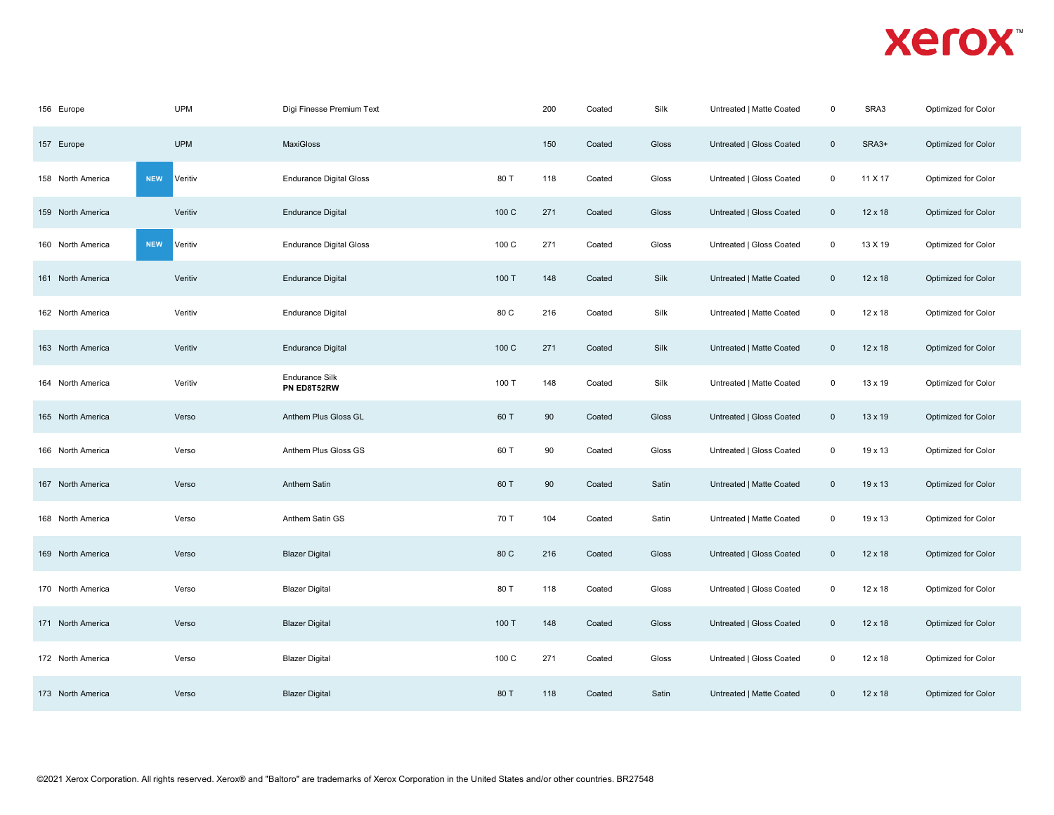| | | | | | | | | | | | |
|---|---|---|---|---|---|---|---|---|---|---|---|
| 156 | Europe | | UPM | Digi Finesse Premium Text | | 200 | Coated | Silk | Untreated \| Matte Coated | 0 | SRA3 | Optimized for Color |
| 157 | Europe | | UPM | MaxiGloss | | 150 | Coated | Gloss | Untreated \| Gloss Coated | 0 | SRA3+ | Optimized for Color |
| 158 | North America | NEW | Veritiv | Endurance Digital Gloss | 80 T | 118 | Coated | Gloss | Untreated \| Gloss Coated | 0 | 11 X 17 | Optimized for Color |
| 159 | North America | | Veritiv | Endurance Digital | 100 C | 271 | Coated | Gloss | Untreated \| Gloss Coated | 0 | 12 x 18 | Optimized for Color |
| 160 | North America | NEW | Veritiv | Endurance Digital Gloss | 100 C | 271 | Coated | Gloss | Untreated \| Gloss Coated | 0 | 13 X 19 | Optimized for Color |
| 161 | North America | | Veritiv | Endurance Digital | 100 T | 148 | Coated | Silk | Untreated \| Matte Coated | 0 | 12 x 18 | Optimized for Color |
| 162 | North America | | Veritiv | Endurance Digital | 80 C | 216 | Coated | Silk | Untreated \| Matte Coated | 0 | 12 x 18 | Optimized for Color |
| 163 | North America | | Veritiv | Endurance Digital | 100 C | 271 | Coated | Silk | Untreated \| Matte Coated | 0 | 12 x 18 | Optimized for Color |
| 164 | North America | | Veritiv | Endurance Silk **PN ED8T52RW** | 100 T | 148 | Coated | Silk | Untreated \| Matte Coated | 0 | 13 x 19 | Optimized for Color |
| 165 | North America | | Verso | Anthem Plus Gloss GL | 60 T | 90 | Coated | Gloss | Untreated \| Gloss Coated | 0 | 13 x 19 | Optimized for Color |
| 166 | North America | | Verso | Anthem Plus Gloss GS | 60 T | 90 | Coated | Gloss | Untreated \| Gloss Coated | 0 | 19 x 13 | Optimized for Color |
| 167 | North America | | Verso | Anthem Satin | 60 T | 90 | Coated | Satin | Untreated \| Matte Coated | 0 | 19 x 13 | Optimized for Color |
| 168 | North America | | Verso | Anthem Satin GS | 70 T | 104 | Coated | Satin | Untreated \| Matte Coated | 0 | 19 x 13 | Optimized for Color |
| 169 | North America | | Verso | Blazer Digital | 80 C | 216 | Coated | Gloss | Untreated \| Gloss Coated | 0 | 12 x 18 | Optimized for Color |
| 170 | North America | | Verso | Blazer Digital | 80 T | 118 | Coated | Gloss | Untreated \| Gloss Coated | 0 | 12 x 18 | Optimized for Color |
| 171 | North America | | Verso | Blazer Digital | 100 T | 148 | Coated | Gloss | Untreated \| Gloss Coated | 0 | 12 x 18 | Optimized for Color |
| 172 | North America | | Verso | Blazer Digital | 100 C | 271 | Coated | Gloss | Untreated \| Gloss Coated | 0 | 12 x 18 | Optimized for Color |
| 173 | North America | | Verso | Blazer Digital | 80 T | 118 | Coated | Satin | Untreated \| Matte Coated | 0 | 12 x 18 | Optimized for Color |

©2021 Xerox Corporation. All rights reserved. Xerox® and "Baltoro" are trademarks of Xerox Corporation in the United States and/or other countries. BR27548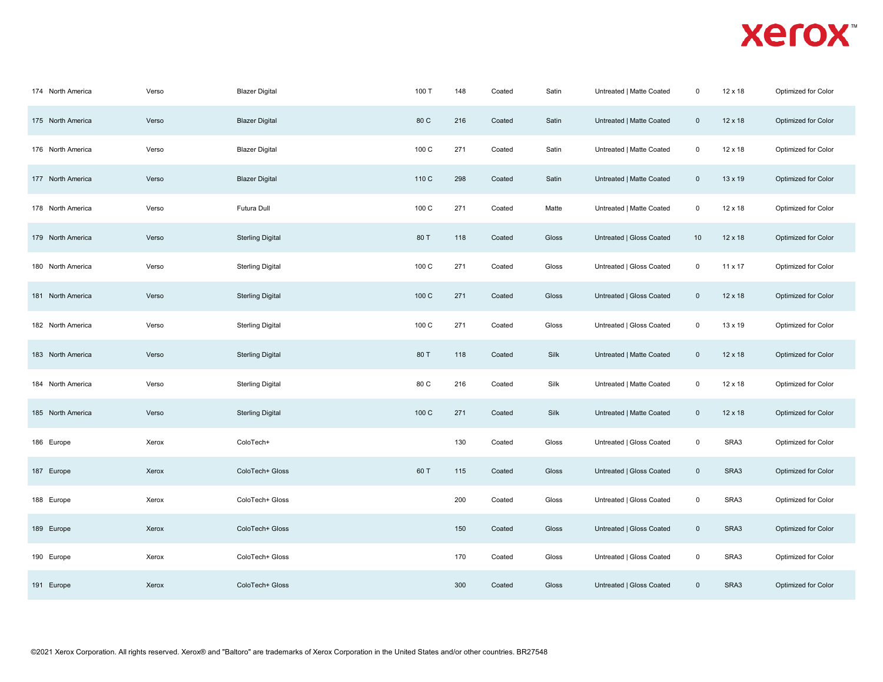| | | | | | | | | | | | |
|---|---|---|---|---|---|---|---|---|---|---|---|
| 174 | North America | Verso | Blazer Digital | 100 T | 148 | Coated | Satin | Untreated \| Matte Coated | 0 | 12 x 18 | Optimized for Color |
| 175 | North America | Verso | Blazer Digital | 80 C | 216 | Coated | Satin | Untreated \| Matte Coated | 0 | 12 x 18 | Optimized for Color |
| 176 | North America | Verso | Blazer Digital | 100 C | 271 | Coated | Satin | Untreated \| Matte Coated | 0 | 12 x 18 | Optimized for Color |
| 177 | North America | Verso | Blazer Digital | 110 C | 298 | Coated | Satin | Untreated \| Matte Coated | 0 | 13 x 19 | Optimized for Color |
| 178 | North America | Verso | Futura Dull | 100 C | 271 | Coated | Matte | Untreated \| Matte Coated | 0 | 12 x 18 | Optimized for Color |
| 179 | North America | Verso | Sterling Digital | 80 T | 118 | Coated | Gloss | Untreated \| Gloss Coated | 10 | 12 x 18 | Optimized for Color |
| 180 | North America | Verso | Sterling Digital | 100 C | 271 | Coated | Gloss | Untreated \| Gloss Coated | 0 | 11 x 17 | Optimized for Color |
| 181 | North America | Verso | Sterling Digital | 100 C | 271 | Coated | Gloss | Untreated \| Gloss Coated | 0 | 12 x 18 | Optimized for Color |
| 182 | North America | Verso | Sterling Digital | 100 C | 271 | Coated | Gloss | Untreated \| Gloss Coated | 0 | 13 x 19 | Optimized for Color |
| 183 | North America | Verso | Sterling Digital | 80 T | 118 | Coated | Silk | Untreated \| Matte Coated | 0 | 12 x 18 | Optimized for Color |
| 184 | North America | Verso | Sterling Digital | 80 C | 216 | Coated | Silk | Untreated \| Matte Coated | 0 | 12 x 18 | Optimized for Color |
| 185 | North America | Verso | Sterling Digital | 100 C | 271 | Coated | Silk | Untreated \| Matte Coated | 0 | 12 x 18 | Optimized for Color |
| 186 | Europe | Xerox | ColoTech+ | | 130 | Coated | Gloss | Untreated \| Gloss Coated | 0 | SRA3 | Optimized for Color |
| 187 | Europe | Xerox | ColoTech+ Gloss | 60 T | 115 | Coated | Gloss | Untreated \| Gloss Coated | 0 | SRA3 | Optimized for Color |
| 188 | Europe | Xerox | ColoTech+ Gloss | | 200 | Coated | Gloss | Untreated \| Gloss Coated | 0 | SRA3 | Optimized for Color |
| 189 | Europe | Xerox | ColoTech+ Gloss | | 150 | Coated | Gloss | Untreated \| Gloss Coated | 0 | SRA3 | Optimized for Color |
| 190 | Europe | Xerox | ColoTech+ Gloss | | 170 | Coated | Gloss | Untreated \| Gloss Coated | 0 | SRA3 | Optimized for Color |
| 191 | Europe | Xerox | ColoTech+ Gloss | | 300 | Coated | Gloss | Untreated \| Gloss Coated | 0 | SRA3 | Optimized for Color |

©2021 Xerox Corporation. All rights reserved. Xerox® and "Baltoro" are trademarks of Xerox Corporation in the United States and/or other countries. BR27548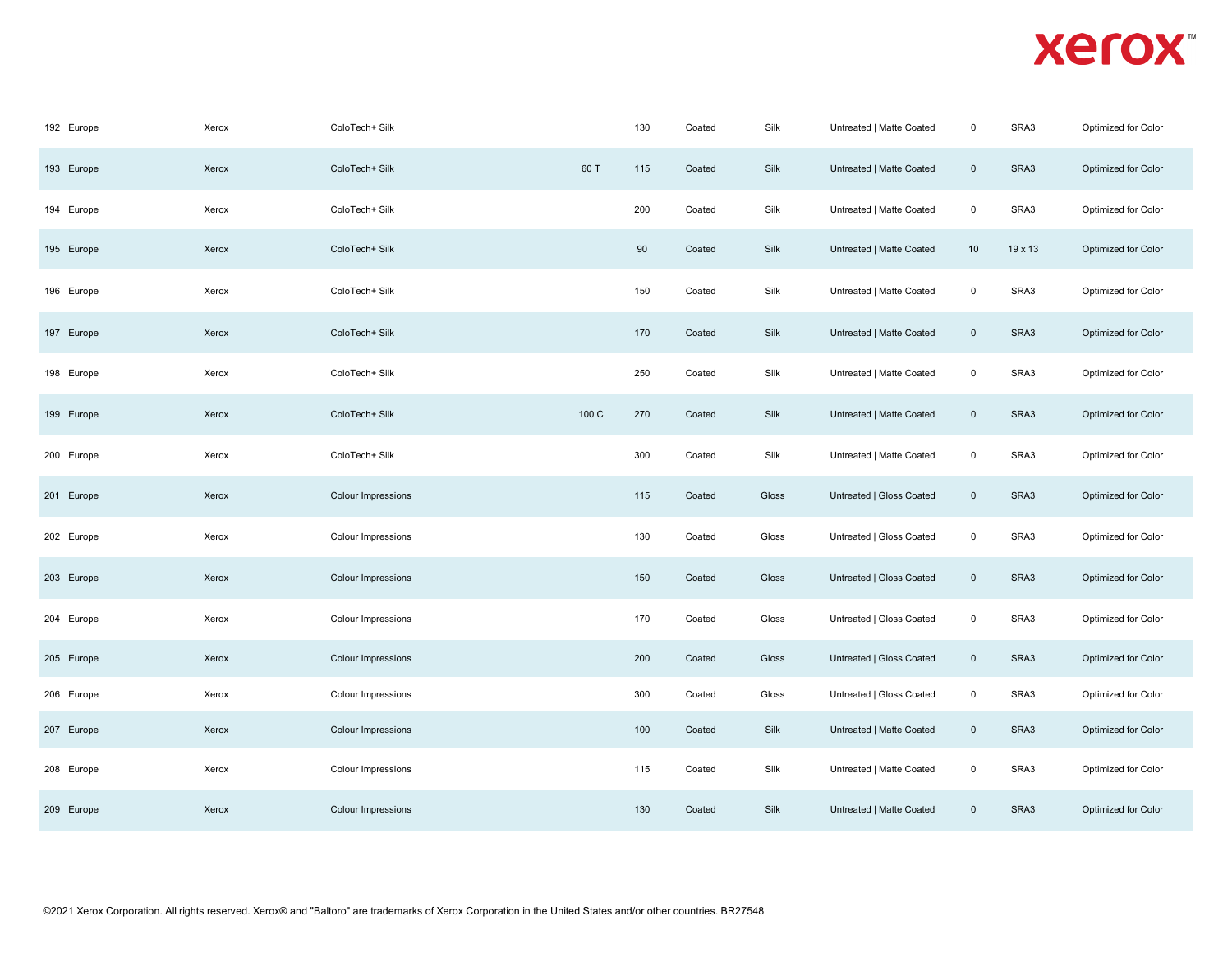| | | | | | | | | | | | |
|---|---|---|---|---|---|---|---|---|---|---|---|
| 192 | Europe | Xerox | ColoTech+ Silk | | 130 | Coated | Silk | Untreated \| Matte Coated | 0 | SRA3 | Optimized for Color |
| 193 | Europe | Xerox | ColoTech+ Silk | 60 T | 115 | Coated | Silk | Untreated \| Matte Coated | 0 | SRA3 | Optimized for Color |
| 194 | Europe | Xerox | ColoTech+ Silk | | 200 | Coated | Silk | Untreated \| Matte Coated | 0 | SRA3 | Optimized for Color |
| 195 | Europe | Xerox | ColoTech+ Silk | | 90 | Coated | Silk | Untreated \| Matte Coated | 10 | 19 x 13 | Optimized for Color |
| 196 | Europe | Xerox | ColoTech+ Silk | | 150 | Coated | Silk | Untreated \| Matte Coated | 0 | SRA3 | Optimized for Color |
| 197 | Europe | Xerox | ColoTech+ Silk | | 170 | Coated | Silk | Untreated \| Matte Coated | 0 | SRA3 | Optimized for Color |
| 198 | Europe | Xerox | ColoTech+ Silk | | 250 | Coated | Silk | Untreated \| Matte Coated | 0 | SRA3 | Optimized for Color |
| 199 | Europe | Xerox | ColoTech+ Silk | 100 C | 270 | Coated | Silk | Untreated \| Matte Coated | 0 | SRA3 | Optimized for Color |
| 200 | Europe | Xerox | ColoTech+ Silk | | 300 | Coated | Silk | Untreated \| Matte Coated | 0 | SRA3 | Optimized for Color |
| 201 | Europe | Xerox | Colour Impressions | | 115 | Coated | Gloss | Untreated \| Gloss Coated | 0 | SRA3 | Optimized for Color |
| 202 | Europe | Xerox | Colour Impressions | | 130 | Coated | Gloss | Untreated \| Gloss Coated | 0 | SRA3 | Optimized for Color |
| 203 | Europe | Xerox | Colour Impressions | | 150 | Coated | Gloss | Untreated \| Gloss Coated | 0 | SRA3 | Optimized for Color |
| 204 | Europe | Xerox | Colour Impressions | | 170 | Coated | Gloss | Untreated \| Gloss Coated | 0 | SRA3 | Optimized for Color |
| 205 | Europe | Xerox | Colour Impressions | | 200 | Coated | Gloss | Untreated \| Gloss Coated | 0 | SRA3 | Optimized for Color |
| 206 | Europe | Xerox | Colour Impressions | | 300 | Coated | Gloss | Untreated \| Gloss Coated | 0 | SRA3 | Optimized for Color |
| 207 | Europe | Xerox | Colour Impressions | | 100 | Coated | Silk | Untreated \| Matte Coated | 0 | SRA3 | Optimized for Color |
| 208 | Europe | Xerox | Colour Impressions | | 115 | Coated | Silk | Untreated \| Matte Coated | 0 | SRA3 | Optimized for Color |
| 209 | Europe | Xerox | Colour Impressions | | 130 | Coated | Silk | Untreated \| Matte Coated | 0 | SRA3 | Optimized for Color |

©2021 Xerox Corporation. All rights reserved. Xerox® and "Baltoro" are trademarks of Xerox Corporation in the United States and/or other countries. BR27548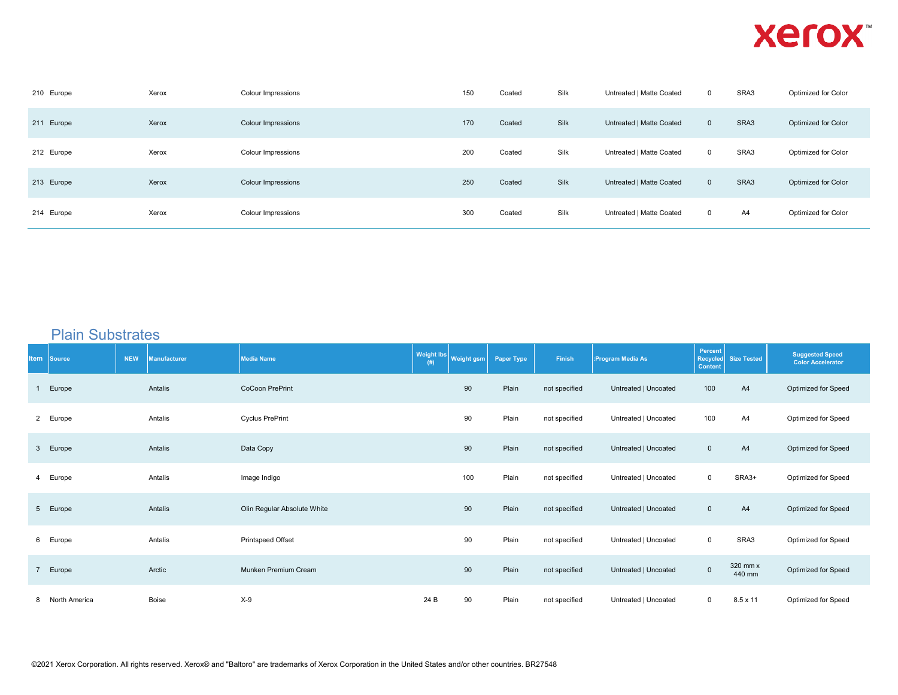| Item | Source | NEW | Manufacturer | Media Name | Weight lbs (#) | Weight gsm | Paper Type | Finish | :Program Media As | Percent Recycled Content | Size Tested | Suggested Speed Color Accelerator |
|---|---|---|---|---|---|---|---|---|---|---|---|---|
| 210 | Europe | | Xerox | Colour Impressions | | 150 | Coated | Silk | Untreated \| Matte Coated | 0 | SRA3 | Optimized for Color |
| 211 | Europe | | Xerox | Colour Impressions | | 170 | Coated | Silk | Untreated \| Matte Coated | 0 | SRA3 | Optimized for Color |
| 212 | Europe | | Xerox | Colour Impressions | | 200 | Coated | Silk | Untreated \| Matte Coated | 0 | SRA3 | Optimized for Color |
| 213 | Europe | | Xerox | Colour Impressions | | 250 | Coated | Silk | Untreated \| Matte Coated | 0 | SRA3 | Optimized for Color |
| 214 | Europe | | Xerox | Colour Impressions | | 300 | Coated | Silk | Untreated \| Matte Coated | 0 | A4 | Optimized for Color |

## Plain Substrates

| Item | Source | NEW | Manufacturer | Media Name | Weight lbs (#) | Weight gsm | Paper Type | Finish | :Program Media As | Percent Recycled Content | Size Tested | Suggested Speed Color Accelerator |
|---|---|---|---|---|---|---|---|---|---|---|---|---|
| 1 | Europe | | Antalis | CoCoon PrePrint | | 90 | Plain | not specified | Untreated \| Uncoated | 100 | A4 | Optimized for Speed |
| 2 | Europe | | Antalis | Cyclus PrePrint | | 90 | Plain | not specified | Untreated \| Uncoated | 100 | A4 | Optimized for Speed |
| 3 | Europe | | Antalis | Data Copy | | 90 | Plain | not specified | Untreated \| Uncoated | 0 | A4 | Optimized for Speed |
| 4 | Europe | | Antalis | Image Indigo | | 100 | Plain | not specified | Untreated \| Uncoated | 0 | SRA3+ | Optimized for Speed |
| 5 | Europe | | Antalis | Olin Regular Absolute White | | 90 | Plain | not specified | Untreated \| Uncoated | 0 | A4 | Optimized for Speed |
| 6 | Europe | | Antalis | Printspeed Offset | | 90 | Plain | not specified | Untreated \| Uncoated | 0 | SRA3 | Optimized for Speed |
| 7 | Europe | | Arctic | Munken Premium Cream | | 90 | Plain | not specified | Untreated \| Uncoated | 0 | 320 mm x 440 mm | Optimized for Speed |
| 8 | North America | | Boise | X-9 | 24 B | 90 | Plain | not specified | Untreated \| Uncoated | 0 | 8.5 x 11 | Optimized for Speed |

©2021 Xerox Corporation. All rights reserved. Xerox® and "Baltoro" are trademarks of Xerox Corporation in the United States and/or other countries. BR27548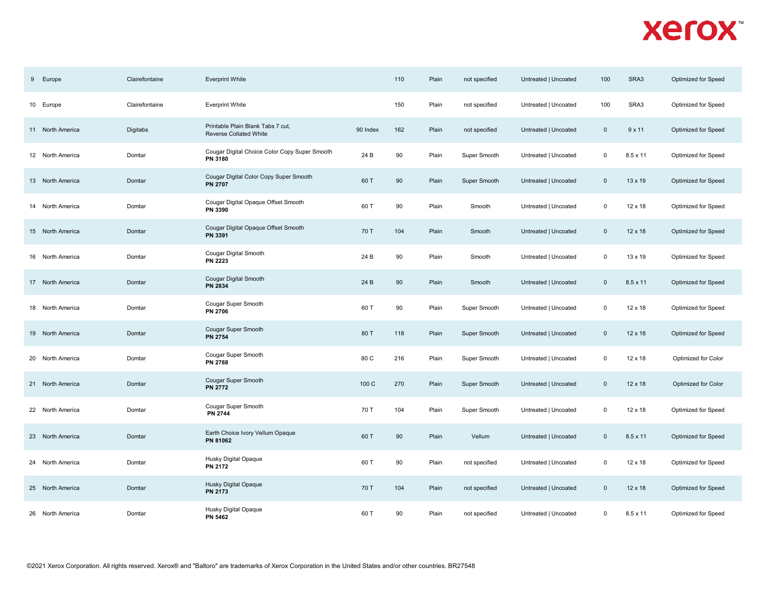| | | | | | | | | | | | |
|---|---|---|---|---|---|---|---|---|---|---|---|
| 9 | Europe | Clairefontaine | Everprint White | | 110 | Plain | not specified | Untreated \| Uncoated | 100 | SRA3 | Optimized for Speed |
| 10 | Europe | Clairefontaine | Everprint White | | 150 | Plain | not specified | Untreated \| Uncoated | 100 | SRA3 | Optimized for Speed |
| 11 | North America | Digitabs | Printable Plain Blank Tabs 7 cut, Reverse Collated White | 90 Index | 162 | Plain | not specified | Untreated \| Uncoated | 0 | 9 x 11 | Optimized for Speed |
| 12 | North America | Domtar | Cougar Digital Choice Color Copy Super Smooth **PN 3180** | 24 B | 90 | Plain | Super Smooth | Untreated \| Uncoated | 0 | 8.5 x 11 | Optimized for Speed |
| 13 | North America | Domtar | Cougar Digital Color Copy Super Smooth **PN 2707** | 60 T | 90 | Plain | Super Smooth | Untreated \| Uncoated | 0 | 13 x 19 | Optimized for Speed |
| 14 | North America | Domtar | Cougar Digital Opaque Offset Smooth **PN 3390** | 60 T | 90 | Plain | Smooth | Untreated \| Uncoated | 0 | 12 x 18 | Optimized for Speed |
| 15 | North America | Domtar | Cougar Digital Opaque Offset Smooth **PN 3391** | 70 T | 104 | Plain | Smooth | Untreated \| Uncoated | 0 | 12 x 18 | Optimized for Speed |
| 16 | North America | Domtar | Cougar Digital Smooth **PN 2223** | 24 B | 90 | Plain | Smooth | Untreated \| Uncoated | 0 | 13 x 19 | Optimized for Speed |
| 17 | North America | Domtar | Cougar Digital Smooth **PN 2834** | 24 B | 90 | Plain | Smooth | Untreated \| Uncoated | 0 | 8.5 x 11 | Optimized for Speed |
| 18 | North America | Domtar | Cougar Super Smooth **PN 2706** | 60 T | 90 | Plain | Super Smooth | Untreated \| Uncoated | 0 | 12 x 18 | Optimized for Speed |
| 19 | North America | Domtar | Cougar Super Smooth **PN 2754** | 80 T | 118 | Plain | Super Smooth | Untreated \| Uncoated | 0 | 12 x 18 | Optimized for Speed |
| 20 | North America | Domtar | Cougar Super Smooth **PN 2768** | 80 C | 216 | Plain | Super Smooth | Untreated \| Uncoated | 0 | 12 x 18 | Optimized for Color |
| 21 | North America | Domtar | Cougar Super Smooth **PN 2772** | 100 C | 270 | Plain | Super Smooth | Untreated \| Uncoated | 0 | 12 x 18 | Optimized for Color |
| 22 | North America | Domtar | Cougar Super Smooth **PN 2744** | 70 T | 104 | Plain | Super Smooth | Untreated \| Uncoated | 0 | 12 x 18 | Optimized for Speed |
| 23 | North America | Domtar | Earth Choice Ivory Vellum Opaque **PN 81062** | 60 T | 90 | Plain | Vellum | Untreated \| Uncoated | 0 | 8.5 x 11 | Optimized for Speed |
| 24 | North America | Domtar | Husky Digital Opaque **PN 2172** | 60 T | 90 | Plain | not specified | Untreated \| Uncoated | 0 | 12 x 18 | Optimized for Speed |
| 25 | North America | Domtar | Husky Digital Opaque **PN 2173** | 70 T | 104 | Plain | not specified | Untreated \| Uncoated | 0 | 12 x 18 | Optimized for Speed |
| 26 | North America | Domtar | Husky Digital Opaque **PN 5462** | 60 T | 90 | Plain | not specified | Untreated \| Uncoated | 0 | 8.5 x 11 | Optimized for Speed |

©2021 Xerox Corporation. All rights reserved. Xerox® and "Baltoro" are trademarks of Xerox Corporation in the United States and/or other countries. BR27548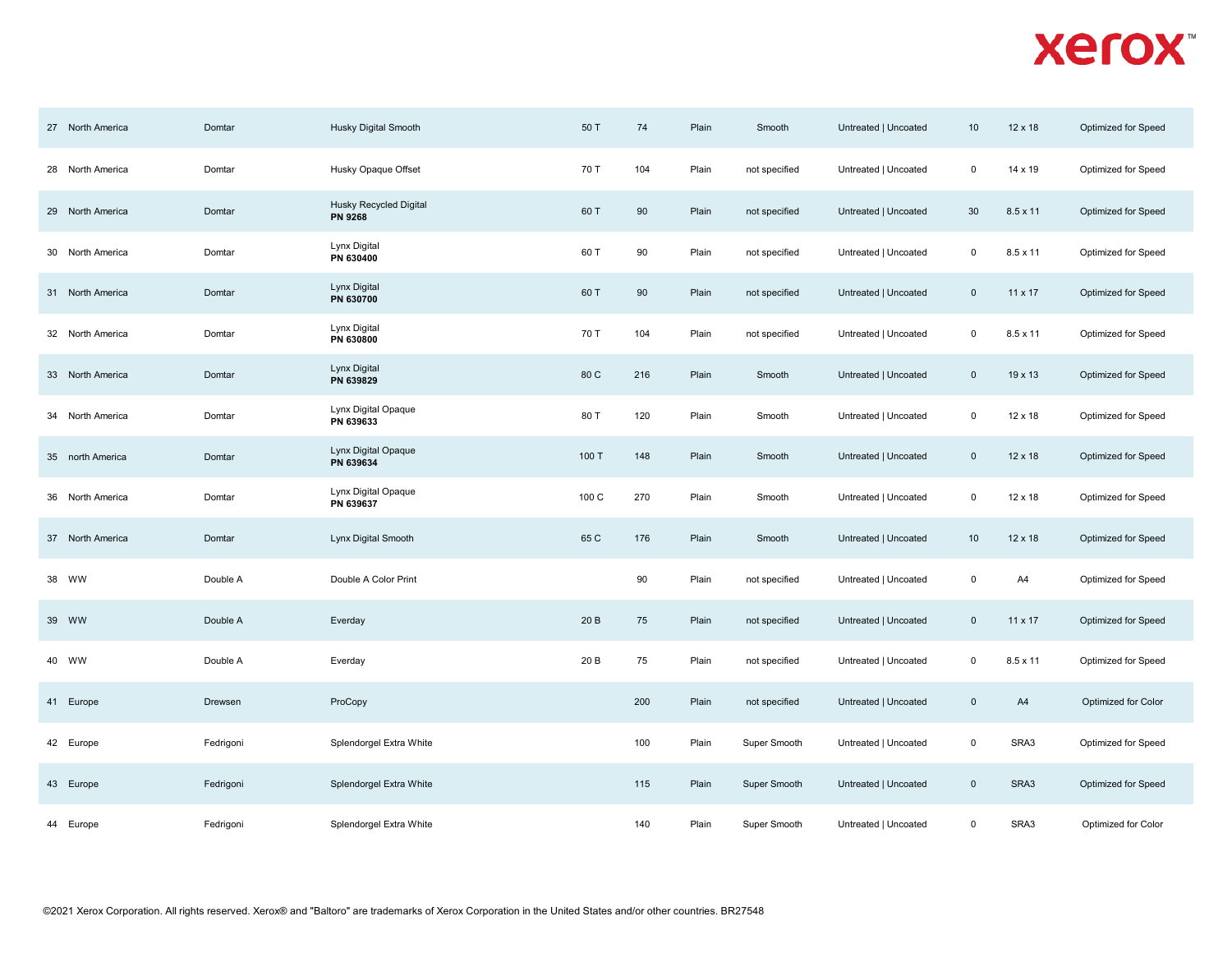| | | | | | | | | | | | |
|---|---|---|---|---|---|---|---|---|---|---|---|
| 27 | North America | Domtar | Husky Digital Smooth | 50 T | 74 | Plain | Smooth | Untreated \| Uncoated | 10 | 12 x 18 | Optimized for Speed |
| 28 | North America | Domtar | Husky Opaque Offset | 70 T | 104 | Plain | not specified | Untreated \| Uncoated | 0 | 14 x 19 | Optimized for Speed |
| 29 | North America | Domtar | Husky Recycled Digital **PN 9268** | 60 T | 90 | Plain | not specified | Untreated \| Uncoated | 30 | 8.5 x 11 | Optimized for Speed |
| 30 | North America | Domtar | Lynx Digital **PN 630400** | 60 T | 90 | Plain | not specified | Untreated \| Uncoated | 0 | 8.5 x 11 | Optimized for Speed |
| 31 | North America | Domtar | Lynx Digital **PN 630700** | 60 T | 90 | Plain | not specified | Untreated \| Uncoated | 0 | 11 x 17 | Optimized for Speed |
| 32 | North America | Domtar | Lynx Digital **PN 630800** | 70 T | 104 | Plain | not specified | Untreated \| Uncoated | 0 | 8.5 x 11 | Optimized for Speed |
| 33 | North America | Domtar | Lynx Digital **PN 639829** | 80 C | 216 | Plain | Smooth | Untreated \| Uncoated | 0 | 19 x 13 | Optimized for Speed |
| 34 | North America | Domtar | Lynx Digital Opaque **PN 639633** | 80 T | 120 | Plain | Smooth | Untreated \| Uncoated | 0 | 12 x 18 | Optimized for Speed |
| 35 | north America | Domtar | Lynx Digital Opaque **PN 639634** | 100 T | 148 | Plain | Smooth | Untreated \| Uncoated | 0 | 12 x 18 | Optimized for Speed |
| 36 | North America | Domtar | Lynx Digital Opaque **PN 639637** | 100 C | 270 | Plain | Smooth | Untreated \| Uncoated | 0 | 12 x 18 | Optimized for Speed |
| 37 | North America | Domtar | Lynx Digital Smooth | 65 C | 176 | Plain | Smooth | Untreated \| Uncoated | 10 | 12 x 18 | Optimized for Speed |
| 38 | WW | Double A | Double A Color Print | | 90 | Plain | not specified | Untreated \| Uncoated | 0 | A4 | Optimized for Speed |
| 39 | WW | Double A | Everday | 20 B | 75 | Plain | not specified | Untreated \| Uncoated | 0 | 11 x 17 | Optimized for Speed |
| 40 | WW | Double A | Everday | 20 B | 75 | Plain | not specified | Untreated \| Uncoated | 0 | 8.5 x 11 | Optimized for Speed |
| 41 | Europe | Drewsen | ProCopy | | 200 | Plain | not specified | Untreated \| Uncoated | 0 | A4 | Optimized for Color |
| 42 | Europe | Fedrigoni | Splendorgel Extra White | | 100 | Plain | Super Smooth | Untreated \| Uncoated | 0 | SRA3 | Optimized for Speed |
| 43 | Europe | Fedrigoni | Splendorgel Extra White | | 115 | Plain | Super Smooth | Untreated \| Uncoated | 0 | SRA3 | Optimized for Speed |
| 44 | Europe | Fedrigoni | Splendorgel Extra White | | 140 | Plain | Super Smooth | Untreated \| Uncoated | 0 | SRA3 | Optimized for Color |

©2021 Xerox Corporation. All rights reserved. Xerox® and "Baltoro" are trademarks of Xerox Corporation in the United States and/or other countries. BR27548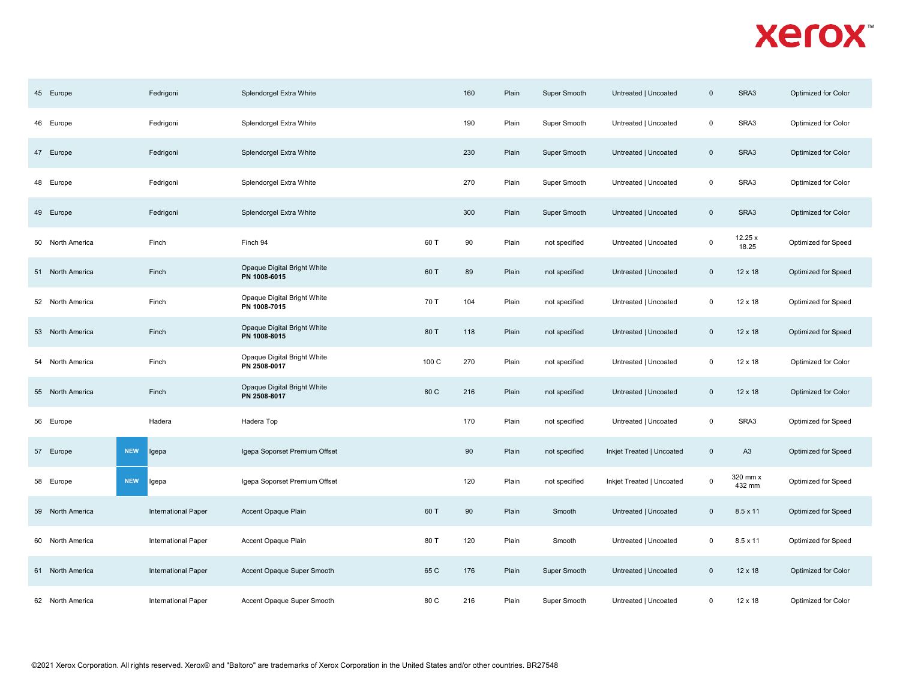| | | | | | | | | | | | | |
|---|---|---|---|---|---|---|---|---|---|---|---|---|
| 45 | Europe | | Fedrigoni | Splendorgel Extra White | | 160 | Plain | Super Smooth | Untreated \| Uncoated | 0 | SRA3 | Optimized for Color |
| 46 | Europe | | Fedrigoni | Splendorgel Extra White | | 190 | Plain | Super Smooth | Untreated \| Uncoated | 0 | SRA3 | Optimized for Color |
| 47 | Europe | | Fedrigoni | Splendorgel Extra White | | 230 | Plain | Super Smooth | Untreated \| Uncoated | 0 | SRA3 | Optimized for Color |
| 48 | Europe | | Fedrigoni | Splendorgel Extra White | | 270 | Plain | Super Smooth | Untreated \| Uncoated | 0 | SRA3 | Optimized for Color |
| 49 | Europe | | Fedrigoni | Splendorgel Extra White | | 300 | Plain | Super Smooth | Untreated \| Uncoated | 0 | SRA3 | Optimized for Color |
| 50 | North America | | Finch | Finch 94 | 60 T | 90 | Plain | not specified | Untreated \| Uncoated | 0 | 12.25 x 18.25 | Optimized for Speed |
| 51 | North America | | Finch | Opaque Digital Bright White **PN 1008-6015** | 60 T | 89 | Plain | not specified | Untreated \| Uncoated | 0 | 12 x 18 | Optimized for Speed |
| 52 | North America | | Finch | Opaque Digital Bright White **PN 1008-7015** | 70 T | 104 | Plain | not specified | Untreated \| Uncoated | 0 | 12 x 18 | Optimized for Speed |
| 53 | North America | | Finch | Opaque Digital Bright White **PN 1008-8015** | 80 T | 118 | Plain | not specified | Untreated \| Uncoated | 0 | 12 x 18 | Optimized for Speed |
| 54 | North America | | Finch | Opaque Digital Bright White **PN 2508-0017** | 100 C | 270 | Plain | not specified | Untreated \| Uncoated | 0 | 12 x 18 | Optimized for Color |
| 55 | North America | | Finch | Opaque Digital Bright White **PN 2508-8017** | 80 C | 216 | Plain | not specified | Untreated \| Uncoated | 0 | 12 x 18 | Optimized for Color |
| 56 | Europe | | Hadera | Hadera Top | | 170 | Plain | not specified | Untreated \| Uncoated | 0 | SRA3 | Optimized for Speed |
| 57 | Europe | NEW | Igepa | Igepa Soporset Premium Offset | | 90 | Plain | not specified | Inkjet Treated \| Uncoated | 0 | A3 | Optimized for Speed |
| 58 | Europe | NEW | Igepa | Igepa Soporset Premium Offset | | 120 | Plain | not specified | Inkjet Treated \| Uncoated | 0 | 320 mm x 432 mm | Optimized for Speed |
| 59 | North America | | International Paper | Accent Opaque Plain | 60 T | 90 | Plain | Smooth | Untreated \| Uncoated | 0 | 8.5 x 11 | Optimized for Speed |
| 60 | North America | | International Paper | Accent Opaque Plain | 80 T | 120 | Plain | Smooth | Untreated \| Uncoated | 0 | 8.5 x 11 | Optimized for Speed |
| 61 | North America | | International Paper | Accent Opaque Super Smooth | 65 C | 176 | Plain | Super Smooth | Untreated \| Uncoated | 0 | 12 x 18 | Optimized for Color |
| 62 | North America | | International Paper | Accent Opaque Super Smooth | 80 C | 216 | Plain | Super Smooth | Untreated \| Uncoated | 0 | 12 x 18 | Optimized for Color |

©2021 Xerox Corporation. All rights reserved. Xerox® and "Baltoro" are trademarks of Xerox Corporation in the United States and/or other countries. BR27548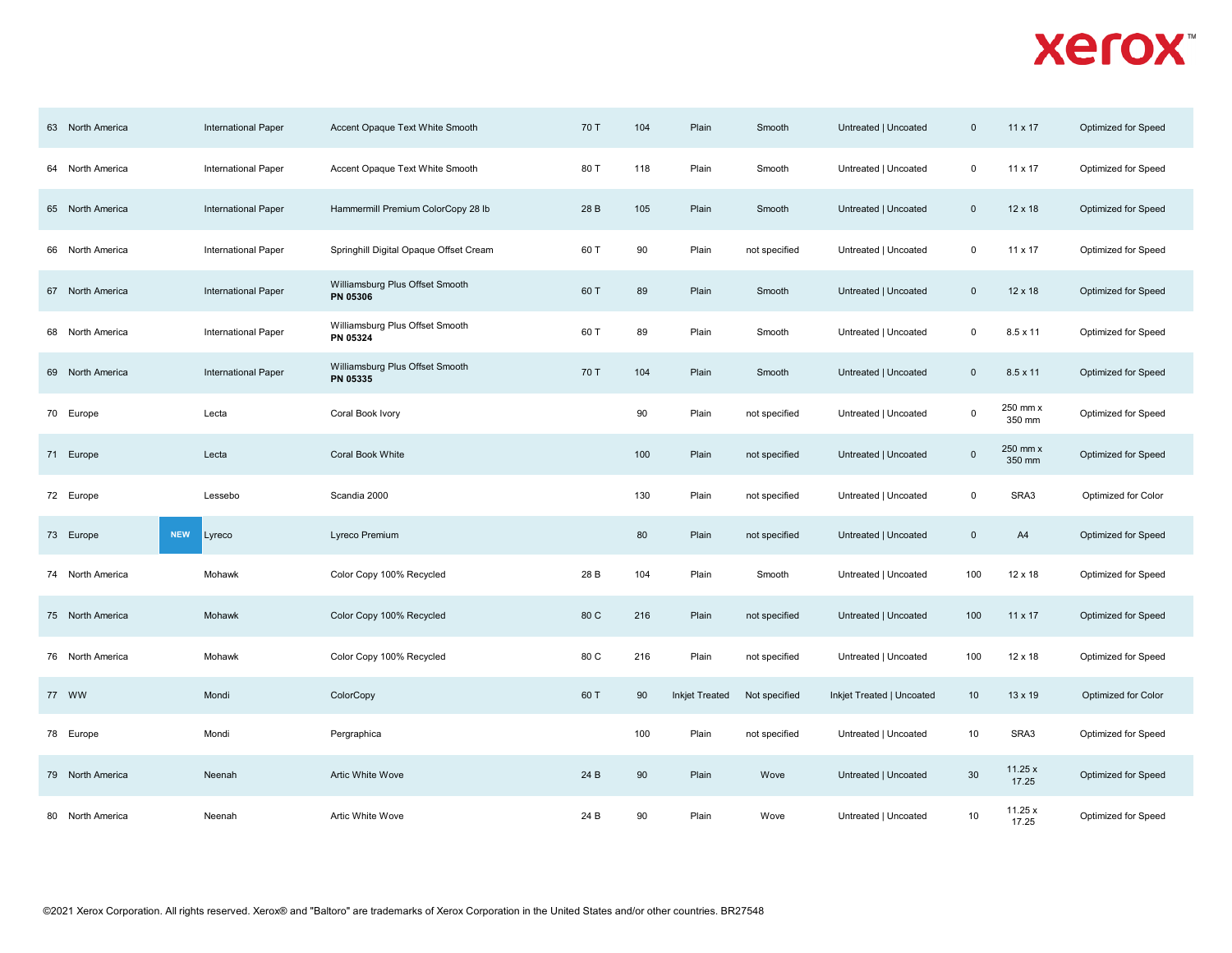| | | | | | | | | | | | | |
|---|---|---|---|---|---|---|---|---|---|---|---|---|
| 63 | North America | | International Paper | Accent Opaque Text White Smooth | 70 T | 104 | Plain | Smooth | Untreated \| Uncoated | 0 | 11 x 17 | Optimized for Speed |
| 64 | North America | | International Paper | Accent Opaque Text White Smooth | 80 T | 118 | Plain | Smooth | Untreated \| Uncoated | 0 | 11 x 17 | Optimized for Speed |
| 65 | North America | | International Paper | Hammermill Premium ColorCopy 28 lb | 28 B | 105 | Plain | Smooth | Untreated \| Uncoated | 0 | 12 x 18 | Optimized for Speed |
| 66 | North America | | International Paper | Springhill Digital Opaque Offset Cream | 60 T | 90 | Plain | not specified | Untreated \| Uncoated | 0 | 11 x 17 | Optimized for Speed |
| 67 | North America | | International Paper | Williamsburg Plus Offset Smooth **PN 05306** | 60 T | 89 | Plain | Smooth | Untreated \| Uncoated | 0 | 12 x 18 | Optimized for Speed |
| 68 | North America | | International Paper | Williamsburg Plus Offset Smooth **PN 05324** | 60 T | 89 | Plain | Smooth | Untreated \| Uncoated | 0 | 8.5 x 11 | Optimized for Speed |
| 69 | North America | | International Paper | Williamsburg Plus Offset Smooth **PN 05335** | 70 T | 104 | Plain | Smooth | Untreated \| Uncoated | 0 | 8.5 x 11 | Optimized for Speed |
| 70 | Europe | | Lecta | Coral Book Ivory | | 90 | Plain | not specified | Untreated \| Uncoated | 0 | 250 mm x 350 mm | Optimized for Speed |
| 71 | Europe | | Lecta | Coral Book White | | 100 | Plain | not specified | Untreated \| Uncoated | 0 | 250 mm x 350 mm | Optimized for Speed |
| 72 | Europe | | Lessebo | Scandia 2000 | | 130 | Plain | not specified | Untreated \| Uncoated | 0 | SRA3 | Optimized for Color |
| 73 | Europe | NEW | Lyreco | Lyreco Premium | | 80 | Plain | not specified | Untreated \| Uncoated | 0 | A4 | Optimized for Speed |
| 74 | North America | | Mohawk | Color Copy 100% Recycled | 28 B | 104 | Plain | Smooth | Untreated \| Uncoated | 100 | 12 x 18 | Optimized for Speed |
| 75 | North America | | Mohawk | Color Copy 100% Recycled | 80 C | 216 | Plain | not specified | Untreated \| Uncoated | 100 | 11 x 17 | Optimized for Speed |
| 76 | North America | | Mohawk | Color Copy 100% Recycled | 80 C | 216 | Plain | not specified | Untreated \| Uncoated | 100 | 12 x 18 | Optimized for Speed |
| 77 | WW | | Mondi | ColorCopy | 60 T | 90 | Inkjet Treated | Not specified | Inkjet Treated \| Uncoated | 10 | 13 x 19 | Optimized for Color |
| 78 | Europe | | Mondi | Pergraphica | | 100 | Plain | not specified | Untreated \| Uncoated | 10 | SRA3 | Optimized for Speed |
| 79 | North America | | Neenah | Artic White Wove | 24 B | 90 | Plain | Wove | Untreated \| Uncoated | 30 | 11.25 x 17.25 | Optimized for Speed |
| 80 | North America | | Neenah | Artic White Wove | 24 B | 90 | Plain | Wove | Untreated \| Uncoated | 10 | 11.25 x 17.25 | Optimized for Speed |

©2021 Xerox Corporation. All rights reserved. Xerox® and "Baltoro" are trademarks of Xerox Corporation in the United States and/or other countries. BR27548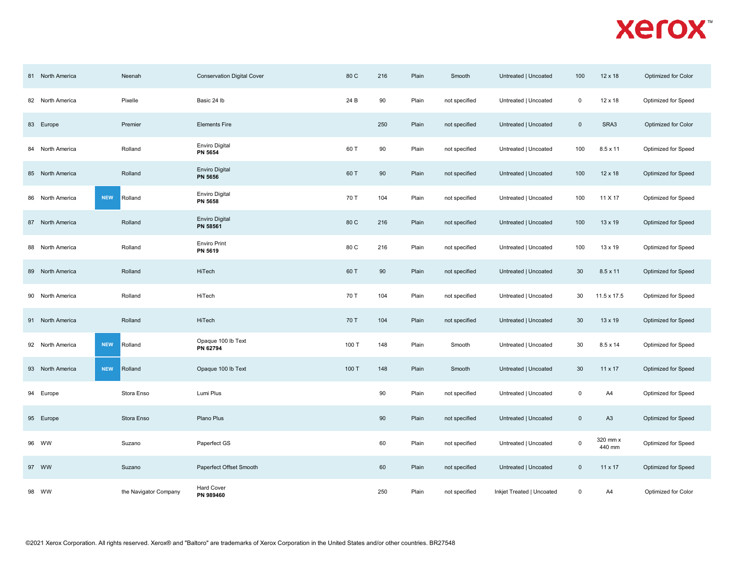| | | | | | | | | | | | | |
|---|---|---|---|---|---|---|---|---|---|---|---|---|
| 81 | North America | | Neenah | Conservation Digital Cover | 80 C | 216 | Plain | Smooth | Untreated \| Uncoated | 100 | 12 x 18 | Optimized for Color |
| 82 | North America | | Pixelle | Basic 24 lb | 24 B | 90 | Plain | not specified | Untreated \| Uncoated | 0 | 12 x 18 | Optimized for Speed |
| 83 | Europe | | Premier | Elements Fire | | 250 | Plain | not specified | Untreated \| Uncoated | 0 | SRA3 | Optimized for Color |
| 84 | North America | | Rolland | Enviro Digital **PN 5654** | 60 T | 90 | Plain | not specified | Untreated \| Uncoated | 100 | 8.5 x 11 | Optimized for Speed |
| 85 | North America | | Rolland | Enviro Digital **PN 5656** | 60 T | 90 | Plain | not specified | Untreated \| Uncoated | 100 | 12 x 18 | Optimized for Speed |
| 86 | North America | NEW | Rolland | Enviro Digital **PN 5658** | 70 T | 104 | Plain | not specified | Untreated \| Uncoated | 100 | 11 X 17 | Optimized for Speed |
| 87 | North America | | Rolland | Enviro Digital **PN 58561** | 80 C | 216 | Plain | not specified | Untreated \| Uncoated | 100 | 13 x 19 | Optimized for Speed |
| 88 | North America | | Rolland | Enviro Print **PN 5619** | 80 C | 216 | Plain | not specified | Untreated \| Uncoated | 100 | 13 x 19 | Optimized for Speed |
| 89 | North America | | Rolland | HiTech | 60 T | 90 | Plain | not specified | Untreated \| Uncoated | 30 | 8.5 x 11 | Optimized for Speed |
| 90 | North America | | Rolland | HiTech | 70 T | 104 | Plain | not specified | Untreated \| Uncoated | 30 | 11.5 x 17.5 | Optimized for Speed |
| 91 | North America | | Rolland | HiTech | 70 T | 104 | Plain | not specified | Untreated \| Uncoated | 30 | 13 x 19 | Optimized for Speed |
| 92 | North America | NEW | Rolland | Opaque 100 lb Text **PN 62794** | 100 T | 148 | Plain | Smooth | Untreated \| Uncoated | 30 | 8.5 x 14 | Optimized for Speed |
| 93 | North America | NEW | Rolland | Opaque 100 lb Text | 100 T | 148 | Plain | Smooth | Untreated \| Uncoated | 30 | 11 x 17 | Optimized for Speed |
| 94 | Europe | | Stora Enso | Lumi Plus | | 90 | Plain | not specified | Untreated \| Uncoated | 0 | A4 | Optimized for Speed |
| 95 | Europe | | Stora Enso | Plano Plus | | 90 | Plain | not specified | Untreated \| Uncoated | 0 | A3 | Optimized for Speed |
| 96 | WW | | Suzano | Paperfect GS | | 60 | Plain | not specified | Untreated \| Uncoated | 0 | 320 mm x 440 mm | Optimized for Speed |
| 97 | WW | | Suzano | Paperfect Offset Smooth | | 60 | Plain | not specified | Untreated \| Uncoated | 0 | 11 x 17 | Optimized for Speed |
| 98 | WW | | the Navigator Company | Hard Cover **PN 989460** | | 250 | Plain | not specified | Inkjet Treated \| Uncoated | 0 | A4 | Optimized for Color |

©2021 Xerox Corporation. All rights reserved. Xerox® and "Baltoro" are trademarks of Xerox Corporation in the United States and/or other countries. BR27548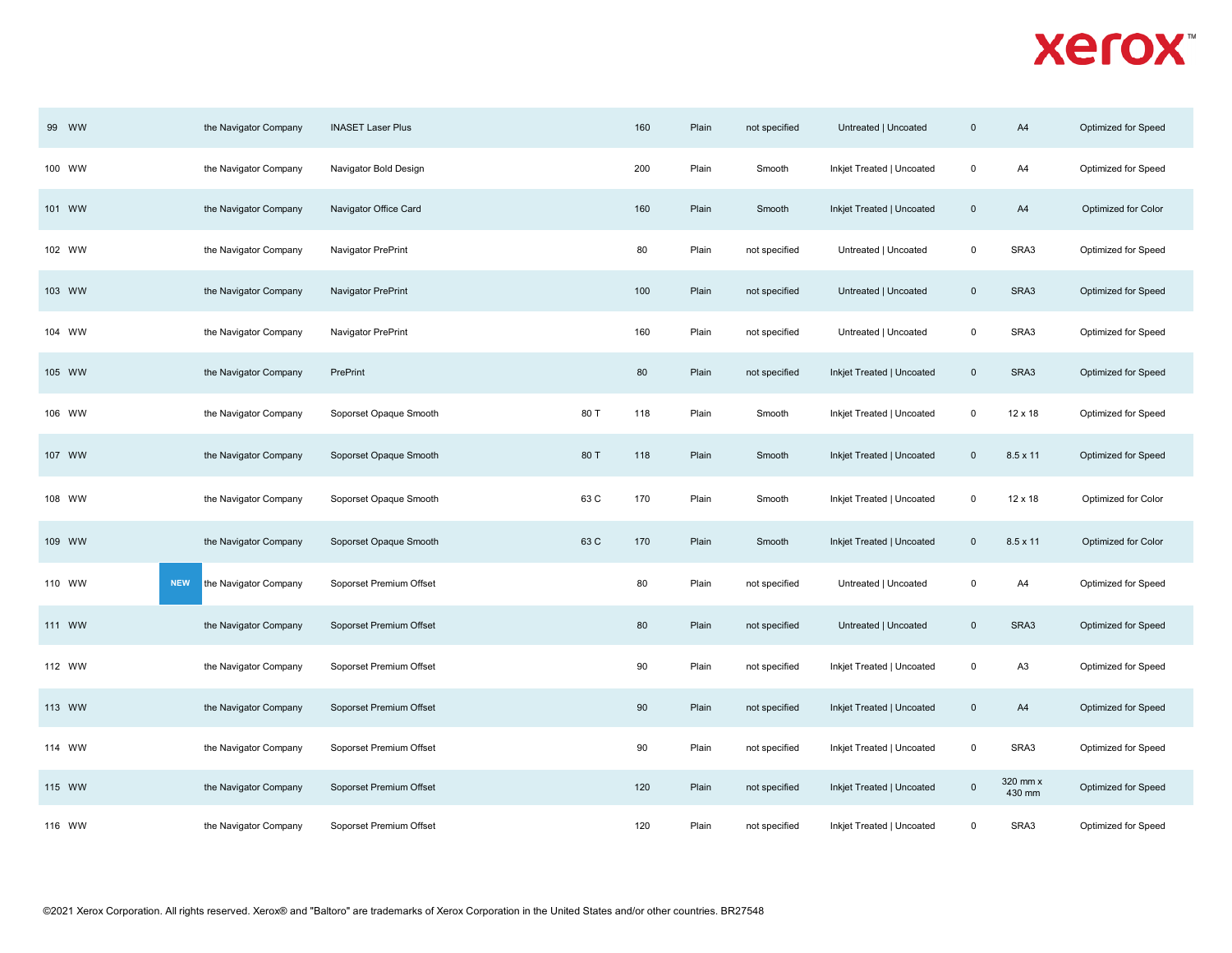| | | | | | | | | | | | | |
|---|---|---|---|---|---|---|---|---|---|---|---|---|
| 99 | WW | | the Navigator Company | INASET Laser Plus | | 160 | Plain | not specified | Untreated \| Uncoated | 0 | A4 | Optimized for Speed |
| 100 | WW | | the Navigator Company | Navigator Bold Design | | 200 | Plain | Smooth | Inkjet Treated \| Uncoated | 0 | A4 | Optimized for Speed |
| 101 | WW | | the Navigator Company | Navigator Office Card | | 160 | Plain | Smooth | Inkjet Treated \| Uncoated | 0 | A4 | Optimized for Color |
| 102 | WW | | the Navigator Company | Navigator PrePrint | | 80 | Plain | not specified | Untreated \| Uncoated | 0 | SRA3 | Optimized for Speed |
| 103 | WW | | the Navigator Company | Navigator PrePrint | | 100 | Plain | not specified | Untreated \| Uncoated | 0 | SRA3 | Optimized for Speed |
| 104 | WW | | the Navigator Company | Navigator PrePrint | | 160 | Plain | not specified | Untreated \| Uncoated | 0 | SRA3 | Optimized for Speed |
| 105 | WW | | the Navigator Company | PrePrint | | 80 | Plain | not specified | Inkjet Treated \| Uncoated | 0 | SRA3 | Optimized for Speed |
| 106 | WW | | the Navigator Company | Soporset Opaque Smooth | 80 T | 118 | Plain | Smooth | Inkjet Treated \| Uncoated | 0 | 12 x 18 | Optimized for Speed |
| 107 | WW | | the Navigator Company | Soporset Opaque Smooth | 80 T | 118 | Plain | Smooth | Inkjet Treated \| Uncoated | 0 | 8.5 x 11 | Optimized for Speed |
| 108 | WW | | the Navigator Company | Soporset Opaque Smooth | 63 C | 170 | Plain | Smooth | Inkjet Treated \| Uncoated | 0 | 12 x 18 | Optimized for Color |
| 109 | WW | | the Navigator Company | Soporset Opaque Smooth | 63 C | 170 | Plain | Smooth | Inkjet Treated \| Uncoated | 0 | 8.5 x 11 | Optimized for Color |
| 110 | WW | NEW | the Navigator Company | Soporset Premium Offset | | 80 | Plain | not specified | Untreated \| Uncoated | 0 | A4 | Optimized for Speed |
| 111 | WW | | the Navigator Company | Soporset Premium Offset | | 80 | Plain | not specified | Untreated \| Uncoated | 0 | SRA3 | Optimized for Speed |
| 112 | WW | | the Navigator Company | Soporset Premium Offset | | 90 | Plain | not specified | Inkjet Treated \| Uncoated | 0 | A3 | Optimized for Speed |
| 113 | WW | | the Navigator Company | Soporset Premium Offset | | 90 | Plain | not specified | Inkjet Treated \| Uncoated | 0 | A4 | Optimized for Speed |
| 114 | WW | | the Navigator Company | Soporset Premium Offset | | 90 | Plain | not specified | Inkjet Treated \| Uncoated | 0 | SRA3 | Optimized for Speed |
| 115 | WW | | the Navigator Company | Soporset Premium Offset | | 120 | Plain | not specified | Inkjet Treated \| Uncoated | 0 | 320 mm x 430 mm | Optimized for Speed |
| 116 | WW | | the Navigator Company | Soporset Premium Offset | | 120 | Plain | not specified | Inkjet Treated \| Uncoated | 0 | SRA3 | Optimized for Speed |

©2021 Xerox Corporation. All rights reserved. Xerox® and "Baltoro" are trademarks of Xerox Corporation in the United States and/or other countries. BR27548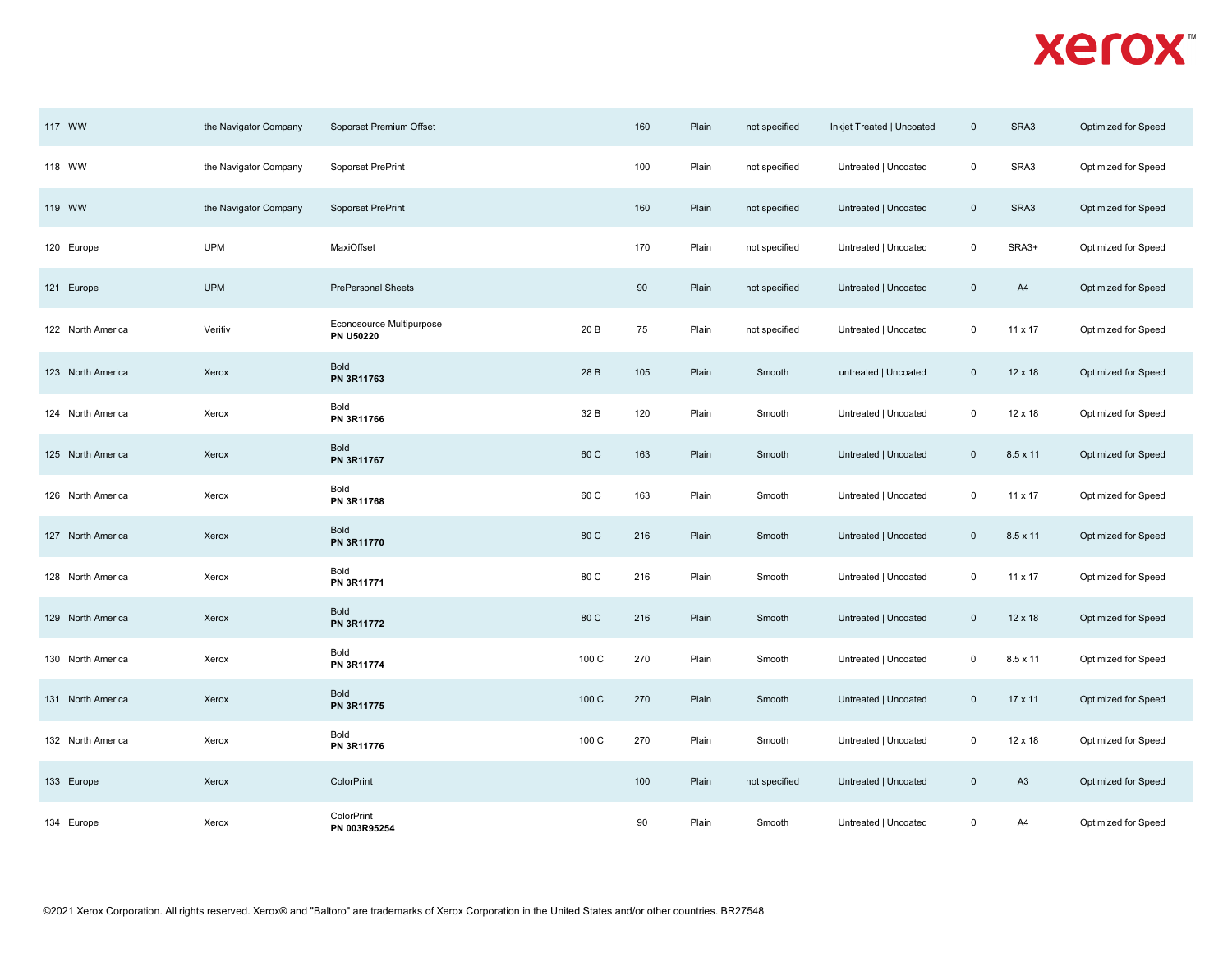| | | | | | | | | | | | |
|---|---|---|---|---|---|---|---|---|---|---|---|
| 117 | WW | the Navigator Company | Soporset Premium Offset | | 160 | Plain | not specified | Inkjet Treated \| Uncoated | 0 | SRA3 | Optimized for Speed |
| 118 | WW | the Navigator Company | Soporset PrePrint | | 100 | Plain | not specified | Untreated \| Uncoated | 0 | SRA3 | Optimized for Speed |
| 119 | WW | the Navigator Company | Soporset PrePrint | | 160 | Plain | not specified | Untreated \| Uncoated | 0 | SRA3 | Optimized for Speed |
| 120 | Europe | UPM | MaxiOffset | | 170 | Plain | not specified | Untreated \| Uncoated | 0 | SRA3+ | Optimized for Speed |
| 121 | Europe | UPM | PrePersonal Sheets | | 90 | Plain | not specified | Untreated \| Uncoated | 0 | A4 | Optimized for Speed |
| 122 | North America | Veritiv | Econosource Multipurpose **PN U50220** | 20 B | 75 | Plain | not specified | Untreated \| Uncoated | 0 | 11 x 17 | Optimized for Speed |
| 123 | North America | Xerox | Bold **PN 3R11763** | 28 B | 105 | Plain | Smooth | untreated \| Uncoated | 0 | 12 x 18 | Optimized for Speed |
| 124 | North America | Xerox | Bold **PN 3R11766** | 32 B | 120 | Plain | Smooth | Untreated \| Uncoated | 0 | 12 x 18 | Optimized for Speed |
| 125 | North America | Xerox | Bold **PN 3R11767** | 60 C | 163 | Plain | Smooth | Untreated \| Uncoated | 0 | 8.5 x 11 | Optimized for Speed |
| 126 | North America | Xerox | Bold **PN 3R11768** | 60 C | 163 | Plain | Smooth | Untreated \| Uncoated | 0 | 11 x 17 | Optimized for Speed |
| 127 | North America | Xerox | Bold **PN 3R11770** | 80 C | 216 | Plain | Smooth | Untreated \| Uncoated | 0 | 8.5 x 11 | Optimized for Speed |
| 128 | North America | Xerox | Bold **PN 3R11771** | 80 C | 216 | Plain | Smooth | Untreated \| Uncoated | 0 | 11 x 17 | Optimized for Speed |
| 129 | North America | Xerox | Bold **PN 3R11772** | 80 C | 216 | Plain | Smooth | Untreated \| Uncoated | 0 | 12 x 18 | Optimized for Speed |
| 130 | North America | Xerox | Bold **PN 3R11774** | 100 C | 270 | Plain | Smooth | Untreated \| Uncoated | 0 | 8.5 x 11 | Optimized for Speed |
| 131 | North America | Xerox | Bold **PN 3R11775** | 100 C | 270 | Plain | Smooth | Untreated \| Uncoated | 0 | 17 x 11 | Optimized for Speed |
| 132 | North America | Xerox | Bold **PN 3R11776** | 100 C | 270 | Plain | Smooth | Untreated \| Uncoated | 0 | 12 x 18 | Optimized for Speed |
| 133 | Europe | Xerox | ColorPrint | | 100 | Plain | not specified | Untreated \| Uncoated | 0 | A3 | Optimized for Speed |
| 134 | Europe | Xerox | ColorPrint **PN 003R95254** | | 90 | Plain | Smooth | Untreated \| Uncoated | 0 | A4 | Optimized for Speed |

©2021 Xerox Corporation. All rights reserved. Xerox® and "Baltoro" are trademarks of Xerox Corporation in the United States and/or other countries. BR27548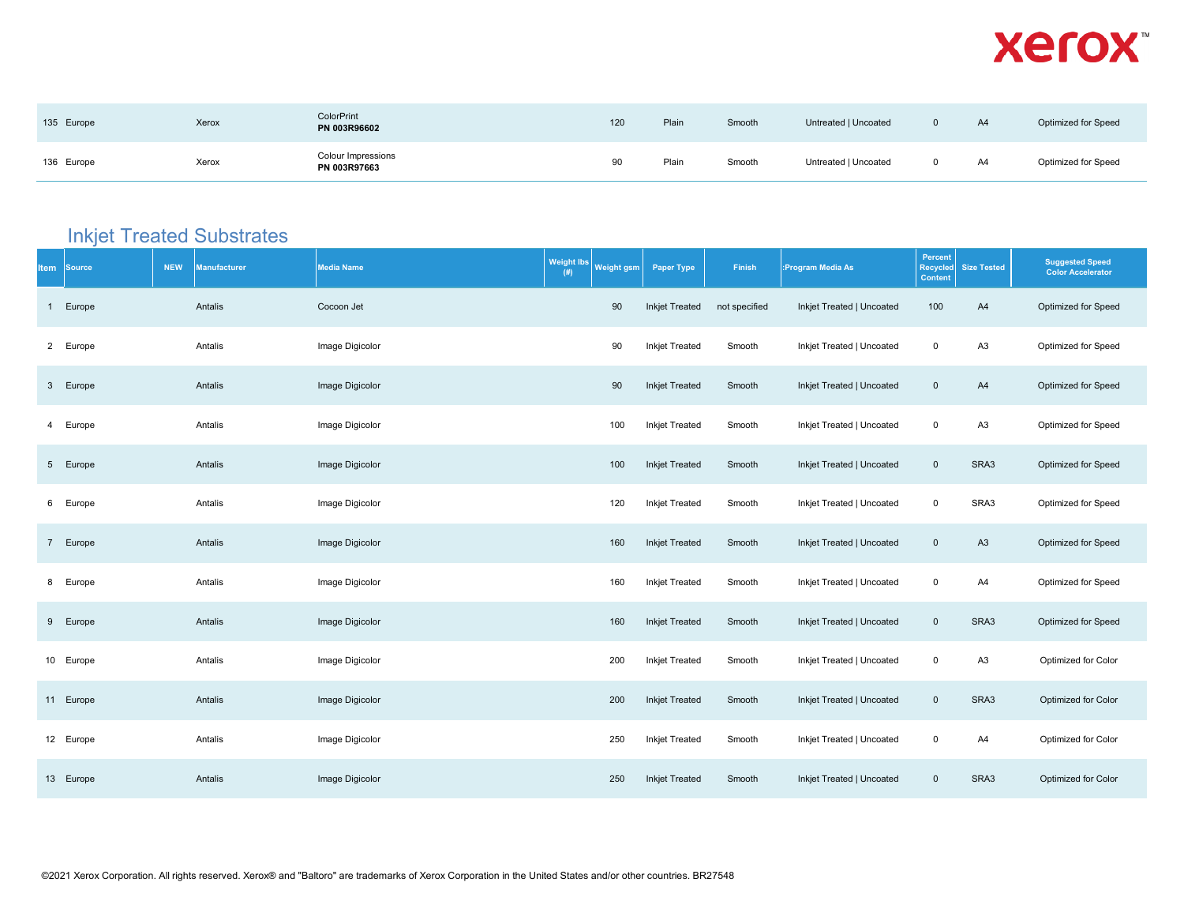| 135 | Europe | | Xerox | ColorPrint **PN 003R96602** | | 120 | Plain | Smooth | Untreated \| Uncoated | 0 | A4 | Optimized for Speed |
|---|---|---|---|---|---|---|---|---|---|---|---|---|
| 136 | Europe | | Xerox | Colour Impressions **PN 003R97663** | | 90 | Plain | Smooth | Untreated \| Uncoated | 0 | A4 | Optimized for Speed |

## Inkjet Treated Substrates

| Item | Source | NEW | Manufacturer | Media Name | Weight lbs (#) | Weight gsm | Paper Type | Finish | :Program Media As | Percent Recycled Content | Size Tested | Suggested Speed Color Accelerator |
|---|---|---|---|---|---|---|---|---|---|---|---|---|
| 1 | Europe | | Antalis | Cocoon Jet | | 90 | Inkjet Treated | not specified | Inkjet Treated \| Uncoated | 100 | A4 | Optimized for Speed |
| 2 | Europe | | Antalis | Image Digicolor | | 90 | Inkjet Treated | Smooth | Inkjet Treated \| Uncoated | 0 | A3 | Optimized for Speed |
| 3 | Europe | | Antalis | Image Digicolor | | 90 | Inkjet Treated | Smooth | Inkjet Treated \| Uncoated | 0 | A4 | Optimized for Speed |
| 4 | Europe | | Antalis | Image Digicolor | | 100 | Inkjet Treated | Smooth | Inkjet Treated \| Uncoated | 0 | A3 | Optimized for Speed |
| 5 | Europe | | Antalis | Image Digicolor | | 100 | Inkjet Treated | Smooth | Inkjet Treated \| Uncoated | 0 | SRA3 | Optimized for Speed |
| 6 | Europe | | Antalis | Image Digicolor | | 120 | Inkjet Treated | Smooth | Inkjet Treated \| Uncoated | 0 | SRA3 | Optimized for Speed |
| 7 | Europe | | Antalis | Image Digicolor | | 160 | Inkjet Treated | Smooth | Inkjet Treated \| Uncoated | 0 | A3 | Optimized for Speed |
| 8 | Europe | | Antalis | Image Digicolor | | 160 | Inkjet Treated | Smooth | Inkjet Treated \| Uncoated | 0 | A4 | Optimized for Speed |
| 9 | Europe | | Antalis | Image Digicolor | | 160 | Inkjet Treated | Smooth | Inkjet Treated \| Uncoated | 0 | SRA3 | Optimized for Speed |
| 10 | Europe | | Antalis | Image Digicolor | | 200 | Inkjet Treated | Smooth | Inkjet Treated \| Uncoated | 0 | A3 | Optimized for Color |
| 11 | Europe | | Antalis | Image Digicolor | | 200 | Inkjet Treated | Smooth | Inkjet Treated \| Uncoated | 0 | SRA3 | Optimized for Color |
| 12 | Europe | | Antalis | Image Digicolor | | 250 | Inkjet Treated | Smooth | Inkjet Treated \| Uncoated | 0 | A4 | Optimized for Color |
| 13 | Europe | | Antalis | Image Digicolor | | 250 | Inkjet Treated | Smooth | Inkjet Treated \| Uncoated | 0 | SRA3 | Optimized for Color |

©2021 Xerox Corporation. All rights reserved. Xerox® and "Baltoro" are trademarks of Xerox Corporation in the United States and/or other countries. BR27548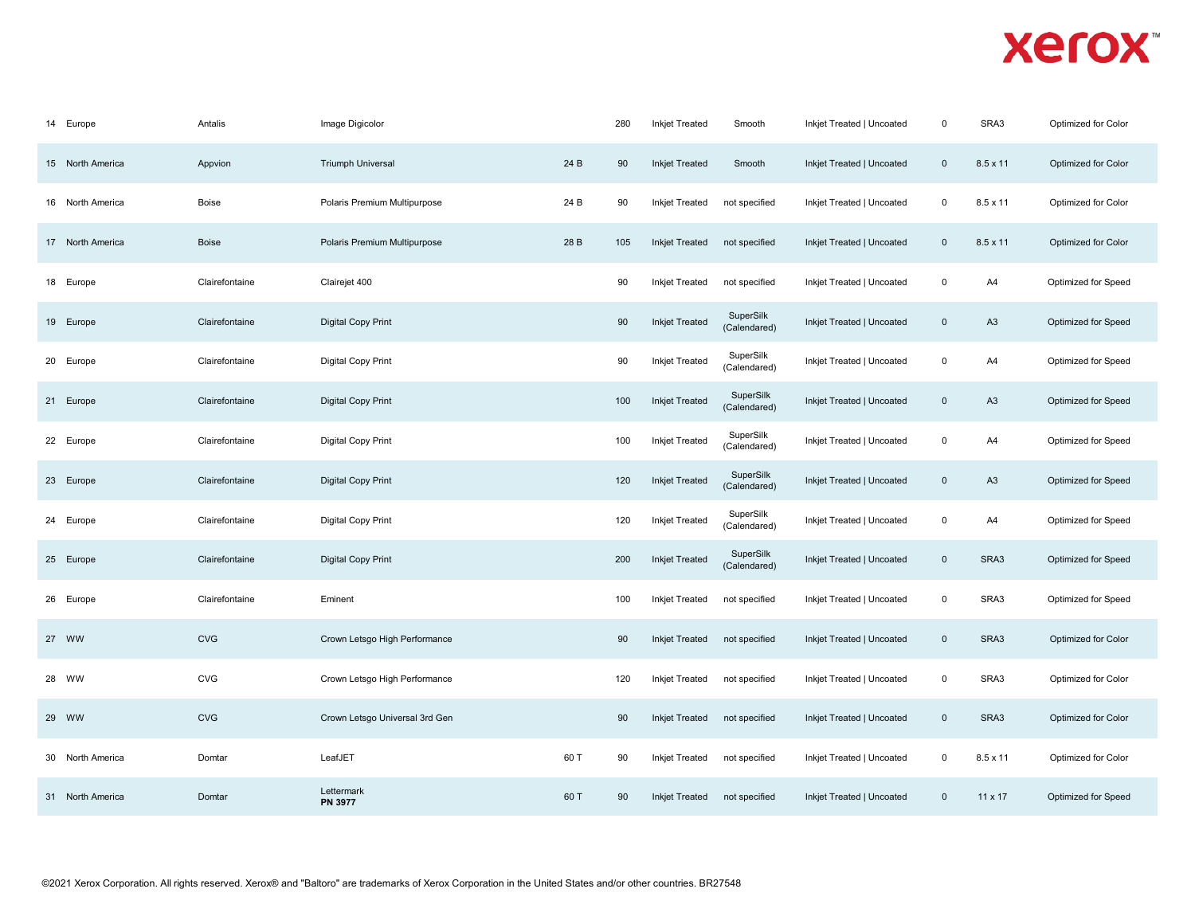| | | | | | | | | | | | |
|---|---|---|---|---|---|---|---|---|---|---|---|
| 14 | Europe | Antalis | Image Digicolor | | 280 | Inkjet Treated | Smooth | Inkjet Treated \| Uncoated | 0 | SRA3 | Optimized for Color |
| 15 | North America | Appvion | Triumph Universal | 24 B | 90 | Inkjet Treated | Smooth | Inkjet Treated \| Uncoated | 0 | 8.5 x 11 | Optimized for Color |
| 16 | North America | Boise | Polaris Premium Multipurpose | 24 B | 90 | Inkjet Treated | not specified | Inkjet Treated \| Uncoated | 0 | 8.5 x 11 | Optimized for Color |
| 17 | North America | Boise | Polaris Premium Multipurpose | 28 B | 105 | Inkjet Treated | not specified | Inkjet Treated \| Uncoated | 0 | 8.5 x 11 | Optimized for Color |
| 18 | Europe | Clairefontaine | Clairejet 400 | | 90 | Inkjet Treated | not specified | Inkjet Treated \| Uncoated | 0 | A4 | Optimized for Speed |
| 19 | Europe | Clairefontaine | Digital Copy Print | | 90 | Inkjet Treated | SuperSilk (Calendared) | Inkjet Treated \| Uncoated | 0 | A3 | Optimized for Speed |
| 20 | Europe | Clairefontaine | Digital Copy Print | | 90 | Inkjet Treated | SuperSilk (Calendared) | Inkjet Treated \| Uncoated | 0 | A4 | Optimized for Speed |
| 21 | Europe | Clairefontaine | Digital Copy Print | | 100 | Inkjet Treated | SuperSilk (Calendared) | Inkjet Treated \| Uncoated | 0 | A3 | Optimized for Speed |
| 22 | Europe | Clairefontaine | Digital Copy Print | | 100 | Inkjet Treated | SuperSilk (Calendared) | Inkjet Treated \| Uncoated | 0 | A4 | Optimized for Speed |
| 23 | Europe | Clairefontaine | Digital Copy Print | | 120 | Inkjet Treated | SuperSilk (Calendared) | Inkjet Treated \| Uncoated | 0 | A3 | Optimized for Speed |
| 24 | Europe | Clairefontaine | Digital Copy Print | | 120 | Inkjet Treated | SuperSilk (Calendared) | Inkjet Treated \| Uncoated | 0 | A4 | Optimized for Speed |
| 25 | Europe | Clairefontaine | Digital Copy Print | | 200 | Inkjet Treated | SuperSilk (Calendared) | Inkjet Treated \| Uncoated | 0 | SRA3 | Optimized for Speed |
| 26 | Europe | Clairefontaine | Eminent | | 100 | Inkjet Treated | not specified | Inkjet Treated \| Uncoated | 0 | SRA3 | Optimized for Speed |
| 27 | WW | CVG | Crown Letsgo High Performance | | 90 | Inkjet Treated | not specified | Inkjet Treated \| Uncoated | 0 | SRA3 | Optimized for Color |
| 28 | WW | CVG | Crown Letsgo High Performance | | 120 | Inkjet Treated | not specified | Inkjet Treated \| Uncoated | 0 | SRA3 | Optimized for Color |
| 29 | WW | CVG | Crown Letsgo Universal 3rd Gen | | 90 | Inkjet Treated | not specified | Inkjet Treated \| Uncoated | 0 | SRA3 | Optimized for Color |
| 30 | North America | Domtar | LeafJET | 60 T | 90 | Inkjet Treated | not specified | Inkjet Treated \| Uncoated | 0 | 8.5 x 11 | Optimized for Color |
| 31 | North America | Domtar | Lettermark **PN 3977** | 60 T | 90 | Inkjet Treated | not specified | Inkjet Treated \| Uncoated | 0 | 11 x 17 | Optimized for Speed |

©2021 Xerox Corporation. All rights reserved. Xerox® and "Baltoro" are trademarks of Xerox Corporation in the United States and/or other countries. BR27548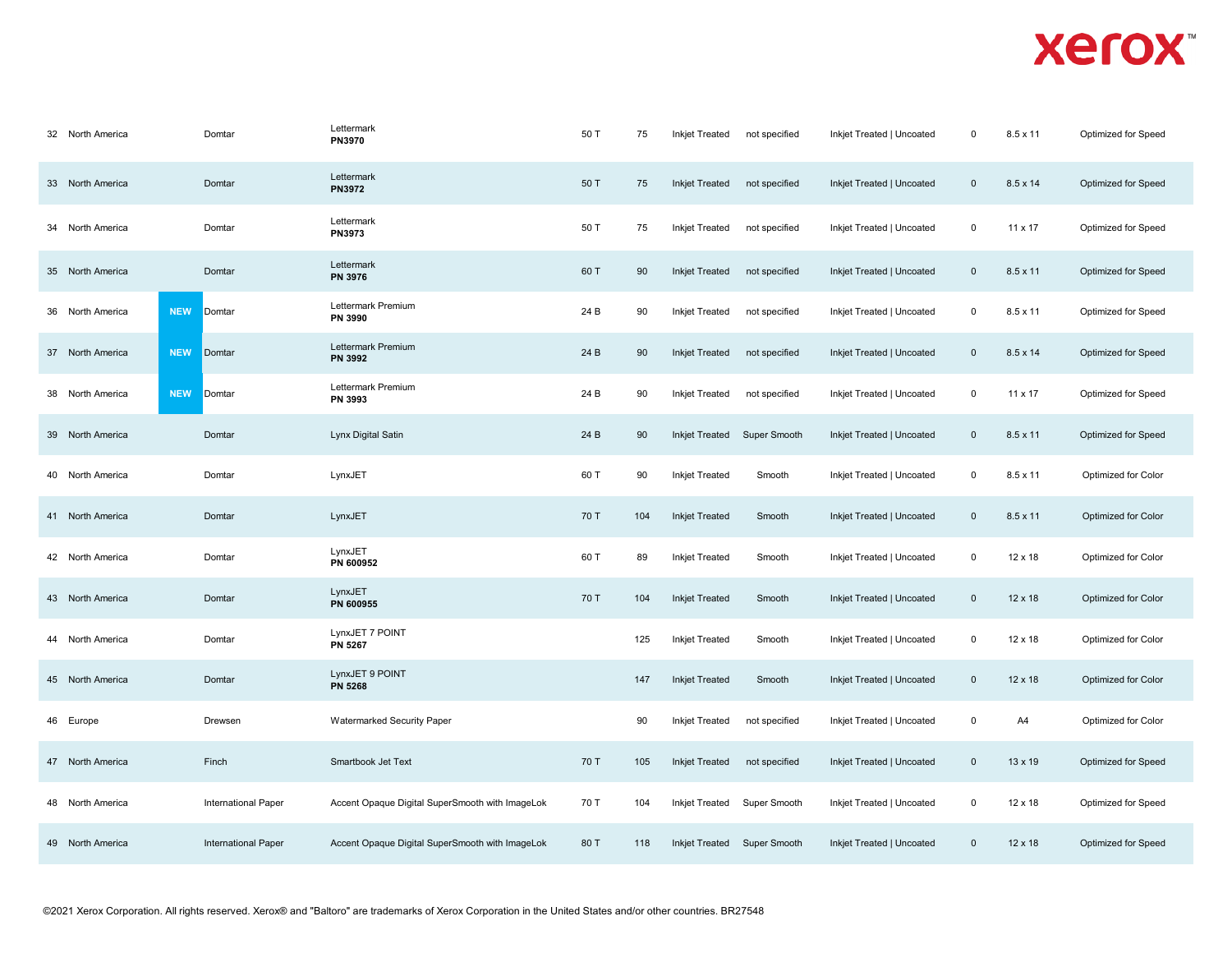| | | | | | | | | | | | | |
|---|---|---|---|---|---|---|---|---|---|---|---|---|
| 32 | North America | | Domtar | Lettermark **PN3970** | 50 T | 75 | Inkjet Treated | not specified | Inkjet Treated \| Uncoated | 0 | 8.5 x 11 | Optimized for Speed |
| 33 | North America | | Domtar | Lettermark **PN3972** | 50 T | 75 | Inkjet Treated | not specified | Inkjet Treated \| Uncoated | 0 | 8.5 x 14 | Optimized for Speed |
| 34 | North America | | Domtar | Lettermark **PN3973** | 50 T | 75 | Inkjet Treated | not specified | Inkjet Treated \| Uncoated | 0 | 11 x 17 | Optimized for Speed |
| 35 | North America | | Domtar | Lettermark **PN 3976** | 60 T | 90 | Inkjet Treated | not specified | Inkjet Treated \| Uncoated | 0 | 8.5 x 11 | Optimized for Speed |
| 36 | North America | NEW | Domtar | Lettermark Premium **PN 3990** | 24 B | 90 | Inkjet Treated | not specified | Inkjet Treated \| Uncoated | 0 | 8.5 x 11 | Optimized for Speed |
| 37 | North America | NEW | Domtar | Lettermark Premium **PN 3992** | 24 B | 90 | Inkjet Treated | not specified | Inkjet Treated \| Uncoated | 0 | 8.5 x 14 | Optimized for Speed |
| 38 | North America | NEW | Domtar | Lettermark Premium **PN 3993** | 24 B | 90 | Inkjet Treated | not specified | Inkjet Treated \| Uncoated | 0 | 11 x 17 | Optimized for Speed |
| 39 | North America | | Domtar | Lynx Digital Satin | 24 B | 90 | Inkjet Treated | Super Smooth | Inkjet Treated \| Uncoated | 0 | 8.5 x 11 | Optimized for Speed |
| 40 | North America | | Domtar | LynxJET | 60 T | 90 | Inkjet Treated | Smooth | Inkjet Treated \| Uncoated | 0 | 8.5 x 11 | Optimized for Color |
| 41 | North America | | Domtar | LynxJET | 70 T | 104 | Inkjet Treated | Smooth | Inkjet Treated \| Uncoated | 0 | 8.5 x 11 | Optimized for Color |
| 42 | North America | | Domtar | LynxJET **PN 600952** | 60 T | 89 | Inkjet Treated | Smooth | Inkjet Treated \| Uncoated | 0 | 12 x 18 | Optimized for Color |
| 43 | North America | | Domtar | LynxJET **PN 600955** | 70 T | 104 | Inkjet Treated | Smooth | Inkjet Treated \| Uncoated | 0 | 12 x 18 | Optimized for Color |
| 44 | North America | | Domtar | LynxJET 7 POINT **PN 5267** | | 125 | Inkjet Treated | Smooth | Inkjet Treated \| Uncoated | 0 | 12 x 18 | Optimized for Color |
| 45 | North America | | Domtar | LynxJET 9 POINT **PN 5268** | | 147 | Inkjet Treated | Smooth | Inkjet Treated \| Uncoated | 0 | 12 x 18 | Optimized for Color |
| 46 | Europe | | Drewsen | Watermarked Security Paper | | 90 | Inkjet Treated | not specified | Inkjet Treated \| Uncoated | 0 | A4 | Optimized for Color |
| 47 | North America | | Finch | Smartbook Jet Text | 70 T | 105 | Inkjet Treated | not specified | Inkjet Treated \| Uncoated | 0 | 13 x 19 | Optimized for Speed |
| 48 | North America | | International Paper | Accent Opaque Digital SuperSmooth with ImageLok | 70 T | 104 | Inkjet Treated | Super Smooth | Inkjet Treated \| Uncoated | 0 | 12 x 18 | Optimized for Speed |
| 49 | North America | | International Paper | Accent Opaque Digital SuperSmooth with ImageLok | 80 T | 118 | Inkjet Treated | Super Smooth | Inkjet Treated \| Uncoated | 0 | 12 x 18 | Optimized for Speed |

©2021 Xerox Corporation. All rights reserved. Xerox® and "Baltoro" are trademarks of Xerox Corporation in the United States and/or other countries. BR27548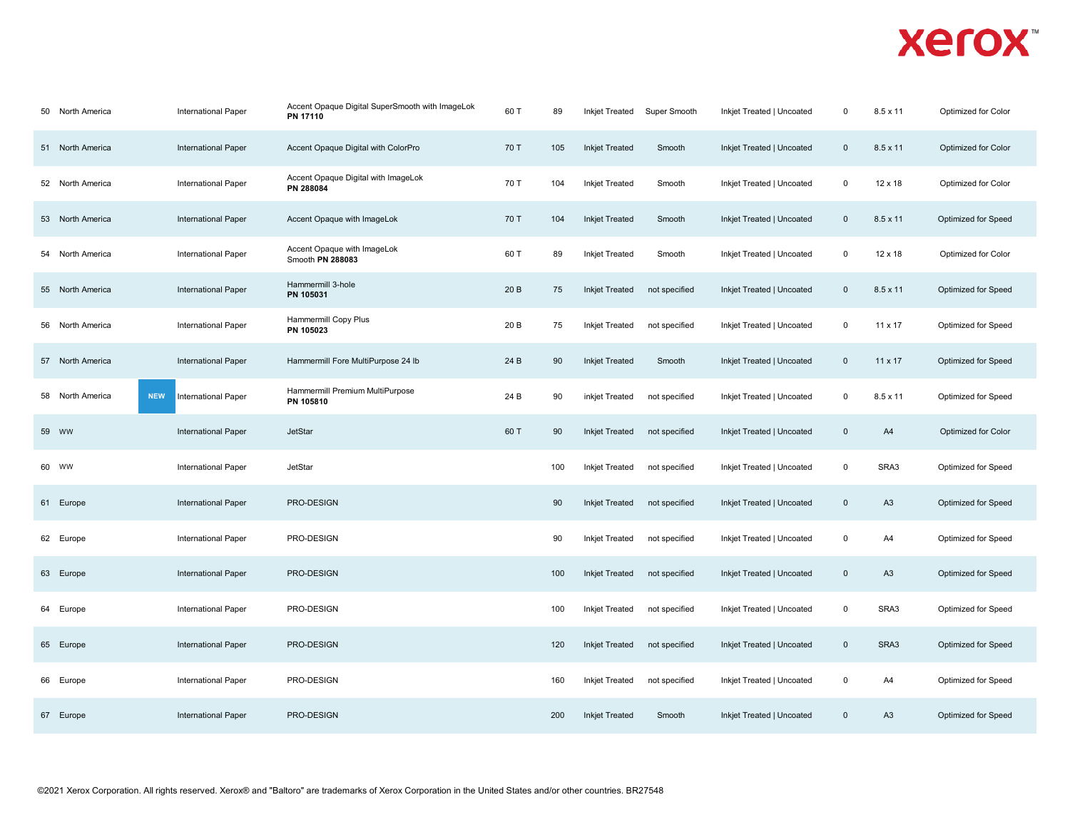| | | | | | | | | | | | |
|---|---|---|---|---|---|---|---|---|---|---|---|
| 50 | North America | | International Paper | Accent Opaque Digital SuperSmooth with ImageLok **PN 17110** | 60 T | 89 | Inkjet Treated | Super Smooth | Inkjet Treated \| Uncoated | 0 | 8.5 x 11 | Optimized for Color |
| 51 | North America | | International Paper | Accent Opaque Digital with ColorPro | 70 T | 105 | Inkjet Treated | Smooth | Inkjet Treated \| Uncoated | 0 | 8.5 x 11 | Optimized for Color |
| 52 | North America | | International Paper | Accent Opaque Digital with ImageLok **PN 288084** | 70 T | 104 | Inkjet Treated | Smooth | Inkjet Treated \| Uncoated | 0 | 12 x 18 | Optimized for Color |
| 53 | North America | | International Paper | Accent Opaque with ImageLok | 70 T | 104 | Inkjet Treated | Smooth | Inkjet Treated \| Uncoated | 0 | 8.5 x 11 | Optimized for Speed |
| 54 | North America | | International Paper | Accent Opaque with ImageLok Smooth **PN 288083** | 60 T | 89 | Inkjet Treated | Smooth | Inkjet Treated \| Uncoated | 0 | 12 x 18 | Optimized for Color |
| 55 | North America | | International Paper | Hammermill 3-hole **PN 105031** | 20 B | 75 | Inkjet Treated | not specified | Inkjet Treated \| Uncoated | 0 | 8.5 x 11 | Optimized for Speed |
| 56 | North America | | International Paper | Hammermill Copy Plus **PN 105023** | 20 B | 75 | Inkjet Treated | not specified | Inkjet Treated \| Uncoated | 0 | 11 x 17 | Optimized for Speed |
| 57 | North America | | International Paper | Hammermill Fore MultiPurpose 24 lb | 24 B | 90 | Inkjet Treated | Smooth | Inkjet Treated \| Uncoated | 0 | 11 x 17 | Optimized for Speed |
| 58 | North America | NEW | International Paper | Hammermill Premium MultiPurpose **PN 105810** | 24 B | 90 | inkjet Treated | not specified | Inkjet Treated \| Uncoated | 0 | 8.5 x 11 | Optimized for Speed |
| 59 | WW | | International Paper | JetStar | 60 T | 90 | Inkjet Treated | not specified | Inkjet Treated \| Uncoated | 0 | A4 | Optimized for Color |
| 60 | WW | | International Paper | JetStar | | 100 | Inkjet Treated | not specified | Inkjet Treated \| Uncoated | 0 | SRA3 | Optimized for Speed |
| 61 | Europe | | International Paper | PRO-DESIGN | | 90 | Inkjet Treated | not specified | Inkjet Treated \| Uncoated | 0 | A3 | Optimized for Speed |
| 62 | Europe | | International Paper | PRO-DESIGN | | 90 | Inkjet Treated | not specified | Inkjet Treated \| Uncoated | 0 | A4 | Optimized for Speed |
| 63 | Europe | | International Paper | PRO-DESIGN | | 100 | Inkjet Treated | not specified | Inkjet Treated \| Uncoated | 0 | A3 | Optimized for Speed |
| 64 | Europe | | International Paper | PRO-DESIGN | | 100 | Inkjet Treated | not specified | Inkjet Treated \| Uncoated | 0 | SRA3 | Optimized for Speed |
| 65 | Europe | | International Paper | PRO-DESIGN | | 120 | Inkjet Treated | not specified | Inkjet Treated \| Uncoated | 0 | SRA3 | Optimized for Speed |
| 66 | Europe | | International Paper | PRO-DESIGN | | 160 | Inkjet Treated | not specified | Inkjet Treated \| Uncoated | 0 | A4 | Optimized for Speed |
| 67 | Europe | | International Paper | PRO-DESIGN | | 200 | Inkjet Treated | Smooth | Inkjet Treated \| Uncoated | 0 | A3 | Optimized for Speed |

©2021 Xerox Corporation. All rights reserved. Xerox® and "Baltoro" are trademarks of Xerox Corporation in the United States and/or other countries. BR27548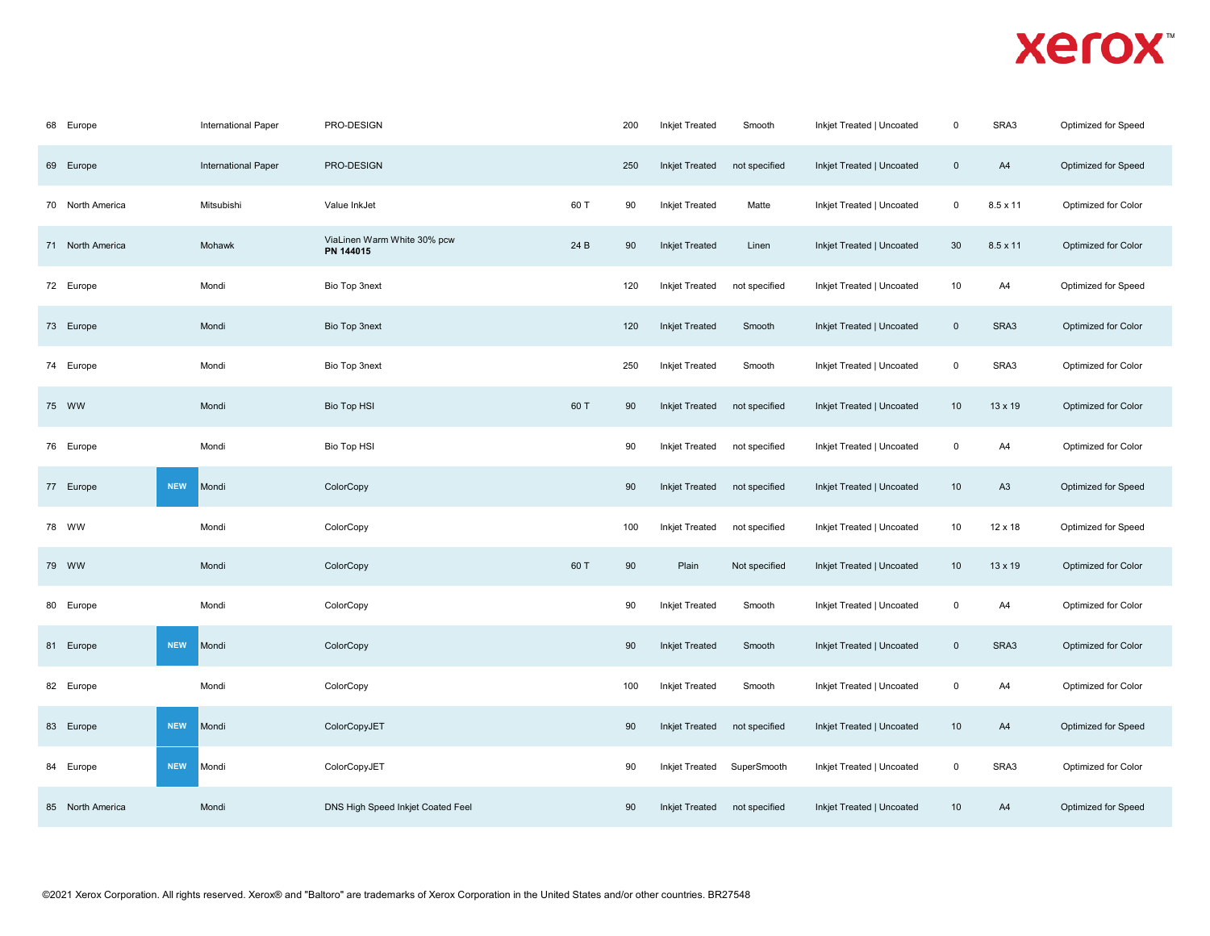| | | | | | | | | | | | | |
|---|---|---|---|---|---|---|---|---|---|---|---|---|
| 68 | Europe | | International Paper | PRO-DESIGN | | 200 | Inkjet Treated | Smooth | Inkjet Treated \| Uncoated | 0 | SRA3 | Optimized for Speed |
| 69 | Europe | | International Paper | PRO-DESIGN | | 250 | Inkjet Treated | not specified | Inkjet Treated \| Uncoated | 0 | A4 | Optimized for Speed |
| 70 | North America | | Mitsubishi | Value InkJet | 60 T | 90 | Inkjet Treated | Matte | Inkjet Treated \| Uncoated | 0 | 8.5 x 11 | Optimized for Color |
| 71 | North America | | Mohawk | ViaLinen Warm White 30% pcw **PN 144015** | 24 B | 90 | Inkjet Treated | Linen | Inkjet Treated \| Uncoated | 30 | 8.5 x 11 | Optimized for Color |
| 72 | Europe | | Mondi | Bio Top 3next | | 120 | Inkjet Treated | not specified | Inkjet Treated \| Uncoated | 10 | A4 | Optimized for Speed |
| 73 | Europe | | Mondi | Bio Top 3next | | 120 | Inkjet Treated | Smooth | Inkjet Treated \| Uncoated | 0 | SRA3 | Optimized for Color |
| 74 | Europe | | Mondi | Bio Top 3next | | 250 | Inkjet Treated | Smooth | Inkjet Treated \| Uncoated | 0 | SRA3 | Optimized for Color |
| 75 | WW | | Mondi | Bio Top HSI | 60 T | 90 | Inkjet Treated | not specified | Inkjet Treated \| Uncoated | 10 | 13 x 19 | Optimized for Color |
| 76 | Europe | | Mondi | Bio Top HSI | | 90 | Inkjet Treated | not specified | Inkjet Treated \| Uncoated | 0 | A4 | Optimized for Color |
| 77 | Europe | NEW | Mondi | ColorCopy | | 90 | Inkjet Treated | not specified | Inkjet Treated \| Uncoated | 10 | A3 | Optimized for Speed |
| 78 | WW | | Mondi | ColorCopy | | 100 | Inkjet Treated | not specified | Inkjet Treated \| Uncoated | 10 | 12 x 18 | Optimized for Speed |
| 79 | WW | | Mondi | ColorCopy | 60 T | 90 | Plain | Not specified | Inkjet Treated \| Uncoated | 10 | 13 x 19 | Optimized for Color |
| 80 | Europe | | Mondi | ColorCopy | | 90 | Inkjet Treated | Smooth | Inkjet Treated \| Uncoated | 0 | A4 | Optimized for Color |
| 81 | Europe | NEW | Mondi | ColorCopy | | 90 | Inkjet Treated | Smooth | Inkjet Treated \| Uncoated | 0 | SRA3 | Optimized for Color |
| 82 | Europe | | Mondi | ColorCopy | | 100 | Inkjet Treated | Smooth | Inkjet Treated \| Uncoated | 0 | A4 | Optimized for Color |
| 83 | Europe | NEW | Mondi | ColorCopyJET | | 90 | Inkjet Treated | not specified | Inkjet Treated \| Uncoated | 10 | A4 | Optimized for Speed |
| 84 | Europe | NEW | Mondi | ColorCopyJET | | 90 | Inkjet Treated | SuperSmooth | Inkjet Treated \| Uncoated | 0 | SRA3 | Optimized for Color |
| 85 | North America | | Mondi | DNS High Speed Inkjet Coated Feel | | 90 | Inkjet Treated | not specified | Inkjet Treated \| Uncoated | 10 | A4 | Optimized for Speed |

©2021 Xerox Corporation. All rights reserved. Xerox® and "Baltoro" are trademarks of Xerox Corporation in the United States and/or other countries. BR27548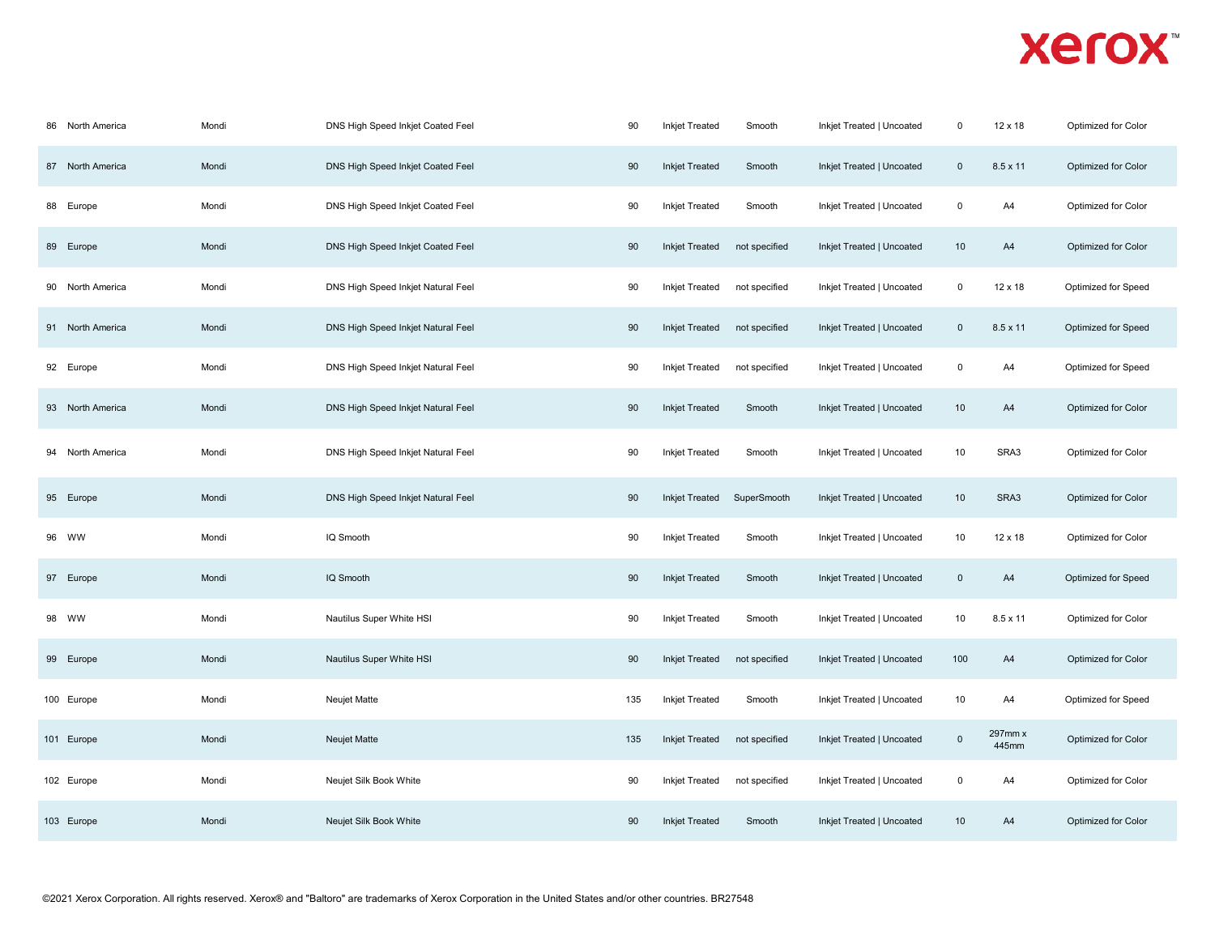| | | | | | | | | | | |
|---|---|---|---|---|---|---|---|---|---|---|
| 86 | North America | Mondi | DNS High Speed Inkjet Coated Feel | 90 | Inkjet Treated | Smooth | Inkjet Treated \| Uncoated | 0 | 12 x 18 | Optimized for Color |
| 87 | North America | Mondi | DNS High Speed Inkjet Coated Feel | 90 | Inkjet Treated | Smooth | Inkjet Treated \| Uncoated | 0 | 8.5 x 11 | Optimized for Color |
| 88 | Europe | Mondi | DNS High Speed Inkjet Coated Feel | 90 | Inkjet Treated | Smooth | Inkjet Treated \| Uncoated | 0 | A4 | Optimized for Color |
| 89 | Europe | Mondi | DNS High Speed Inkjet Coated Feel | 90 | Inkjet Treated | not specified | Inkjet Treated \| Uncoated | 10 | A4 | Optimized for Color |
| 90 | North America | Mondi | DNS High Speed Inkjet Natural Feel | 90 | Inkjet Treated | not specified | Inkjet Treated \| Uncoated | 0 | 12 x 18 | Optimized for Speed |
| 91 | North America | Mondi | DNS High Speed Inkjet Natural Feel | 90 | Inkjet Treated | not specified | Inkjet Treated \| Uncoated | 0 | 8.5 x 11 | Optimized for Speed |
| 92 | Europe | Mondi | DNS High Speed Inkjet Natural Feel | 90 | Inkjet Treated | not specified | Inkjet Treated \| Uncoated | 0 | A4 | Optimized for Speed |
| 93 | North America | Mondi | DNS High Speed Inkjet Natural Feel | 90 | Inkjet Treated | Smooth | Inkjet Treated \| Uncoated | 10 | A4 | Optimized for Color |
| 94 | North America | Mondi | DNS High Speed Inkjet Natural Feel | 90 | Inkjet Treated | Smooth | Inkjet Treated \| Uncoated | 10 | SRA3 | Optimized for Color |
| 95 | Europe | Mondi | DNS High Speed Inkjet Natural Feel | 90 | Inkjet Treated | SuperSmooth | Inkjet Treated \| Uncoated | 10 | SRA3 | Optimized for Color |
| 96 | WW | Mondi | IQ Smooth | 90 | Inkjet Treated | Smooth | Inkjet Treated \| Uncoated | 10 | 12 x 18 | Optimized for Color |
| 97 | Europe | Mondi | IQ Smooth | 90 | Inkjet Treated | Smooth | Inkjet Treated \| Uncoated | 0 | A4 | Optimized for Speed |
| 98 | WW | Mondi | Nautilus Super White HSI | 90 | Inkjet Treated | Smooth | Inkjet Treated \| Uncoated | 10 | 8.5 x 11 | Optimized for Color |
| 99 | Europe | Mondi | Nautilus Super White HSI | 90 | Inkjet Treated | not specified | Inkjet Treated \| Uncoated | 100 | A4 | Optimized for Color |
| 100 | Europe | Mondi | Neujet Matte | 135 | Inkjet Treated | Smooth | Inkjet Treated \| Uncoated | 10 | A4 | Optimized for Speed |
| 101 | Europe | Mondi | Neujet Matte | 135 | Inkjet Treated | not specified | Inkjet Treated \| Uncoated | 0 | 297mm x 445mm | Optimized for Color |
| 102 | Europe | Mondi | Neujet Silk Book White | 90 | Inkjet Treated | not specified | Inkjet Treated \| Uncoated | 0 | A4 | Optimized for Color |
| 103 | Europe | Mondi | Neujet Silk Book White | 90 | Inkjet Treated | Smooth | Inkjet Treated \| Uncoated | 10 | A4 | Optimized for Color |

©2021 Xerox Corporation. All rights reserved. Xerox® and "Baltoro" are trademarks of Xerox Corporation in the United States and/or other countries. BR27548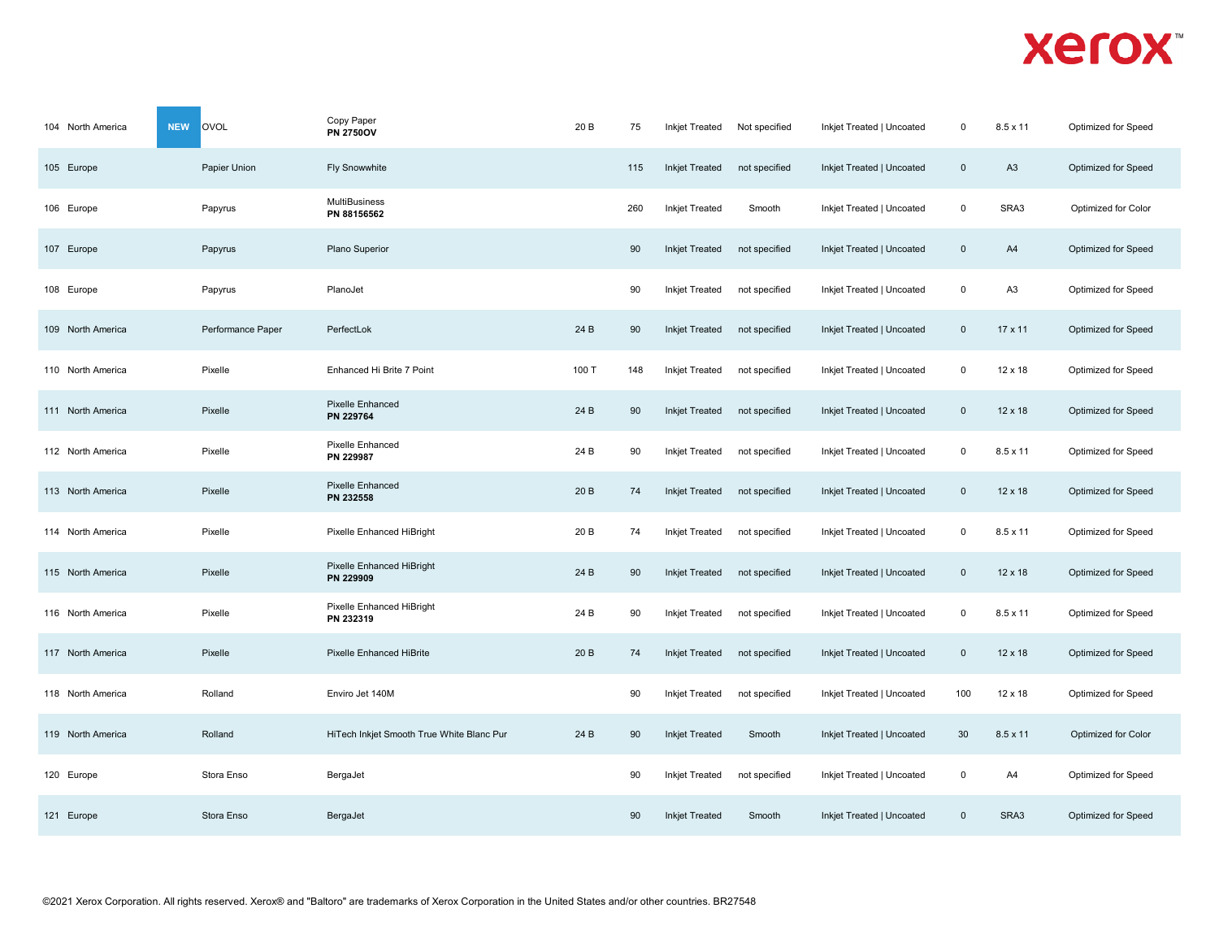| | | | | | | | | | | | |
|---|---|---|---|---|---|---|---|---|---|---|---|
| 104 | North America | NEW | OVOL | Copy Paper **PN 2750OV** | 20 B | 75 | Inkjet Treated | Not specified | Inkjet Treated \| Uncoated | 0 | 8.5 x 11 | Optimized for Speed |
| 105 | Europe | | Papier Union | Fly Snowwhite | | 115 | Inkjet Treated | not specified | Inkjet Treated \| Uncoated | 0 | A3 | Optimized for Speed |
| 106 | Europe | | Papyrus | MultiBusiness **PN 88156562** | | 260 | Inkjet Treated | Smooth | Inkjet Treated \| Uncoated | 0 | SRA3 | Optimized for Color |
| 107 | Europe | | Papyrus | Plano Superior | | 90 | Inkjet Treated | not specified | Inkjet Treated \| Uncoated | 0 | A4 | Optimized for Speed |
| 108 | Europe | | Papyrus | PlanoJet | | 90 | Inkjet Treated | not specified | Inkjet Treated \| Uncoated | 0 | A3 | Optimized for Speed |
| 109 | North America | | Performance Paper | PerfectLok | 24 B | 90 | Inkjet Treated | not specified | Inkjet Treated \| Uncoated | 0 | 17 x 11 | Optimized for Speed |
| 110 | North America | | Pixelle | Enhanced Hi Brite 7 Point | 100 T | 148 | Inkjet Treated | not specified | Inkjet Treated \| Uncoated | 0 | 12 x 18 | Optimized for Speed |
| 111 | North America | | Pixelle | Pixelle Enhanced **PN 229764** | 24 B | 90 | Inkjet Treated | not specified | Inkjet Treated \| Uncoated | 0 | 12 x 18 | Optimized for Speed |
| 112 | North America | | Pixelle | Pixelle Enhanced **PN 229987** | 24 B | 90 | Inkjet Treated | not specified | Inkjet Treated \| Uncoated | 0 | 8.5 x 11 | Optimized for Speed |
| 113 | North America | | Pixelle | Pixelle Enhanced **PN 232558** | 20 B | 74 | Inkjet Treated | not specified | Inkjet Treated \| Uncoated | 0 | 12 x 18 | Optimized for Speed |
| 114 | North America | | Pixelle | Pixelle Enhanced HiBright | 20 B | 74 | Inkjet Treated | not specified | Inkjet Treated \| Uncoated | 0 | 8.5 x 11 | Optimized for Speed |
| 115 | North America | | Pixelle | Pixelle Enhanced HiBright **PN 229909** | 24 B | 90 | Inkjet Treated | not specified | Inkjet Treated \| Uncoated | 0 | 12 x 18 | Optimized for Speed |
| 116 | North America | | Pixelle | Pixelle Enhanced HiBright **PN 232319** | 24 B | 90 | Inkjet Treated | not specified | Inkjet Treated \| Uncoated | 0 | 8.5 x 11 | Optimized for Speed |
| 117 | North America | | Pixelle | Pixelle Enhanced HiBrite | 20 B | 74 | Inkjet Treated | not specified | Inkjet Treated \| Uncoated | 0 | 12 x 18 | Optimized for Speed |
| 118 | North America | | Rolland | Enviro Jet 140M | | 90 | Inkjet Treated | not specified | Inkjet Treated \| Uncoated | 100 | 12 x 18 | Optimized for Speed |
| 119 | North America | | Rolland | HiTech Inkjet Smooth True White Blanc Pur | 24 B | 90 | Inkjet Treated | Smooth | Inkjet Treated \| Uncoated | 30 | 8.5 x 11 | Optimized for Color |
| 120 | Europe | | Stora Enso | BergaJet | | 90 | Inkjet Treated | not specified | Inkjet Treated \| Uncoated | 0 | A4 | Optimized for Speed |
| 121 | Europe | | Stora Enso | BergaJet | | 90 | Inkjet Treated | Smooth | Inkjet Treated \| Uncoated | 0 | SRA3 | Optimized for Speed |

©2021 Xerox Corporation. All rights reserved. Xerox® and "Baltoro" are trademarks of Xerox Corporation in the United States and/or other countries. BR27548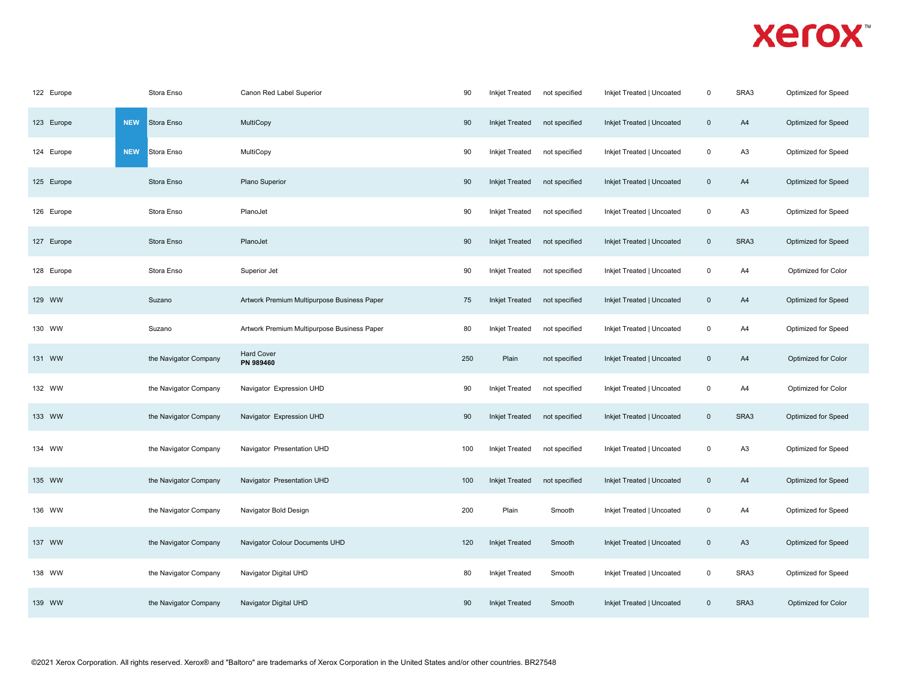| | | | | | | | | | | | |
|---|---|---|---|---|---|---|---|---|---|---|---|
| 122 | Europe | | Stora Enso | Canon Red Label Superior | 90 | Inkjet Treated | not specified | Inkjet Treated \| Uncoated | 0 | SRA3 | Optimized for Speed |
| 123 | Europe | NEW | Stora Enso | MultiCopy | 90 | Inkjet Treated | not specified | Inkjet Treated \| Uncoated | 0 | A4 | Optimized for Speed |
| 124 | Europe | NEW | Stora Enso | MultiCopy | 90 | Inkjet Treated | not specified | Inkjet Treated \| Uncoated | 0 | A3 | Optimized for Speed |
| 125 | Europe | | Stora Enso | Plano Superior | 90 | Inkjet Treated | not specified | Inkjet Treated \| Uncoated | 0 | A4 | Optimized for Speed |
| 126 | Europe | | Stora Enso | PlanoJet | 90 | Inkjet Treated | not specified | Inkjet Treated \| Uncoated | 0 | A3 | Optimized for Speed |
| 127 | Europe | | Stora Enso | PlanoJet | 90 | Inkjet Treated | not specified | Inkjet Treated \| Uncoated | 0 | SRA3 | Optimized for Speed |
| 128 | Europe | | Stora Enso | Superior Jet | 90 | Inkjet Treated | not specified | Inkjet Treated \| Uncoated | 0 | A4 | Optimized for Color |
| 129 | WW | | Suzano | Artwork Premium Multipurpose Business Paper | 75 | Inkjet Treated | not specified | Inkjet Treated \| Uncoated | 0 | A4 | Optimized for Speed |
| 130 | WW | | Suzano | Artwork Premium Multipurpose Business Paper | 80 | Inkjet Treated | not specified | Inkjet Treated \| Uncoated | 0 | A4 | Optimized for Speed |
| 131 | WW | | the Navigator Company | Hard Cover **PN 989460** | 250 | Plain | not specified | Inkjet Treated \| Uncoated | 0 | A4 | Optimized for Color |
| 132 | WW | | the Navigator Company | Navigator Expression UHD | 90 | Inkjet Treated | not specified | Inkjet Treated \| Uncoated | 0 | A4 | Optimized for Color |
| 133 | WW | | the Navigator Company | Navigator Expression UHD | 90 | Inkjet Treated | not specified | Inkjet Treated \| Uncoated | 0 | SRA3 | Optimized for Speed |
| 134 | WW | | the Navigator Company | Navigator Presentation UHD | 100 | Inkjet Treated | not specified | Inkjet Treated \| Uncoated | 0 | A3 | Optimized for Speed |
| 135 | WW | | the Navigator Company | Navigator Presentation UHD | 100 | Inkjet Treated | not specified | Inkjet Treated \| Uncoated | 0 | A4 | Optimized for Speed |
| 136 | WW | | the Navigator Company | Navigator Bold Design | 200 | Plain | Smooth | Inkjet Treated \| Uncoated | 0 | A4 | Optimized for Speed |
| 137 | WW | | the Navigator Company | Navigator Colour Documents UHD | 120 | Inkjet Treated | Smooth | Inkjet Treated \| Uncoated | 0 | A3 | Optimized for Speed |
| 138 | WW | | the Navigator Company | Navigator Digital UHD | 80 | Inkjet Treated | Smooth | Inkjet Treated \| Uncoated | 0 | SRA3 | Optimized for Speed |
| 139 | WW | | the Navigator Company | Navigator Digital UHD | 90 | Inkjet Treated | Smooth | Inkjet Treated \| Uncoated | 0 | SRA3 | Optimized for Color |

©2021 Xerox Corporation. All rights reserved. Xerox® and "Baltoro" are trademarks of Xerox Corporation in the United States and/or other countries. BR27548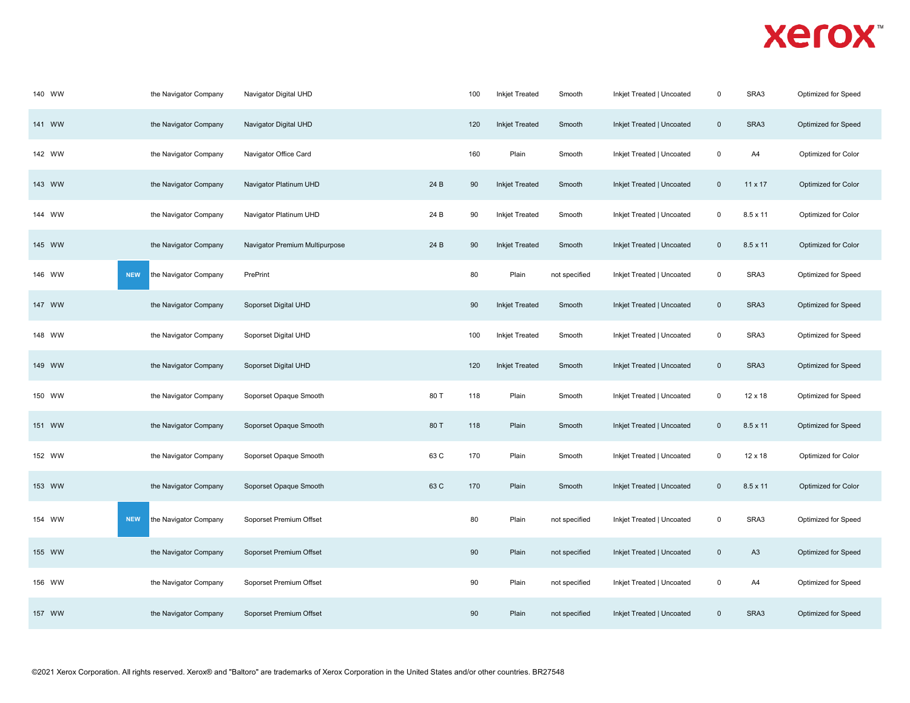| | | | | | | | | | | | | |
|---|---|---|---|---|---|---|---|---|---|---|---|---|
| 140 | WW | | the Navigator Company | Navigator Digital UHD | | 100 | Inkjet Treated | Smooth | Inkjet Treated \| Uncoated | 0 | SRA3 | Optimized for Speed |
| 141 | WW | | the Navigator Company | Navigator Digital UHD | | 120 | Inkjet Treated | Smooth | Inkjet Treated \| Uncoated | 0 | SRA3 | Optimized for Speed |
| 142 | WW | | the Navigator Company | Navigator Office Card | | 160 | Plain | Smooth | Inkjet Treated \| Uncoated | 0 | A4 | Optimized for Color |
| 143 | WW | | the Navigator Company | Navigator Platinum UHD | 24 B | 90 | Inkjet Treated | Smooth | Inkjet Treated \| Uncoated | 0 | 11 x 17 | Optimized for Color |
| 144 | WW | | the Navigator Company | Navigator Platinum UHD | 24 B | 90 | Inkjet Treated | Smooth | Inkjet Treated \| Uncoated | 0 | 8.5 x 11 | Optimized for Color |
| 145 | WW | | the Navigator Company | Navigator Premium Multipurpose | 24 B | 90 | Inkjet Treated | Smooth | Inkjet Treated \| Uncoated | 0 | 8.5 x 11 | Optimized for Color |
| 146 | WW | NEW | the Navigator Company | PrePrint | | 80 | Plain | not specified | Inkjet Treated \| Uncoated | 0 | SRA3 | Optimized for Speed |
| 147 | WW | | the Navigator Company | Soporset Digital UHD | | 90 | Inkjet Treated | Smooth | Inkjet Treated \| Uncoated | 0 | SRA3 | Optimized for Speed |
| 148 | WW | | the Navigator Company | Soporset Digital UHD | | 100 | Inkjet Treated | Smooth | Inkjet Treated \| Uncoated | 0 | SRA3 | Optimized for Speed |
| 149 | WW | | the Navigator Company | Soporset Digital UHD | | 120 | Inkjet Treated | Smooth | Inkjet Treated \| Uncoated | 0 | SRA3 | Optimized for Speed |
| 150 | WW | | the Navigator Company | Soporset Opaque Smooth | 80 T | 118 | Plain | Smooth | Inkjet Treated \| Uncoated | 0 | 12 x 18 | Optimized for Speed |
| 151 | WW | | the Navigator Company | Soporset Opaque Smooth | 80 T | 118 | Plain | Smooth | Inkjet Treated \| Uncoated | 0 | 8.5 x 11 | Optimized for Speed |
| 152 | WW | | the Navigator Company | Soporset Opaque Smooth | 63 C | 170 | Plain | Smooth | Inkjet Treated \| Uncoated | 0 | 12 x 18 | Optimized for Color |
| 153 | WW | | the Navigator Company | Soporset Opaque Smooth | 63 C | 170 | Plain | Smooth | Inkjet Treated \| Uncoated | 0 | 8.5 x 11 | Optimized for Color |
| 154 | WW | NEW | the Navigator Company | Soporset Premium Offset | | 80 | Plain | not specified | Inkjet Treated \| Uncoated | 0 | SRA3 | Optimized for Speed |
| 155 | WW | | the Navigator Company | Soporset Premium Offset | | 90 | Plain | not specified | Inkjet Treated \| Uncoated | 0 | A3 | Optimized for Speed |
| 156 | WW | | the Navigator Company | Soporset Premium Offset | | 90 | Plain | not specified | Inkjet Treated \| Uncoated | 0 | A4 | Optimized for Speed |
| 157 | WW | | the Navigator Company | Soporset Premium Offset | | 90 | Plain | not specified | Inkjet Treated \| Uncoated | 0 | SRA3 | Optimized for Speed |

©2021 Xerox Corporation. All rights reserved. Xerox® and "Baltoro" are trademarks of Xerox Corporation in the United States and/or other countries. BR27548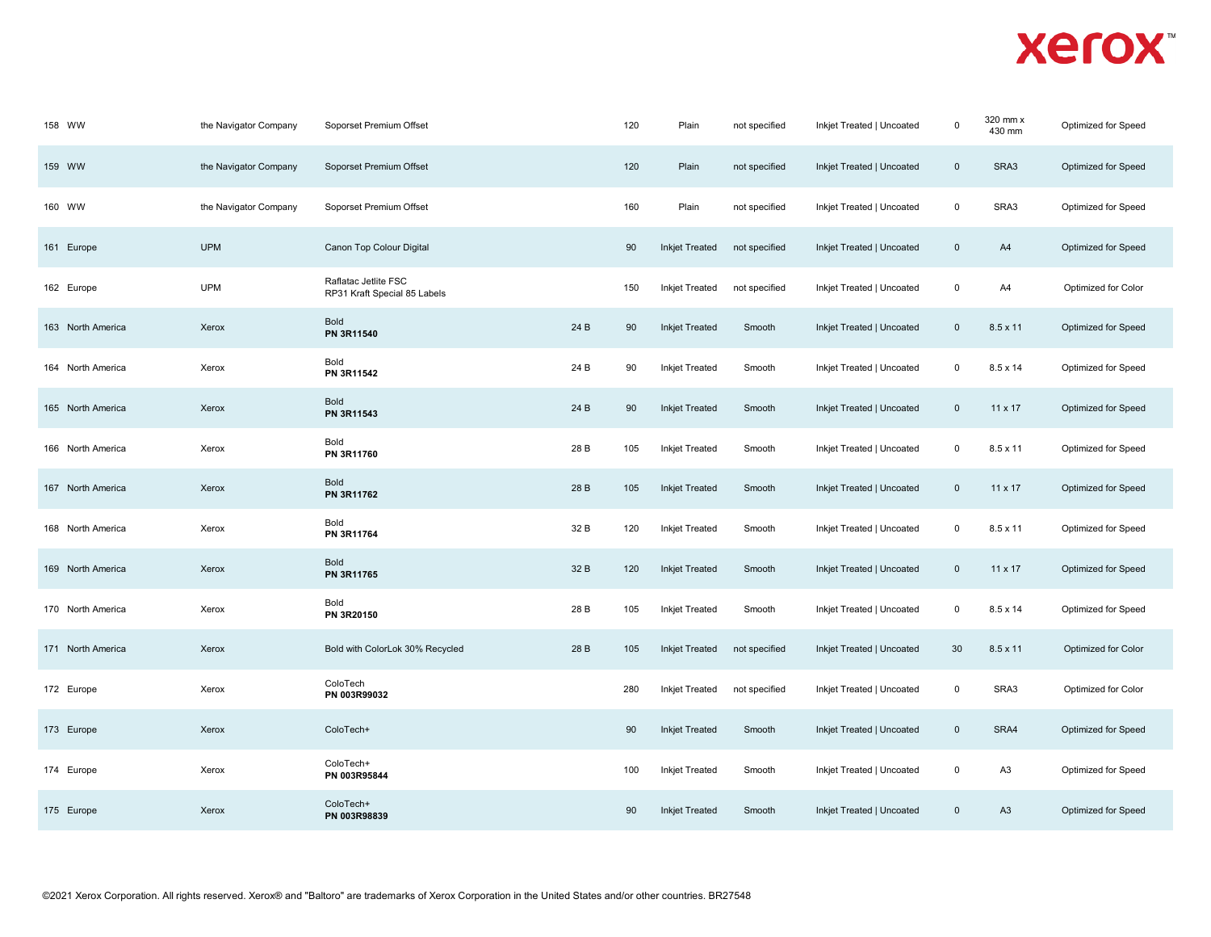| | | | | | | | | | | | |
|---|---|---|---|---|---|---|---|---|---|---|---|
| 158 | WW | the Navigator Company | Soporset Premium Offset | | 120 | Plain | not specified | Inkjet Treated \| Uncoated | 0 | 320 mm x 430 mm | Optimized for Speed |
| 159 | WW | the Navigator Company | Soporset Premium Offset | | 120 | Plain | not specified | Inkjet Treated \| Uncoated | 0 | SRA3 | Optimized for Speed |
| 160 | WW | the Navigator Company | Soporset Premium Offset | | 160 | Plain | not specified | Inkjet Treated \| Uncoated | 0 | SRA3 | Optimized for Speed |
| 161 | Europe | UPM | Canon Top Colour Digital | | 90 | Inkjet Treated | not specified | Inkjet Treated \| Uncoated | 0 | A4 | Optimized for Speed |
| 162 | Europe | UPM | Raflatac Jetlite FSC RP31 Kraft Special 85 Labels | | 150 | Inkjet Treated | not specified | Inkjet Treated \| Uncoated | 0 | A4 | Optimized for Color |
| 163 | North America | Xerox | Bold **PN 3R11540** | 24 B | 90 | Inkjet Treated | Smooth | Inkjet Treated \| Uncoated | 0 | 8.5 x 11 | Optimized for Speed |
| 164 | North America | Xerox | Bold **PN 3R11542** | 24 B | 90 | Inkjet Treated | Smooth | Inkjet Treated \| Uncoated | 0 | 8.5 x 14 | Optimized for Speed |
| 165 | North America | Xerox | Bold **PN 3R11543** | 24 B | 90 | Inkjet Treated | Smooth | Inkjet Treated \| Uncoated | 0 | 11 x 17 | Optimized for Speed |
| 166 | North America | Xerox | Bold **PN 3R11760** | 28 B | 105 | Inkjet Treated | Smooth | Inkjet Treated \| Uncoated | 0 | 8.5 x 11 | Optimized for Speed |
| 167 | North America | Xerox | Bold **PN 3R11762** | 28 B | 105 | Inkjet Treated | Smooth | Inkjet Treated \| Uncoated | 0 | 11 x 17 | Optimized for Speed |
| 168 | North America | Xerox | Bold **PN 3R11764** | 32 B | 120 | Inkjet Treated | Smooth | Inkjet Treated \| Uncoated | 0 | 8.5 x 11 | Optimized for Speed |
| 169 | North America | Xerox | Bold **PN 3R11765** | 32 B | 120 | Inkjet Treated | Smooth | Inkjet Treated \| Uncoated | 0 | 11 x 17 | Optimized for Speed |
| 170 | North America | Xerox | Bold **PN 3R20150** | 28 B | 105 | Inkjet Treated | Smooth | Inkjet Treated \| Uncoated | 0 | 8.5 x 14 | Optimized for Speed |
| 171 | North America | Xerox | Bold with ColorLok 30% Recycled | 28 B | 105 | Inkjet Treated | not specified | Inkjet Treated \| Uncoated | 30 | 8.5 x 11 | Optimized for Color |
| 172 | Europe | Xerox | ColoTech **PN 003R99032** | | 280 | Inkjet Treated | not specified | Inkjet Treated \| Uncoated | 0 | SRA3 | Optimized for Color |
| 173 | Europe | Xerox | ColoTech+ | | 90 | Inkjet Treated | Smooth | Inkjet Treated \| Uncoated | 0 | SRA4 | Optimized for Speed |
| 174 | Europe | Xerox | ColoTech+ **PN 003R95844** | | 100 | Inkjet Treated | Smooth | Inkjet Treated \| Uncoated | 0 | A3 | Optimized for Speed |
| 175 | Europe | Xerox | ColoTech+ **PN 003R98839** | | 90 | Inkjet Treated | Smooth | Inkjet Treated \| Uncoated | 0 | A3 | Optimized for Speed |

©2021 Xerox Corporation. All rights reserved. Xerox® and "Baltoro" are trademarks of Xerox Corporation in the United States and/or other countries. BR27548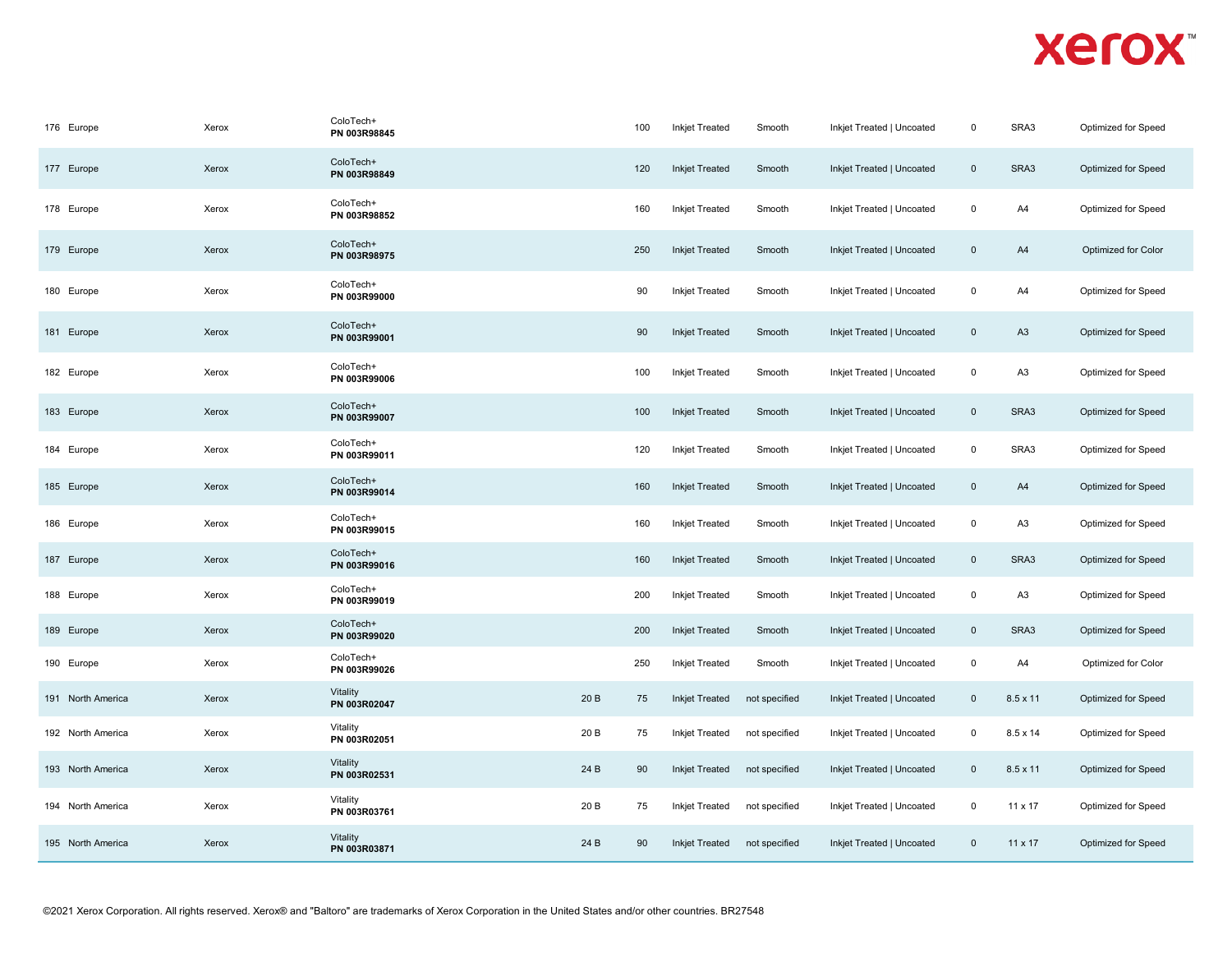| | | | | | | | | | | | |
|---|---|---|---|---|---|---|---|---|---|---|---|
| 176 | Europe | Xerox | ColoTech+ **PN 003R98845** | | 100 | Inkjet Treated | Smooth | Inkjet Treated \| Uncoated | 0 | SRA3 | Optimized for Speed |
| 177 | Europe | Xerox | ColoTech+ **PN 003R98849** | | 120 | Inkjet Treated | Smooth | Inkjet Treated \| Uncoated | 0 | SRA3 | Optimized for Speed |
| 178 | Europe | Xerox | ColoTech+ **PN 003R98852** | | 160 | Inkjet Treated | Smooth | Inkjet Treated \| Uncoated | 0 | A4 | Optimized for Speed |
| 179 | Europe | Xerox | ColoTech+ **PN 003R98975** | | 250 | Inkjet Treated | Smooth | Inkjet Treated \| Uncoated | 0 | A4 | Optimized for Color |
| 180 | Europe | Xerox | ColoTech+ **PN 003R99000** | | 90 | Inkjet Treated | Smooth | Inkjet Treated \| Uncoated | 0 | A4 | Optimized for Speed |
| 181 | Europe | Xerox | ColoTech+ **PN 003R99001** | | 90 | Inkjet Treated | Smooth | Inkjet Treated \| Uncoated | 0 | A3 | Optimized for Speed |
| 182 | Europe | Xerox | ColoTech+ **PN 003R99006** | | 100 | Inkjet Treated | Smooth | Inkjet Treated \| Uncoated | 0 | A3 | Optimized for Speed |
| 183 | Europe | Xerox | ColoTech+ **PN 003R99007** | | 100 | Inkjet Treated | Smooth | Inkjet Treated \| Uncoated | 0 | SRA3 | Optimized for Speed |
| 184 | Europe | Xerox | ColoTech+ **PN 003R99011** | | 120 | Inkjet Treated | Smooth | Inkjet Treated \| Uncoated | 0 | SRA3 | Optimized for Speed |
| 185 | Europe | Xerox | ColoTech+ **PN 003R99014** | | 160 | Inkjet Treated | Smooth | Inkjet Treated \| Uncoated | 0 | A4 | Optimized for Speed |
| 186 | Europe | Xerox | ColoTech+ **PN 003R99015** | | 160 | Inkjet Treated | Smooth | Inkjet Treated \| Uncoated | 0 | A3 | Optimized for Speed |
| 187 | Europe | Xerox | ColoTech+ **PN 003R99016** | | 160 | Inkjet Treated | Smooth | Inkjet Treated \| Uncoated | 0 | SRA3 | Optimized for Speed |
| 188 | Europe | Xerox | ColoTech+ **PN 003R99019** | | 200 | Inkjet Treated | Smooth | Inkjet Treated \| Uncoated | 0 | A3 | Optimized for Speed |
| 189 | Europe | Xerox | ColoTech+ **PN 003R99020** | | 200 | Inkjet Treated | Smooth | Inkjet Treated \| Uncoated | 0 | SRA3 | Optimized for Speed |
| 190 | Europe | Xerox | ColoTech+ **PN 003R99026** | | 250 | Inkjet Treated | Smooth | Inkjet Treated \| Uncoated | 0 | A4 | Optimized for Color |
| 191 | North America | Xerox | Vitality **PN 003R02047** | 20 B | 75 | Inkjet Treated | not specified | Inkjet Treated \| Uncoated | 0 | 8.5 x 11 | Optimized for Speed |
| 192 | North America | Xerox | Vitality **PN 003R02051** | 20 B | 75 | Inkjet Treated | not specified | Inkjet Treated \| Uncoated | 0 | 8.5 x 14 | Optimized for Speed |
| 193 | North America | Xerox | Vitality **PN 003R02531** | 24 B | 90 | Inkjet Treated | not specified | Inkjet Treated \| Uncoated | 0 | 8.5 x 11 | Optimized for Speed |
| 194 | North America | Xerox | Vitality **PN 003R03761** | 20 B | 75 | Inkjet Treated | not specified | Inkjet Treated \| Uncoated | 0 | 11 x 17 | Optimized for Speed |
| 195 | North America | Xerox | Vitality **PN 003R03871** | 24 B | 90 | Inkjet Treated | not specified | Inkjet Treated \| Uncoated | 0 | 11 x 17 | Optimized for Speed |

©2021 Xerox Corporation. All rights reserved. Xerox® and "Baltoro" are trademarks of Xerox Corporation in the United States and/or other countries. BR27548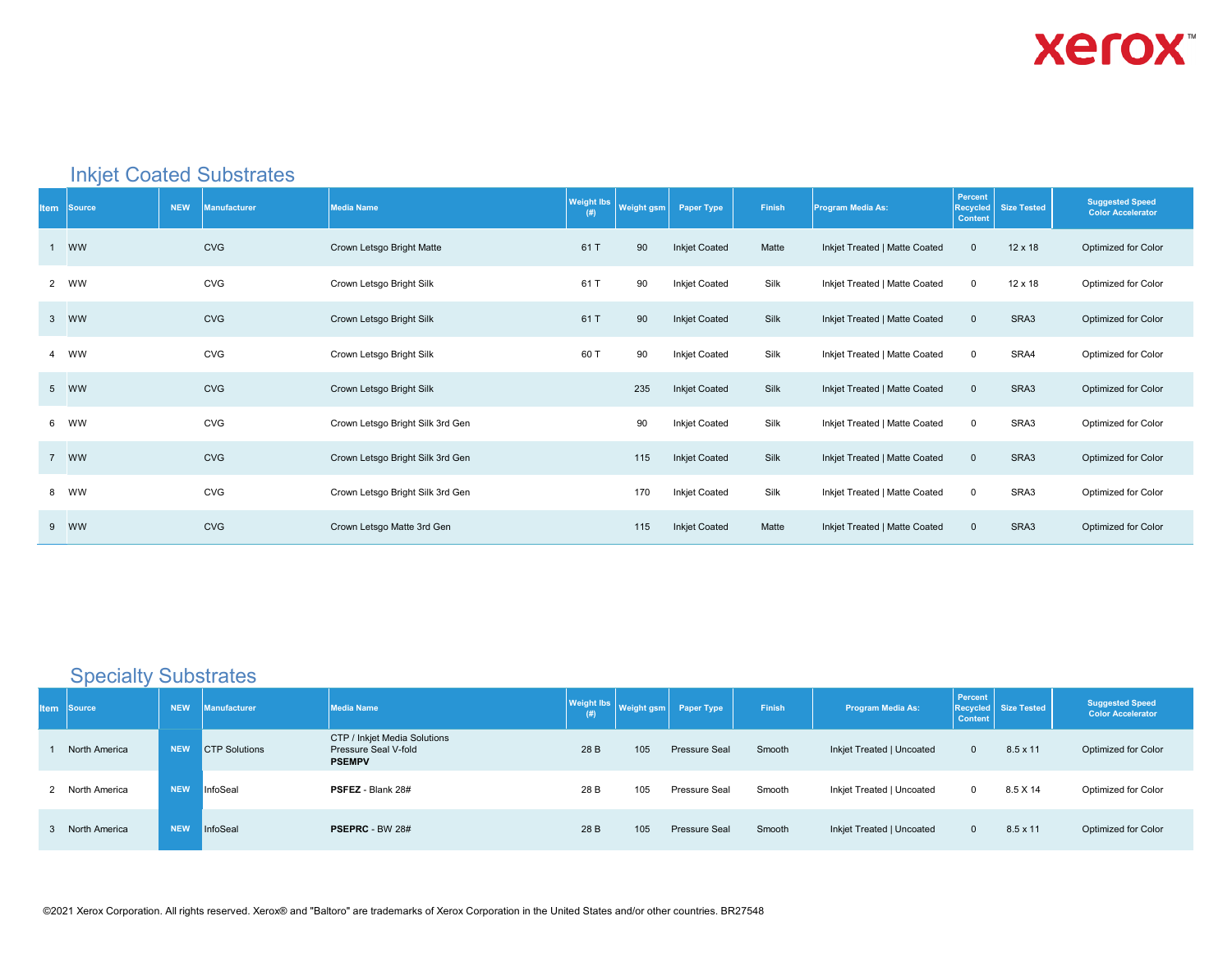## Inkjet Coated Substrates

| Item | Source | NEW | Manufacturer | Media Name | Weight lbs (#) | Weight gsm | Paper Type | Finish | Program Media As: | Percent Recycled Content | Size Tested | Suggested Speed Color Accelerator |
|---|---|---|---|---|---|---|---|---|---|---|---|---|
| 1 | WW | | CVG | Crown Letsgo Bright Matte | 61 T | 90 | Inkjet Coated | Matte | Inkjet Treated \| Matte Coated | 0 | 12 x 18 | Optimized for Color |
| 2 | WW | | CVG | Crown Letsgo Bright Silk | 61 T | 90 | Inkjet Coated | Silk | Inkjet Treated \| Matte Coated | 0 | 12 x 18 | Optimized for Color |
| 3 | WW | | CVG | Crown Letsgo Bright Silk | 61 T | 90 | Inkjet Coated | Silk | Inkjet Treated \| Matte Coated | 0 | SRA3 | Optimized for Color |
| 4 | WW | | CVG | Crown Letsgo Bright Silk | 60 T | 90 | Inkjet Coated | Silk | Inkjet Treated \| Matte Coated | 0 | SRA4 | Optimized for Color |
| 5 | WW | | CVG | Crown Letsgo Bright Silk | | 235 | Inkjet Coated | Silk | Inkjet Treated \| Matte Coated | 0 | SRA3 | Optimized for Color |
| 6 | WW | | CVG | Crown Letsgo Bright Silk 3rd Gen | | 90 | Inkjet Coated | Silk | Inkjet Treated \| Matte Coated | 0 | SRA3 | Optimized for Color |
| 7 | WW | | CVG | Crown Letsgo Bright Silk 3rd Gen | | 115 | Inkjet Coated | Silk | Inkjet Treated \| Matte Coated | 0 | SRA3 | Optimized for Color |
| 8 | WW | | CVG | Crown Letsgo Bright Silk 3rd Gen | | 170 | Inkjet Coated | Silk | Inkjet Treated \| Matte Coated | 0 | SRA3 | Optimized for Color |
| 9 | WW | | CVG | Crown Letsgo Matte 3rd Gen | | 115 | Inkjet Coated | Matte | Inkjet Treated \| Matte Coated | 0 | SRA3 | Optimized for Color |

## Specialty Substrates

| Item | Source | NEW | Manufacturer | Media Name | Weight lbs (#) | Weight gsm | Paper Type | Finish | Program Media As: | Percent Recycled Content | Size Tested | Suggested Speed Color Accelerator |
|---|---|---|---|---|---|---|---|---|---|---|---|---|
| 1 | North America | NEW | CTP Solutions | CTP / Inkjet Media Solutions Pressure Seal V-fold **PSEMPV** | 28 B | 105 | Pressure Seal | Smooth | Inkjet Treated \| Uncoated | 0 | 8.5 x 11 | Optimized for Color |
| 2 | North America | NEW | InfoSeal | **PSFEZ** - Blank 28# | 28 B | 105 | Pressure Seal | Smooth | Inkjet Treated \| Uncoated | 0 | 8.5 X 14 | Optimized for Color |
| 3 | North America | NEW | InfoSeal | **PSEPRC** - BW 28# | 28 B | 105 | Pressure Seal | Smooth | Inkjet Treated \| Uncoated | 0 | 8.5 x 11 | Optimized for Color |

©2021 Xerox Corporation. All rights reserved. Xerox® and "Baltoro" are trademarks of Xerox Corporation in the United States and/or other countries. BR27548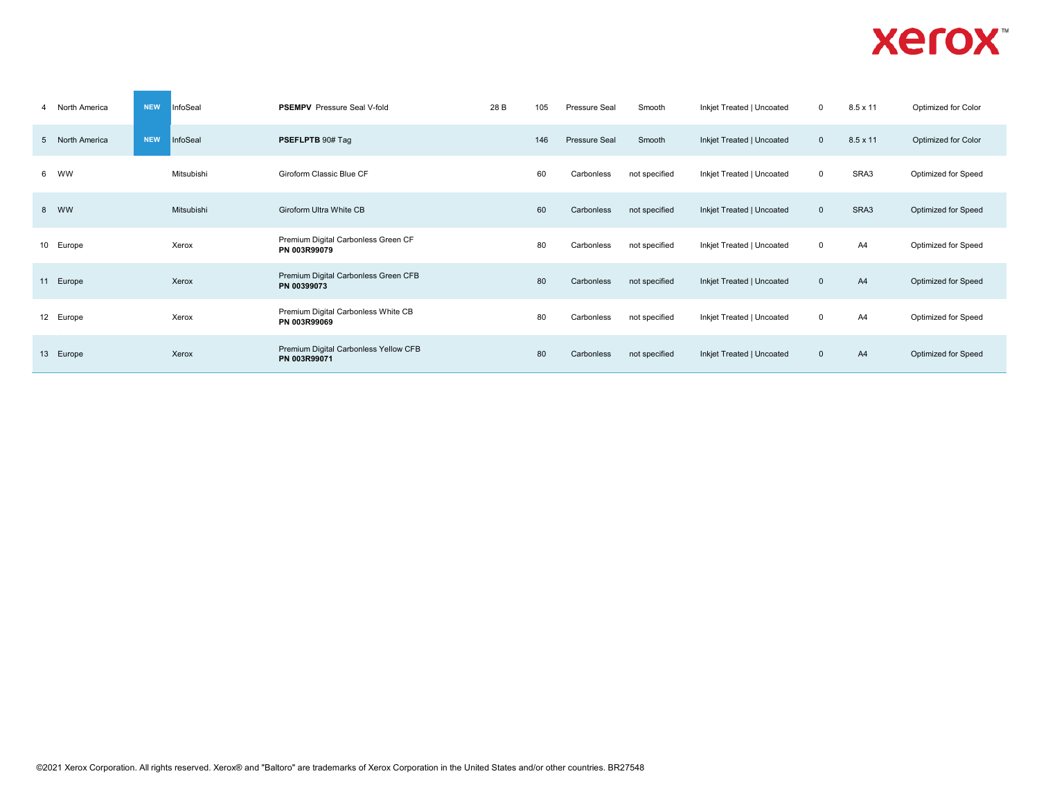| | | | | | | | | | | | | | |
|---|---|---|---|---|---|---|---|---|---|---|---|---|---|
| 4 | North America | NEW | InfoSeal | **PSEMPV** Pressure Seal V-fold | 28 B | 105 | Pressure Seal | Smooth | Inkjet Treated \| Uncoated | 0 | 8.5 x 11 | Optimized for Color |
| 5 | North America | NEW | InfoSeal | **PSEFLPTB** 90# Tag | | 146 | Pressure Seal | Smooth | Inkjet Treated \| Uncoated | 0 | 8.5 x 11 | Optimized for Color |
| 6 | WW | | Mitsubishi | Giroform Classic Blue CF | | 60 | Carbonless | not specified | Inkjet Treated \| Uncoated | 0 | SRA3 | Optimized for Speed |
| 8 | WW | | Mitsubishi | Giroform Ultra White CB | | 60 | Carbonless | not specified | Inkjet Treated \| Uncoated | 0 | SRA3 | Optimized for Speed |
| 10 | Europe | | Xerox | Premium Digital Carbonless Green CF **PN 003R99079** | | 80 | Carbonless | not specified | Inkjet Treated \| Uncoated | 0 | A4 | Optimized for Speed |
| 11 | Europe | | Xerox | Premium Digital Carbonless Green CFB **PN 00399073** | | 80 | Carbonless | not specified | Inkjet Treated \| Uncoated | 0 | A4 | Optimized for Speed |
| 12 | Europe | | Xerox | Premium Digital Carbonless White CB **PN 003R99069** | | 80 | Carbonless | not specified | Inkjet Treated \| Uncoated | 0 | A4 | Optimized for Speed |
| 13 | Europe | | Xerox | Premium Digital Carbonless Yellow CFB **PN 003R99071** | | 80 | Carbonless | not specified | Inkjet Treated \| Uncoated | 0 | A4 | Optimized for Speed |

©2021 Xerox Corporation. All rights reserved. Xerox® and "Baltoro" are trademarks of Xerox Corporation in the United States and/or other countries. BR27548